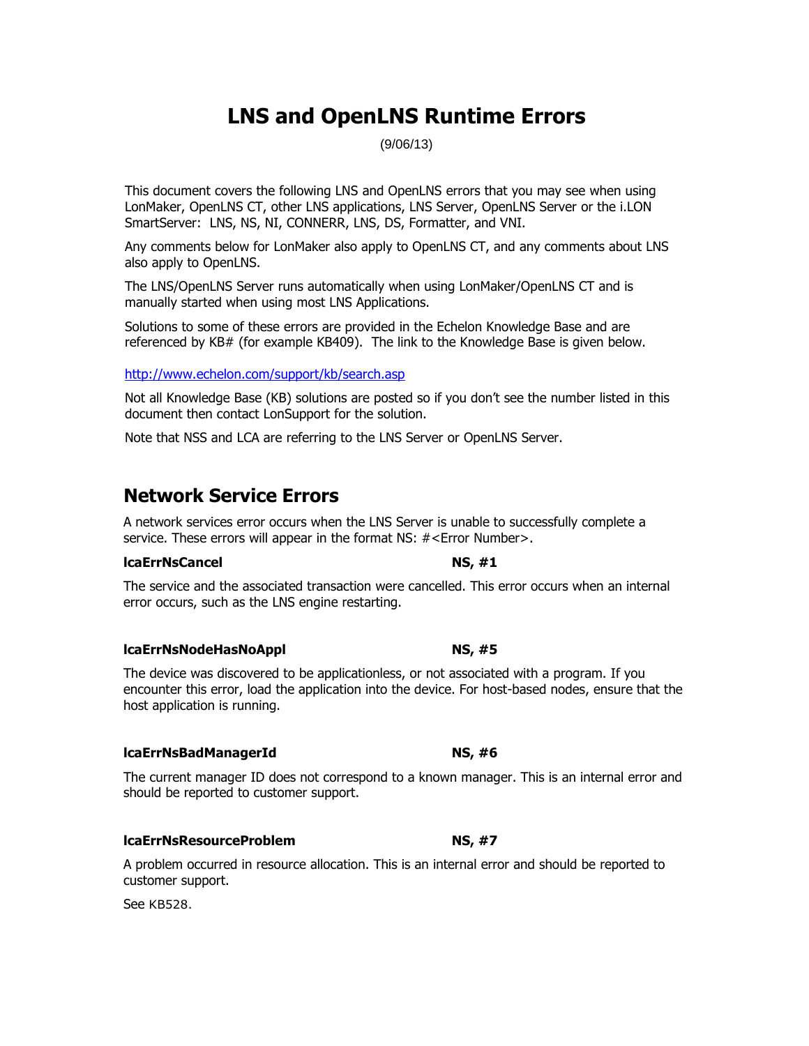# LNS and OpenLNS Runtime Errors

(9/06/13)

This document covers the following LNS and OpenLNS errors that you may see when using LonMaker, OpenLNS CT, other LNS applications, LNS Server, OpenLNS Server or the i.LON SmartServer: LNS, NS, NI, CONNERR, LNS, DS, Formatter, and VNI.

Any comments below for LonMaker also apply to OpenLNS CT, and any comments about LNS also apply to OpenLNS.

The LNS/OpenLNS Server runs automatically when using LonMaker/OpenLNS CT and is manually started when using most LNS Applications.

Solutions to some of these errors are provided in the Echelon Knowledge Base and are referenced by KB# (for example KB409). The link to the Knowledge Base is given below.

http://www.echelon.com/support/kb/search.asp

Not all Knowledge Base (KB) solutions are posted so if you don't see the number listed in this document then contact LonSupport for the solution.

Note that NSS and LCA are referring to the LNS Server or OpenLNS Server.

## Network Service Errors

A network services error occurs when the LNS Server is unable to successfully complete a service. These errors will appear in the format NS: #<Error Number>.

**lcaErrNsCancel** **NS, #1**

The service and the associated transaction were cancelled. This error occurs when an internal error occurs, such as the LNS engine restarting.

**lcaErrNsNodeHasNoAppl** **NS, #5**

The device was discovered to be applicationless, or not associated with a program. If you encounter this error, load the application into the device. For host-based nodes, ensure that the host application is running.

**lcaErrNsBadManagerId** **NS, #6**

The current manager ID does not correspond to a known manager. This is an internal error and should be reported to customer support.

**lcaErrNsResourceProblem** **NS, #7**

A problem occurred in resource allocation. This is an internal error and should be reported to customer support.

See KB528.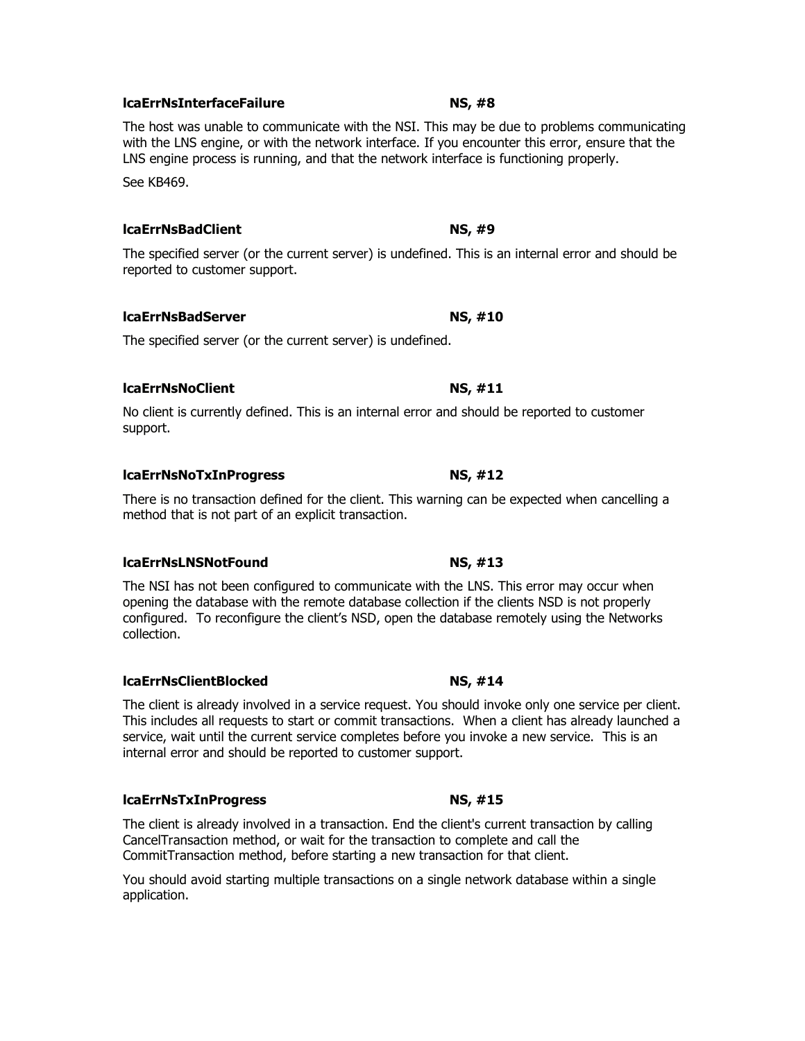**lcaErrNsInterfaceFailure NS, #8**

The host was unable to communicate with the NSI. This may be due to problems communicating with the LNS engine, or with the network interface. If you encounter this error, ensure that the LNS engine process is running, and that the network interface is functioning properly.

See KB469.

**lcaErrNsBadClient NS, #9**

The specified server (or the current server) is undefined. This is an internal error and should be reported to customer support.

**lcaErrNsBadServer NS, #10**

The specified server (or the current server) is undefined.

**lcaErrNsNoClient NS, #11**

No client is currently defined. This is an internal error and should be reported to customer support.

**lcaErrNsNoTxInProgress NS, #12**

There is no transaction defined for the client. This warning can be expected when cancelling a method that is not part of an explicit transaction.

**lcaErrNsLNSNotFound NS, #13**

The NSI has not been configured to communicate with the LNS. This error may occur when opening the database with the remote database collection if the clients NSD is not properly configured. To reconfigure the client's NSD, open the database remotely using the Networks collection.

**lcaErrNsClientBlocked NS, #14**

The client is already involved in a service request. You should invoke only one service per client. This includes all requests to start or commit transactions. When a client has already launched a service, wait until the current service completes before you invoke a new service. This is an internal error and should be reported to customer support.

**lcaErrNsTxInProgress NS, #15**

The client is already involved in a transaction. End the client's current transaction by calling CancelTransaction method, or wait for the transaction to complete and call the CommitTransaction method, before starting a new transaction for that client.

You should avoid starting multiple transactions on a single network database within a single application.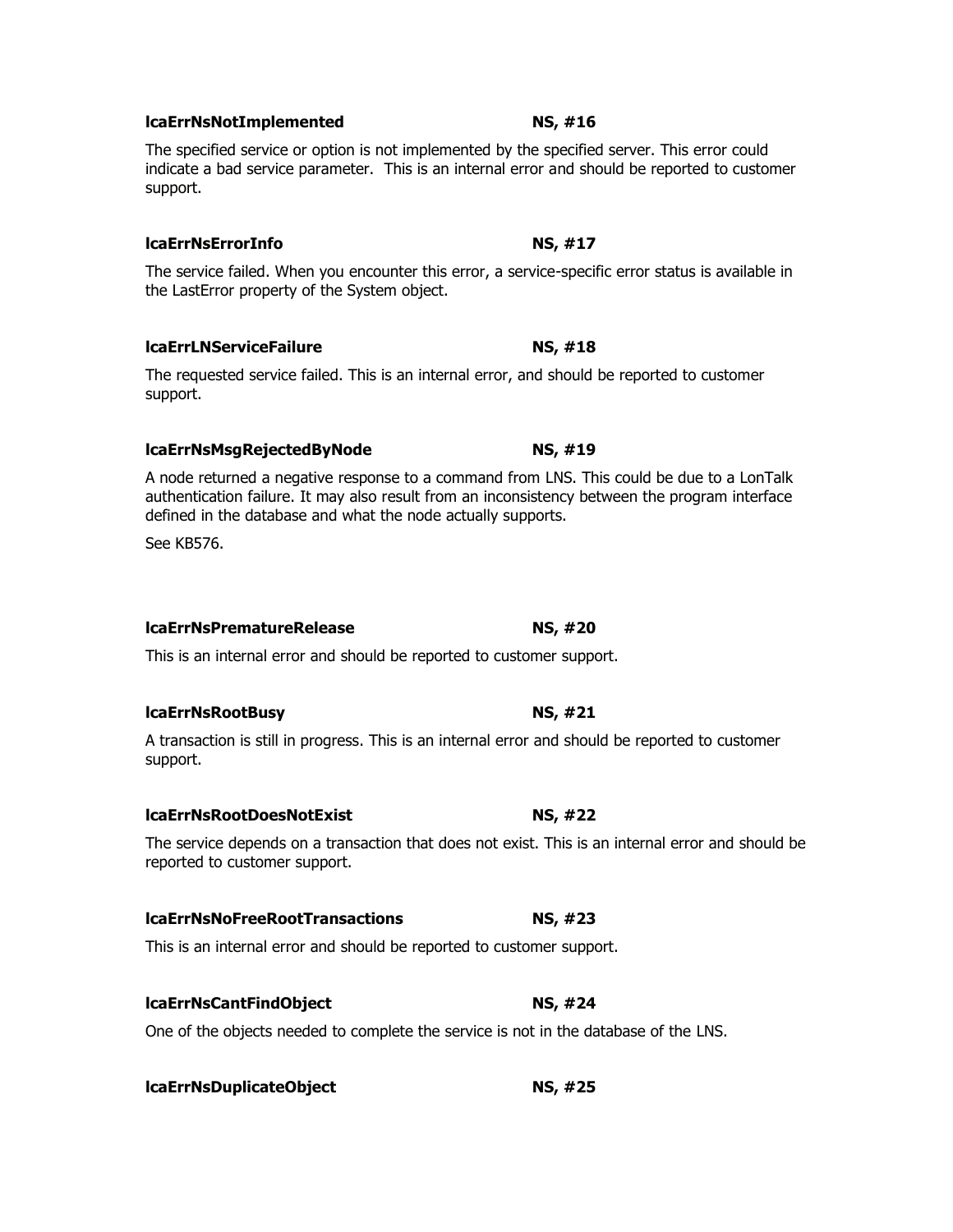**lcaErrNsNotImplemented** **NS, #16**

The specified service or option is not implemented by the specified server. This error could indicate a bad service parameter. This is an internal error and should be reported to customer support.

**lcaErrNsErrorInfo** **NS, #17**

The service failed. When you encounter this error, a service-specific error status is available in the LastError property of the System object.

**lcaErrLNServiceFailure** **NS, #18**

The requested service failed. This is an internal error, and should be reported to customer support.

**lcaErrNsMsgRejectedByNode** **NS, #19**

A node returned a negative response to a command from LNS. This could be due to a LonTalk authentication failure. It may also result from an inconsistency between the program interface defined in the database and what the node actually supports.

See KB576.

**lcaErrNsPrematureRelease** **NS, #20**

This is an internal error and should be reported to customer support.

**lcaErrNsRootBusy** **NS, #21**

A transaction is still in progress. This is an internal error and should be reported to customer support.

**lcaErrNsRootDoesNotExist** **NS, #22**

The service depends on a transaction that does not exist. This is an internal error and should be reported to customer support.

**lcaErrNsNoFreeRootTransactions** **NS, #23**

This is an internal error and should be reported to customer support.

**lcaErrNsCantFindObject** **NS, #24**

One of the objects needed to complete the service is not in the database of the LNS.

**lcaErrNsDuplicateObject** **NS, #25**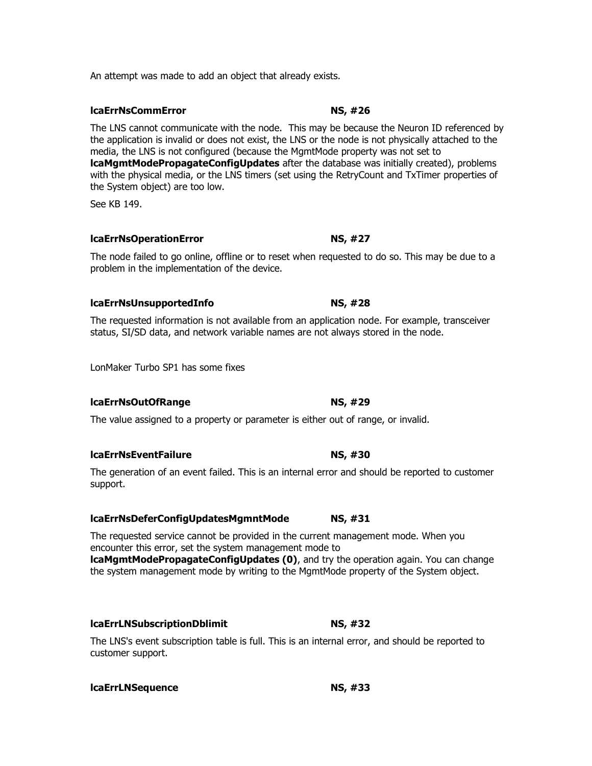An attempt was made to add an object that already exists.

**lcaErrNsCommError** **NS, #26**

The LNS cannot communicate with the node. This may be because the Neuron ID referenced by the application is invalid or does not exist, the LNS or the node is not physically attached to the media, the LNS is not configured (because the MgmtMode property was not set to **lcaMgmtModePropagateConfigUpdates** after the database was initially created), problems with the physical media, or the LNS timers (set using the RetryCount and TxTimer properties of the System object) are too low.

See KB 149.

**lcaErrNsOperationError** **NS, #27**

The node failed to go online, offline or to reset when requested to do so. This may be due to a problem in the implementation of the device.

**lcaErrNsUnsupportedInfo** **NS, #28**

The requested information is not available from an application node. For example, transceiver status, SI/SD data, and network variable names are not always stored in the node.

LonMaker Turbo SP1 has some fixes

**lcaErrNsOutOfRange** **NS, #29**

The value assigned to a property or parameter is either out of range, or invalid.

**lcaErrNsEventFailure** **NS, #30**

The generation of an event failed. This is an internal error and should be reported to customer support.

**lcaErrNsDeferConfigUpdatesMgmntMode** **NS, #31**

The requested service cannot be provided in the current management mode. When you encounter this error, set the system management mode to **lcaMgmtModePropagateConfigUpdates (0)**, and try the operation again. You can change the system management mode by writing to the MgmtMode property of the System object.

**lcaErrLNSubscriptionDblimit** **NS, #32**

The LNS's event subscription table is full. This is an internal error, and should be reported to customer support.

**lcaErrLNSequence** **NS, #33**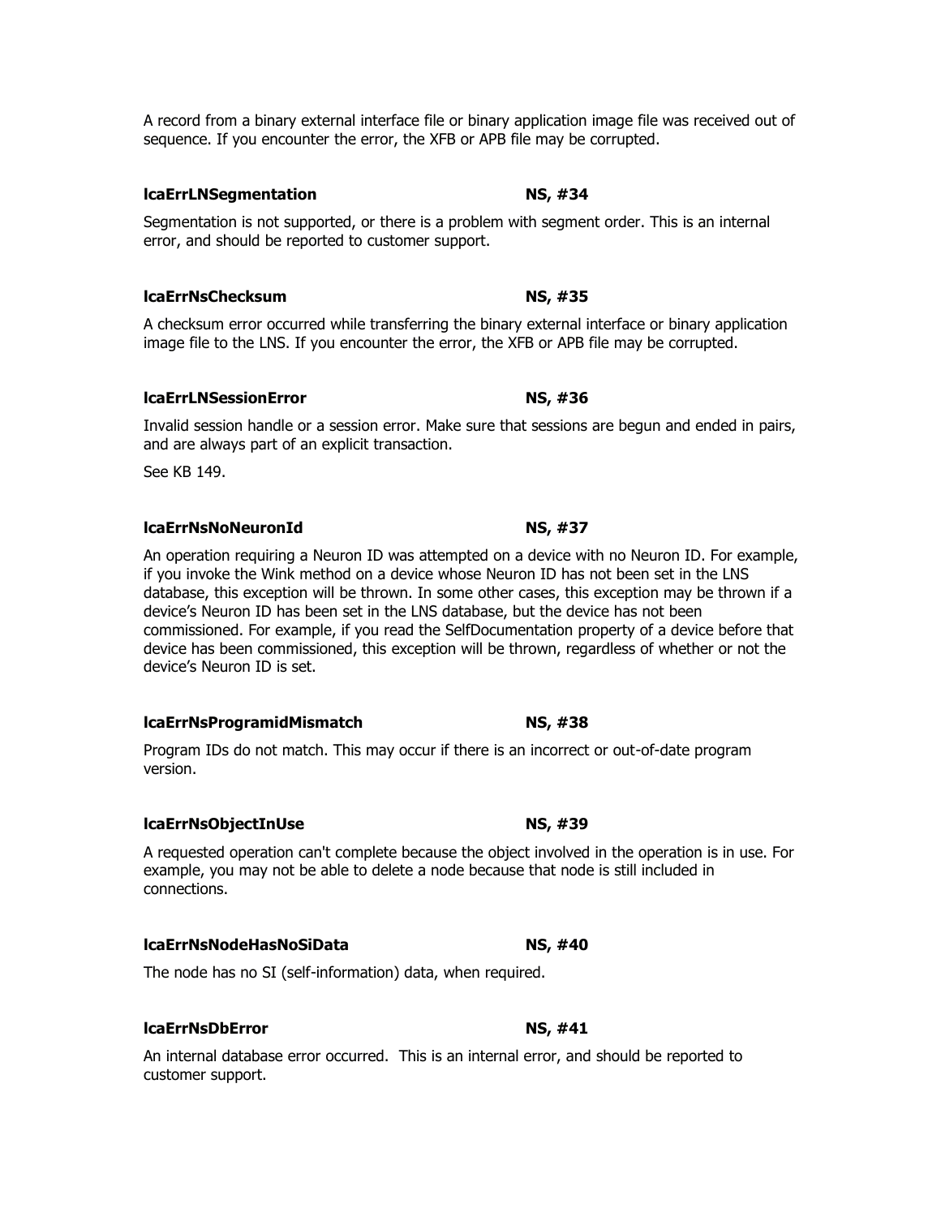A record from a binary external interface file or binary application image file was received out of sequence. If you encounter the error, the XFB or APB file may be corrupted.

**lcaErrLNSegmentation** **NS, #34**

Segmentation is not supported, or there is a problem with segment order. This is an internal error, and should be reported to customer support.

**lcaErrNsChecksum** **NS, #35**

A checksum error occurred while transferring the binary external interface or binary application image file to the LNS. If you encounter the error, the XFB or APB file may be corrupted.

**lcaErrLNSessionError** **NS, #36**

Invalid session handle or a session error. Make sure that sessions are begun and ended in pairs, and are always part of an explicit transaction.

See KB 149.

**lcaErrNsNoNeuronId** **NS, #37**

An operation requiring a Neuron ID was attempted on a device with no Neuron ID. For example, if you invoke the Wink method on a device whose Neuron ID has not been set in the LNS database, this exception will be thrown. In some other cases, this exception may be thrown if a device's Neuron ID has been set in the LNS database, but the device has not been commissioned. For example, if you read the SelfDocumentation property of a device before that device has been commissioned, this exception will be thrown, regardless of whether or not the device's Neuron ID is set.

**lcaErrNsProgramidMismatch** **NS, #38**

Program IDs do not match. This may occur if there is an incorrect or out-of-date program version.

**lcaErrNsObjectInUse** **NS, #39**

A requested operation can't complete because the object involved in the operation is in use. For example, you may not be able to delete a node because that node is still included in connections.

**lcaErrNsNodeHasNoSiData** **NS, #40**

The node has no SI (self-information) data, when required.

**lcaErrNsDbError** **NS, #41**

An internal database error occurred. This is an internal error, and should be reported to customer support.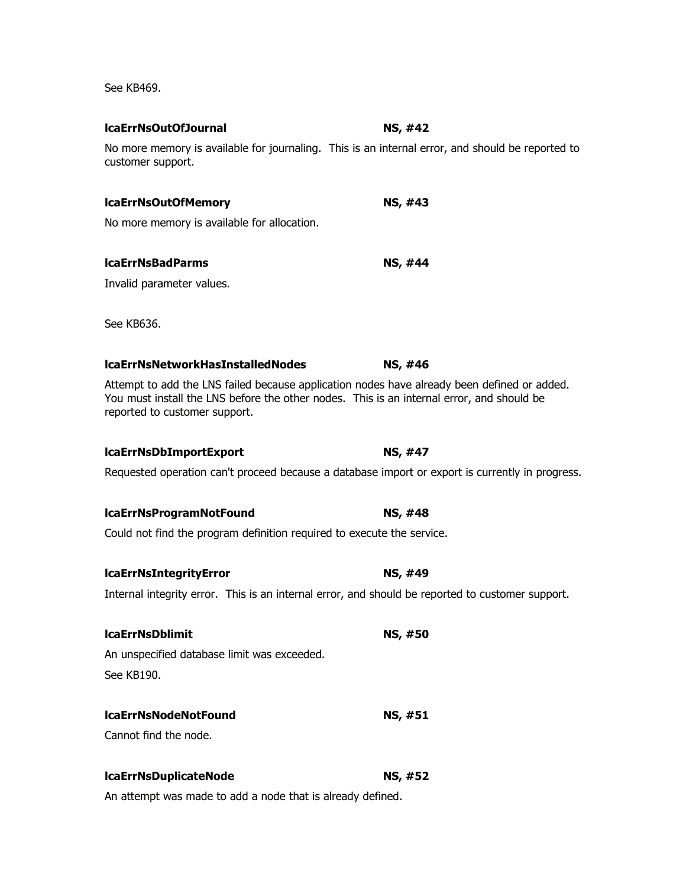See KB469.

**lcaErrNsOutOfJournal** **NS, #42**

No more memory is available for journaling. This is an internal error, and should be reported to customer support.

**lcaErrNsOutOfMemory** **NS, #43**

No more memory is available for allocation.

**lcaErrNsBadParms** **NS, #44**

Invalid parameter values.

See KB636.

**lcaErrNsNetworkHasInstalledNodes** **NS, #46**

Attempt to add the LNS failed because application nodes have already been defined or added. You must install the LNS before the other nodes. This is an internal error, and should be reported to customer support.

**lcaErrNsDbImportExport** **NS, #47**

Requested operation can't proceed because a database import or export is currently in progress.

**lcaErrNsProgramNotFound** **NS, #48**

Could not find the program definition required to execute the service.

**lcaErrNsIntegrityError** **NS, #49**

Internal integrity error. This is an internal error, and should be reported to customer support.

**lcaErrNsDblimit** **NS, #50**

An unspecified database limit was exceeded.

See KB190.

**lcaErrNsNodeNotFound** **NS, #51**

Cannot find the node.

**lcaErrNsDuplicateNode** **NS, #52**

An attempt was made to add a node that is already defined.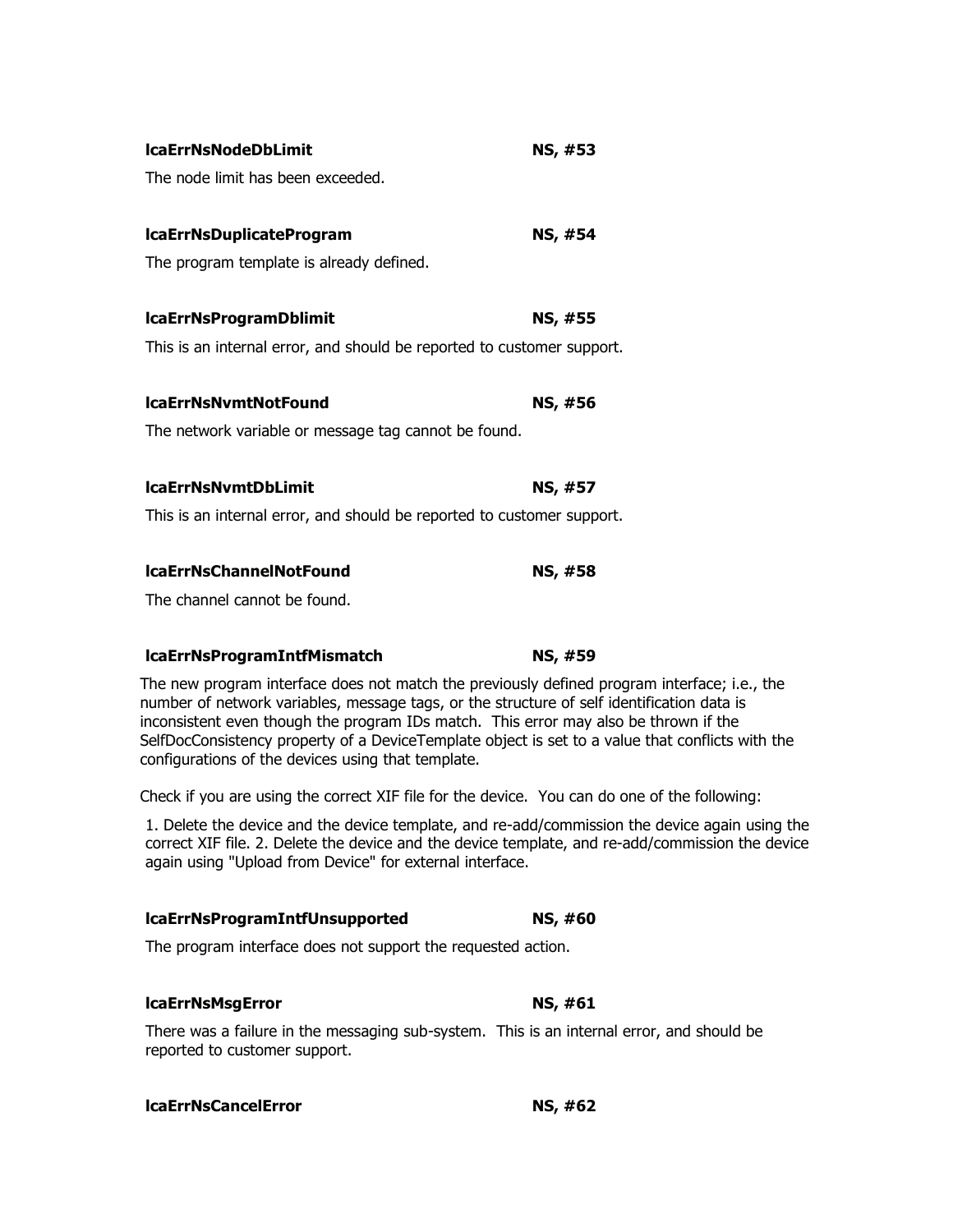**lcaErrNsNodeDbLimit** **NS, #53**

The node limit has been exceeded.

**lcaErrNsDuplicateProgram** **NS, #54**

The program template is already defined.

**lcaErrNsProgramDblimit** **NS, #55**

This is an internal error, and should be reported to customer support.

**lcaErrNsNvmtNotFound** **NS, #56**

The network variable or message tag cannot be found.

**lcaErrNsNvmtDbLimit** **NS, #57**

This is an internal error, and should be reported to customer support.

**lcaErrNsChannelNotFound** **NS, #58**

The channel cannot be found.

**lcaErrNsProgramIntfMismatch** **NS, #59**

The new program interface does not match the previously defined program interface; i.e., the number of network variables, message tags, or the structure of self identification data is inconsistent even though the program IDs match. This error may also be thrown if the SelfDocConsistency property of a DeviceTemplate object is set to a value that conflicts with the configurations of the devices using that template.

Check if you are using the correct XIF file for the device. You can do one of the following:

1. Delete the device and the device template, and re-add/commission the device again using the correct XIF file. 2. Delete the device and the device template, and re-add/commission the device again using "Upload from Device" for external interface.

**lcaErrNsProgramIntfUnsupported** **NS, #60**

The program interface does not support the requested action.

**lcaErrNsMsgError** **NS, #61**

There was a failure in the messaging sub-system. This is an internal error, and should be reported to customer support.

**lcaErrNsCancelError** **NS, #62**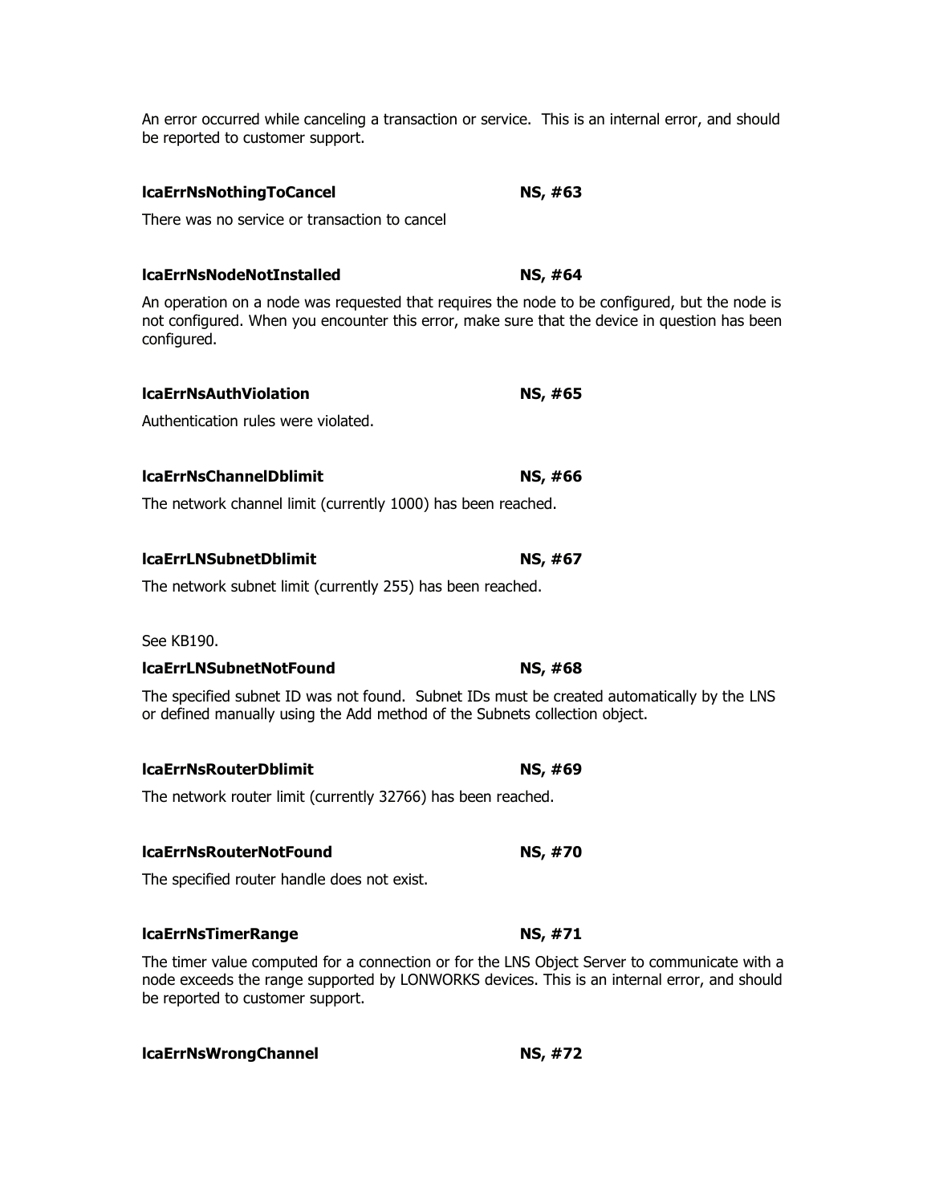An error occurred while canceling a transaction or service. This is an internal error, and should be reported to customer support.

**lcaErrNsNothingToCancel** **NS, #63**

There was no service or transaction to cancel

**lcaErrNsNodeNotInstalled** **NS, #64**

An operation on a node was requested that requires the node to be configured, but the node is not configured. When you encounter this error, make sure that the device in question has been configured.

**lcaErrNsAuthViolation** **NS, #65**

Authentication rules were violated.

**lcaErrNsChannelDblimit** **NS, #66**

The network channel limit (currently 1000) has been reached.

**lcaErrLNSubnetDblimit** **NS, #67**

The network subnet limit (currently 255) has been reached.

See KB190.

**lcaErrLNSubnetNotFound** **NS, #68**

The specified subnet ID was not found. Subnet IDs must be created automatically by the LNS or defined manually using the Add method of the Subnets collection object.

**lcaErrNsRouterDblimit** **NS, #69**

The network router limit (currently 32766) has been reached.

**lcaErrNsRouterNotFound** **NS, #70**

The specified router handle does not exist.

**lcaErrNsTimerRange** **NS, #71**

The timer value computed for a connection or for the LNS Object Server to communicate with a node exceeds the range supported by LONWORKS devices. This is an internal error, and should be reported to customer support.

**lcaErrNsWrongChannel** **NS, #72**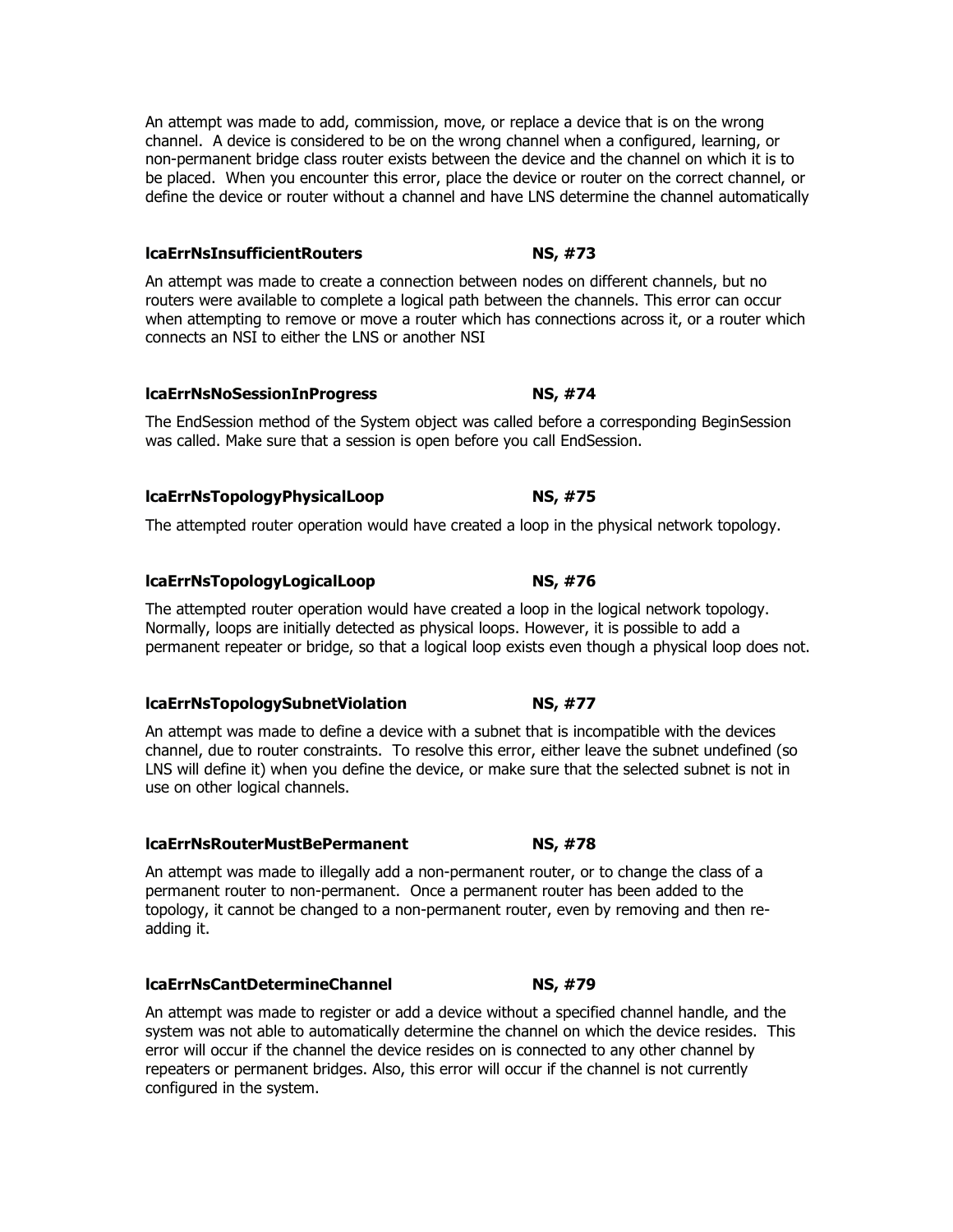An attempt was made to add, commission, move, or replace a device that is on the wrong channel. A device is considered to be on the wrong channel when a configured, learning, or non-permanent bridge class router exists between the device and the channel on which it is to be placed. When you encounter this error, place the device or router on the correct channel, or define the device or router without a channel and have LNS determine the channel automatically

### lcaErrNsInsufficientRouters NS, #73

An attempt was made to create a connection between nodes on different channels, but no routers were available to complete a logical path between the channels. This error can occur when attempting to remove or move a router which has connections across it, or a router which connects an NSI to either the LNS or another NSI

### lcaErrNsNoSessionInProgress NS, #74

The EndSession method of the System object was called before a corresponding BeginSession was called. Make sure that a session is open before you call EndSession.

### lcaErrNsTopologyPhysicalLoop NS, #75

The attempted router operation would have created a loop in the physical network topology.

### lcaErrNsTopologyLogicalLoop NS, #76

The attempted router operation would have created a loop in the logical network topology. Normally, loops are initially detected as physical loops. However, it is possible to add a permanent repeater or bridge, so that a logical loop exists even though a physical loop does not.

### lcaErrNsTopologySubnetViolation NS, #77

An attempt was made to define a device with a subnet that is incompatible with the devices channel, due to router constraints. To resolve this error, either leave the subnet undefined (so LNS will define it) when you define the device, or make sure that the selected subnet is not in use on other logical channels.

### lcaErrNsRouterMustBePermanent NS, #78

An attempt was made to illegally add a non-permanent router, or to change the class of a permanent router to non-permanent. Once a permanent router has been added to the topology, it cannot be changed to a non-permanent router, even by removing and then re-adding it.

### lcaErrNsCantDetermineChannel NS, #79

An attempt was made to register or add a device without a specified channel handle, and the system was not able to automatically determine the channel on which the device resides. This error will occur if the channel the device resides on is connected to any other channel by repeaters or permanent bridges. Also, this error will occur if the channel is not currently configured in the system.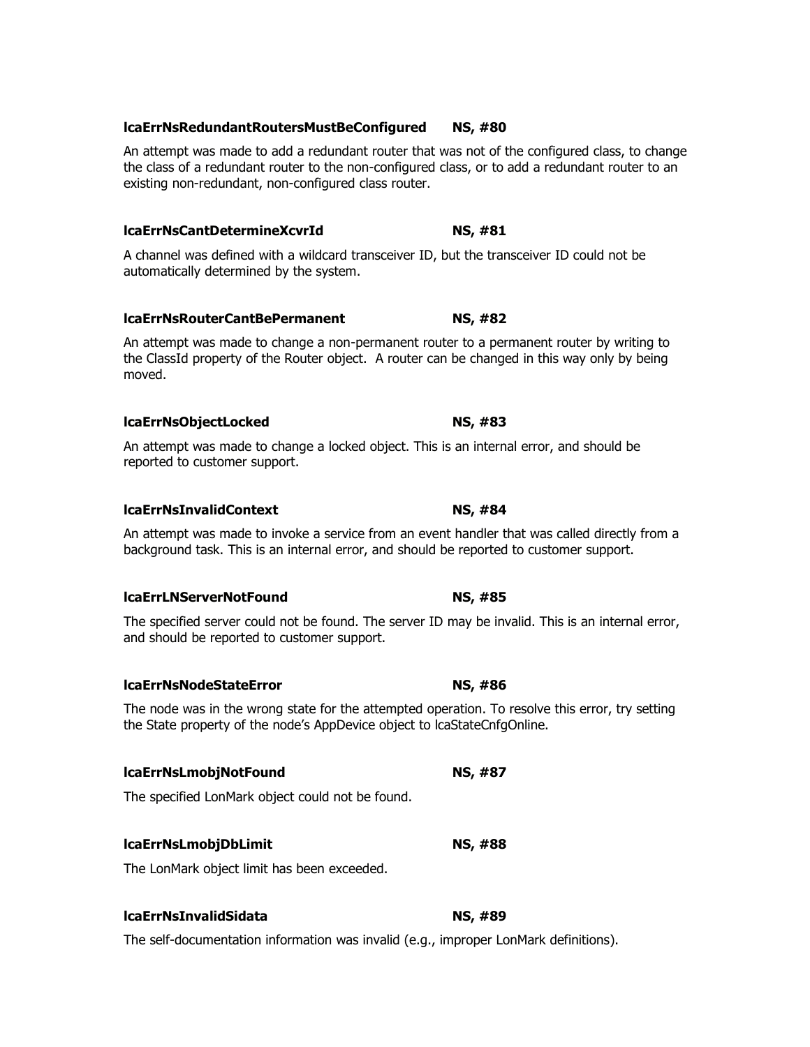**lcaErrNsRedundantRoutersMustBeConfigured NS, #80**

An attempt was made to add a redundant router that was not of the configured class, to change the class of a redundant router to the non-configured class, or to add a redundant router to an existing non-redundant, non-configured class router.

**lcaErrNsCantDetermineXcvrId NS, #81**

A channel was defined with a wildcard transceiver ID, but the transceiver ID could not be automatically determined by the system.

**lcaErrNsRouterCantBePermanent NS, #82**

An attempt was made to change a non-permanent router to a permanent router by writing to the ClassId property of the Router object. A router can be changed in this way only by being moved.

**lcaErrNsObjectLocked NS, #83**

An attempt was made to change a locked object. This is an internal error, and should be reported to customer support.

**lcaErrNsInvalidContext NS, #84**

An attempt was made to invoke a service from an event handler that was called directly from a background task. This is an internal error, and should be reported to customer support.

**lcaErrLNServerNotFound NS, #85**

The specified server could not be found. The server ID may be invalid. This is an internal error, and should be reported to customer support.

**lcaErrNsNodeStateError NS, #86**

The node was in the wrong state for the attempted operation. To resolve this error, try setting the State property of the node's AppDevice object to lcaStateCnfgOnline.

**lcaErrNsLmobjNotFound NS, #87**

The specified LonMark object could not be found.

**lcaErrNsLmobjDbLimit NS, #88**

The LonMark object limit has been exceeded.

**lcaErrNsInvalidSidata NS, #89**

The self-documentation information was invalid (e.g., improper LonMark definitions).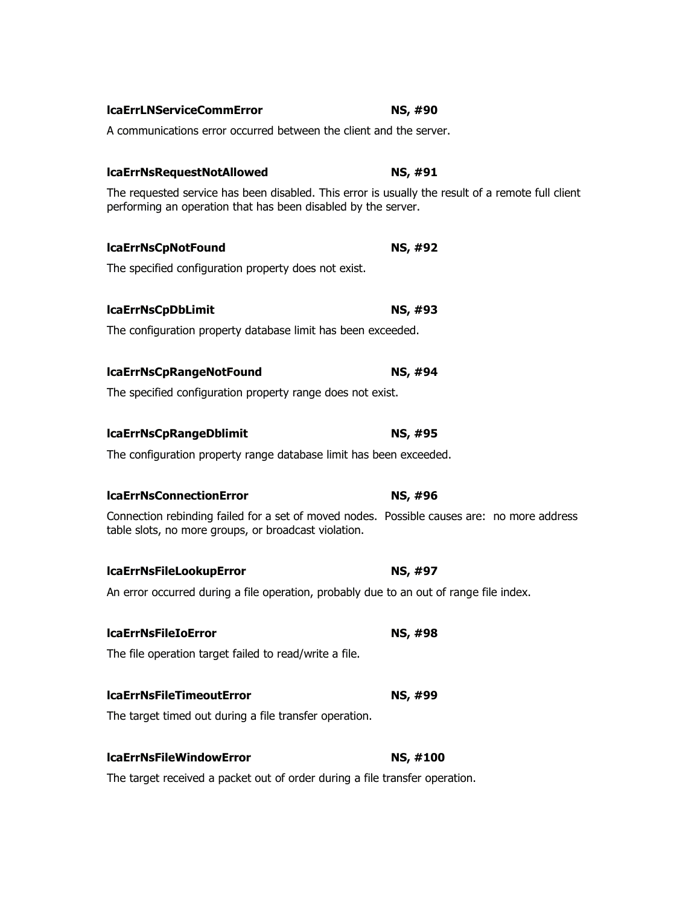**lcaErrLNServiceCommError** **NS, #90**

A communications error occurred between the client and the server.

**lcaErrNsRequestNotAllowed** **NS, #91**

The requested service has been disabled. This error is usually the result of a remote full client performing an operation that has been disabled by the server.

**lcaErrNsCpNotFound** **NS, #92**

The specified configuration property does not exist.

**lcaErrNsCpDbLimit** **NS, #93**

The configuration property database limit has been exceeded.

**lcaErrNsCpRangeNotFound** **NS, #94**

The specified configuration property range does not exist.

**lcaErrNsCpRangeDblimit** **NS, #95**

The configuration property range database limit has been exceeded.

**lcaErrNsConnectionError** **NS, #96**

Connection rebinding failed for a set of moved nodes. Possible causes are: no more address table slots, no more groups, or broadcast violation.

**lcaErrNsFileLookupError** **NS, #97**

An error occurred during a file operation, probably due to an out of range file index.

**lcaErrNsFileIoError** **NS, #98**

The file operation target failed to read/write a file.

**lcaErrNsFileTimeoutError** **NS, #99**

The target timed out during a file transfer operation.

**lcaErrNsFileWindowError** **NS, #100**

The target received a packet out of order during a file transfer operation.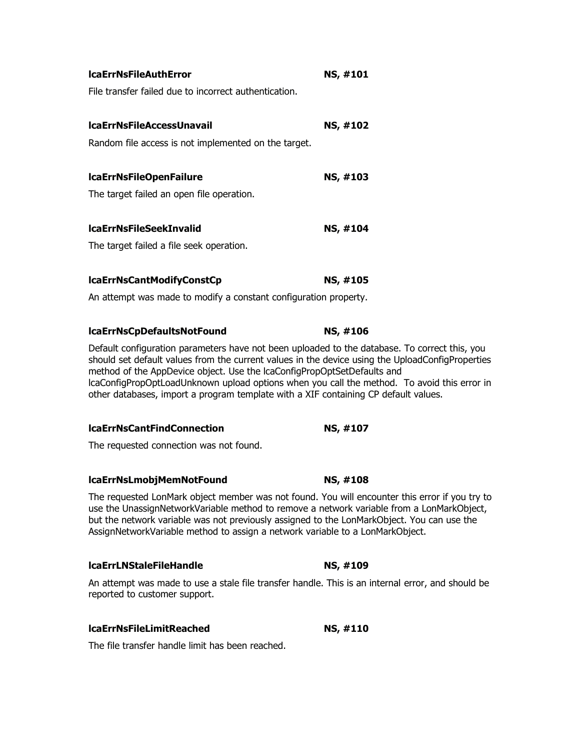**lcaErrNsFileAuthError** **NS, #101**

File transfer failed due to incorrect authentication.

**lcaErrNsFileAccessUnavail** **NS, #102**

Random file access is not implemented on the target.

**lcaErrNsFileOpenFailure** **NS, #103**

The target failed an open file operation.

**lcaErrNsFileSeekInvalid** **NS, #104**

The target failed a file seek operation.

**lcaErrNsCantModifyConstCp** **NS, #105**

An attempt was made to modify a constant configuration property.

**lcaErrNsCpDefaultsNotFound** **NS, #106**

Default configuration parameters have not been uploaded to the database. To correct this, you should set default values from the current values in the device using the UploadConfigProperties method of the AppDevice object. Use the lcaConfigPropOptSetDefaults and lcaConfigPropOptLoadUnknown upload options when you call the method. To avoid this error in other databases, import a program template with a XIF containing CP default values.

**lcaErrNsCantFindConnection** **NS, #107**

The requested connection was not found.

**lcaErrNsLmobjMemNotFound** **NS, #108**

The requested LonMark object member was not found. You will encounter this error if you try to use the UnassignNetworkVariable method to remove a network variable from a LonMarkObject, but the network variable was not previously assigned to the LonMarkObject. You can use the AssignNetworkVariable method to assign a network variable to a LonMarkObject.

**lcaErrLNStaleFileHandle** **NS, #109**

An attempt was made to use a stale file transfer handle. This is an internal error, and should be reported to customer support.

**lcaErrNsFileLimitReached** **NS, #110**

The file transfer handle limit has been reached.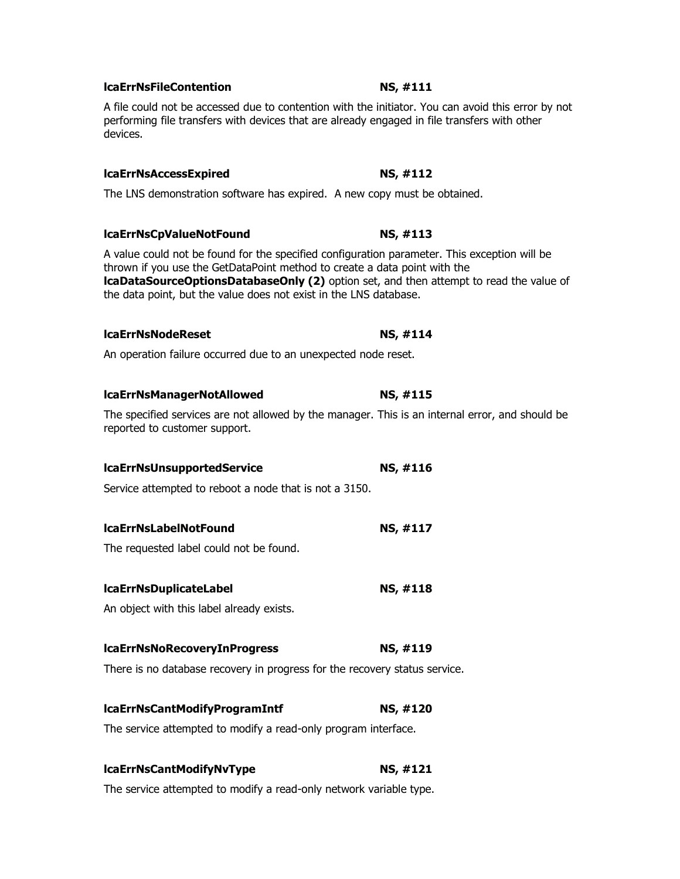**lcaErrNsFileContention** **NS, #111**

A file could not be accessed due to contention with the initiator. You can avoid this error by not performing file transfers with devices that are already engaged in file transfers with other devices.

**lcaErrNsAccessExpired** **NS, #112**

The LNS demonstration software has expired. A new copy must be obtained.

**lcaErrNsCpValueNotFound** **NS, #113**

A value could not be found for the specified configuration parameter. This exception will be thrown if you use the GetDataPoint method to create a data point with the **lcaDataSourceOptionsDatabaseOnly (2)** option set, and then attempt to read the value of the data point, but the value does not exist in the LNS database.

**lcaErrNsNodeReset** **NS, #114**

An operation failure occurred due to an unexpected node reset.

**lcaErrNsManagerNotAllowed** **NS, #115**

The specified services are not allowed by the manager. This is an internal error, and should be reported to customer support.

**lcaErrNsUnsupportedService** **NS, #116**

Service attempted to reboot a node that is not a 3150.

**lcaErrNsLabelNotFound** **NS, #117**

The requested label could not be found.

**lcaErrNsDuplicateLabel** **NS, #118**

An object with this label already exists.

**lcaErrNsNoRecoveryInProgress** **NS, #119**

There is no database recovery in progress for the recovery status service.

**lcaErrNsCantModifyProgramIntf** **NS, #120**

The service attempted to modify a read-only program interface.

**lcaErrNsCantModifyNvType** **NS, #121**

The service attempted to modify a read-only network variable type.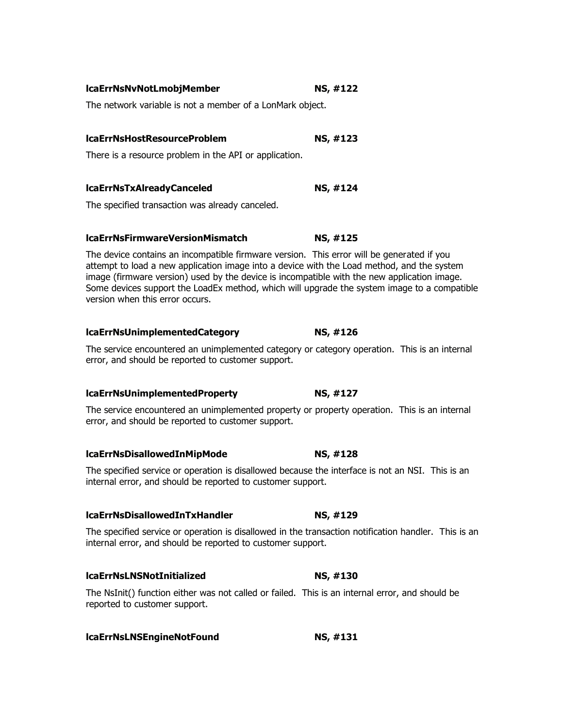**lcaErrNsNvNotLmobjMember** **NS, #122**

The network variable is not a member of a LonMark object.

**lcaErrNsHostResourceProblem** **NS, #123**

There is a resource problem in the API or application.

**lcaErrNsTxAlreadyCanceled** **NS, #124**

The specified transaction was already canceled.

**lcaErrNsFirmwareVersionMismatch** **NS, #125**

The device contains an incompatible firmware version. This error will be generated if you attempt to load a new application image into a device with the Load method, and the system image (firmware version) used by the device is incompatible with the new application image. Some devices support the LoadEx method, which will upgrade the system image to a compatible version when this error occurs.

**lcaErrNsUnimplementedCategory** **NS, #126**

The service encountered an unimplemented category or category operation. This is an internal error, and should be reported to customer support.

**lcaErrNsUnimplementedProperty** **NS, #127**

The service encountered an unimplemented property or property operation. This is an internal error, and should be reported to customer support.

**lcaErrNsDisallowedInMipMode** **NS, #128**

The specified service or operation is disallowed because the interface is not an NSI. This is an internal error, and should be reported to customer support.

**lcaErrNsDisallowedInTxHandler** **NS, #129**

The specified service or operation is disallowed in the transaction notification handler. This is an internal error, and should be reported to customer support.

**lcaErrNsLNSNotInitialized** **NS, #130**

The NsInit() function either was not called or failed. This is an internal error, and should be reported to customer support.

**lcaErrNsLNSEngineNotFound** **NS, #131**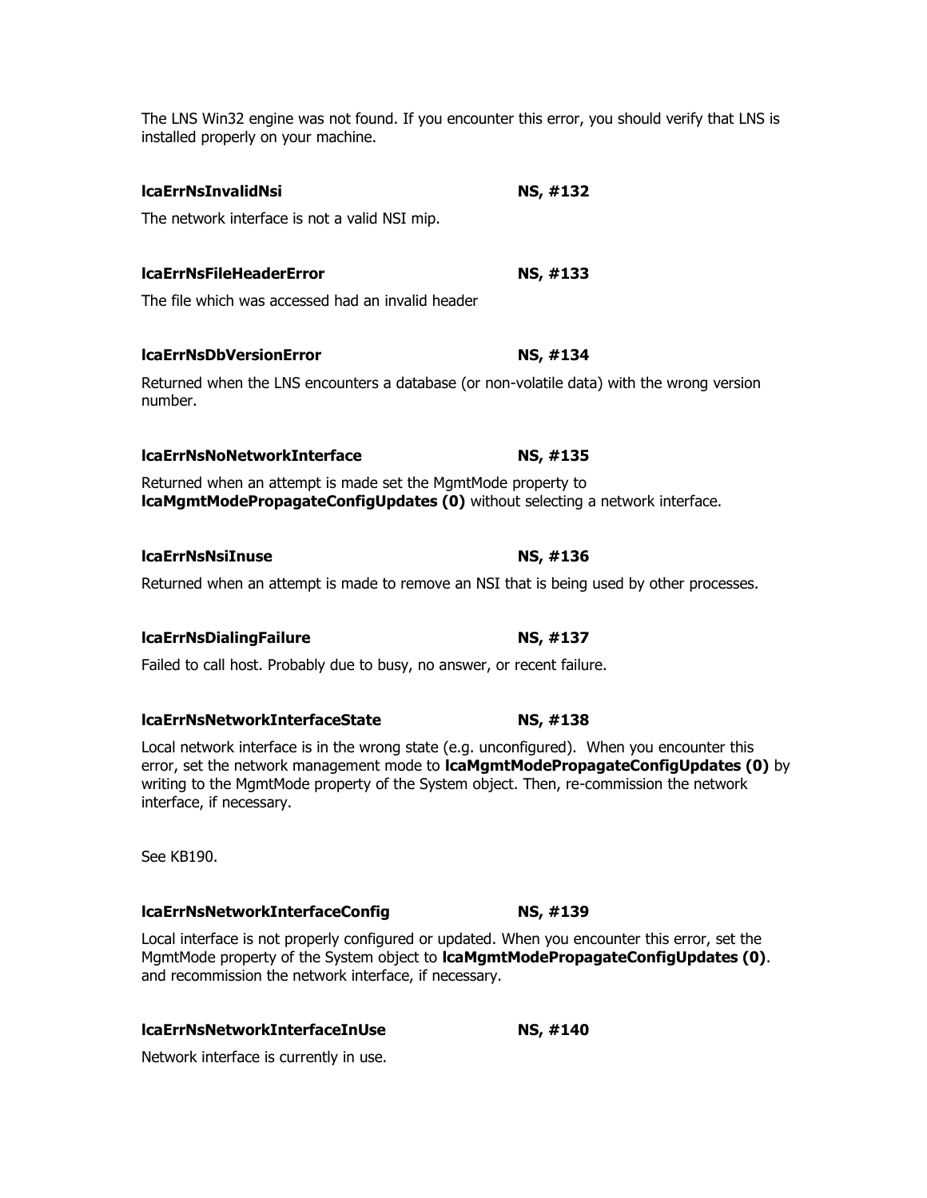The LNS Win32 engine was not found. If you encounter this error, you should verify that LNS is installed properly on your machine.

**lcaErrNsInvalidNsi** **NS, #132**

The network interface is not a valid NSI mip.

**lcaErrNsFileHeaderError** **NS, #133**

The file which was accessed had an invalid header

**lcaErrNsDbVersionError** **NS, #134**

Returned when the LNS encounters a database (or non-volatile data) with the wrong version number.

**lcaErrNsNoNetworkInterface** **NS, #135**

Returned when an attempt is made set the MgmtMode property to **lcaMgmtModePropagateConfigUpdates (0)** without selecting a network interface.

**lcaErrNsNsiInuse** **NS, #136**

Returned when an attempt is made to remove an NSI that is being used by other processes.

**lcaErrNsDialingFailure** **NS, #137**

Failed to call host. Probably due to busy, no answer, or recent failure.

**lcaErrNsNetworkInterfaceState** **NS, #138**

Local network interface is in the wrong state (e.g. unconfigured). When you encounter this error, set the network management mode to **lcaMgmtModePropagateConfigUpdates (0)** by writing to the MgmtMode property of the System object. Then, re-commission the network interface, if necessary.

See KB190.

**lcaErrNsNetworkInterfaceConfig** **NS, #139**

Local interface is not properly configured or updated. When you encounter this error, set the MgmtMode property of the System object to **lcaMgmtModePropagateConfigUpdates (0)**. and recommission the network interface, if necessary.

**lcaErrNsNetworkInterfaceInUse** **NS, #140**

Network interface is currently in use.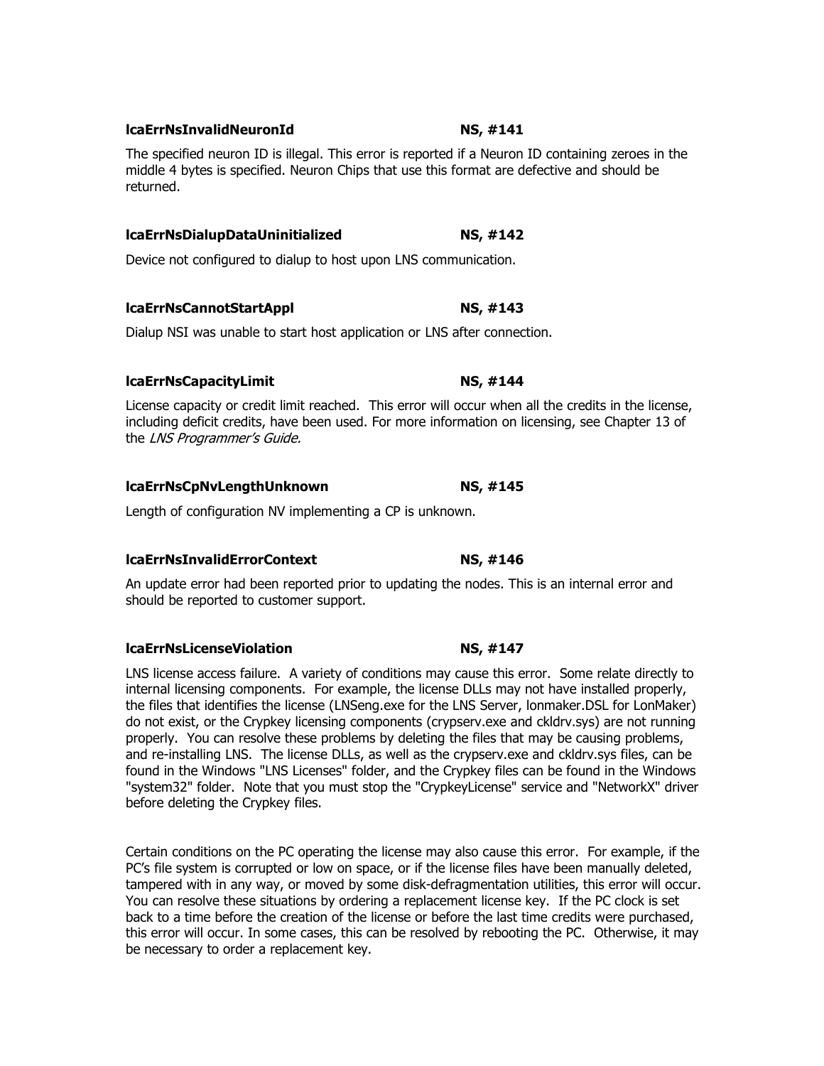**lcaErrNsInvalidNeuronId** **NS, #141**

The specified neuron ID is illegal. This error is reported if a Neuron ID containing zeroes in the middle 4 bytes is specified. Neuron Chips that use this format are defective and should be returned.

**lcaErrNsDialupDataUninitialized** **NS, #142**

Device not configured to dialup to host upon LNS communication.

**lcaErrNsCannotStartAppl** **NS, #143**

Dialup NSI was unable to start host application or LNS after connection.

**lcaErrNsCapacityLimit** **NS, #144**

License capacity or credit limit reached. This error will occur when all the credits in the license, including deficit credits, have been used. For more information on licensing, see Chapter 13 of the *LNS Programmer's Guide.*

**lcaErrNsCpNvLengthUnknown** **NS, #145**

Length of configuration NV implementing a CP is unknown.

**lcaErrNsInvalidErrorContext** **NS, #146**

An update error had been reported prior to updating the nodes. This is an internal error and should be reported to customer support.

**lcaErrNsLicenseViolation** **NS, #147**

LNS license access failure. A variety of conditions may cause this error. Some relate directly to internal licensing components. For example, the license DLLs may not have installed properly, the files that identifies the license (LNSeng.exe for the LNS Server, lonmaker.DSL for LonMaker) do not exist, or the Crypkey licensing components (crypserv.exe and ckldrv.sys) are not running properly. You can resolve these problems by deleting the files that may be causing problems, and re-installing LNS. The license DLLs, as well as the crypserv.exe and ckldrv.sys files, can be found in the Windows "LNS Licenses" folder, and the Crypkey files can be found in the Windows "system32" folder. Note that you must stop the "CrypkeyLicense" service and "NetworkX" driver before deleting the Crypkey files.

Certain conditions on the PC operating the license may also cause this error. For example, if the PC's file system is corrupted or low on space, or if the license files have been manually deleted, tampered with in any way, or moved by some disk-defragmentation utilities, this error will occur. You can resolve these situations by ordering a replacement license key. If the PC clock is set back to a time before the creation of the license or before the last time credits were purchased, this error will occur. In some cases, this can be resolved by rebooting the PC. Otherwise, it may be necessary to order a replacement key.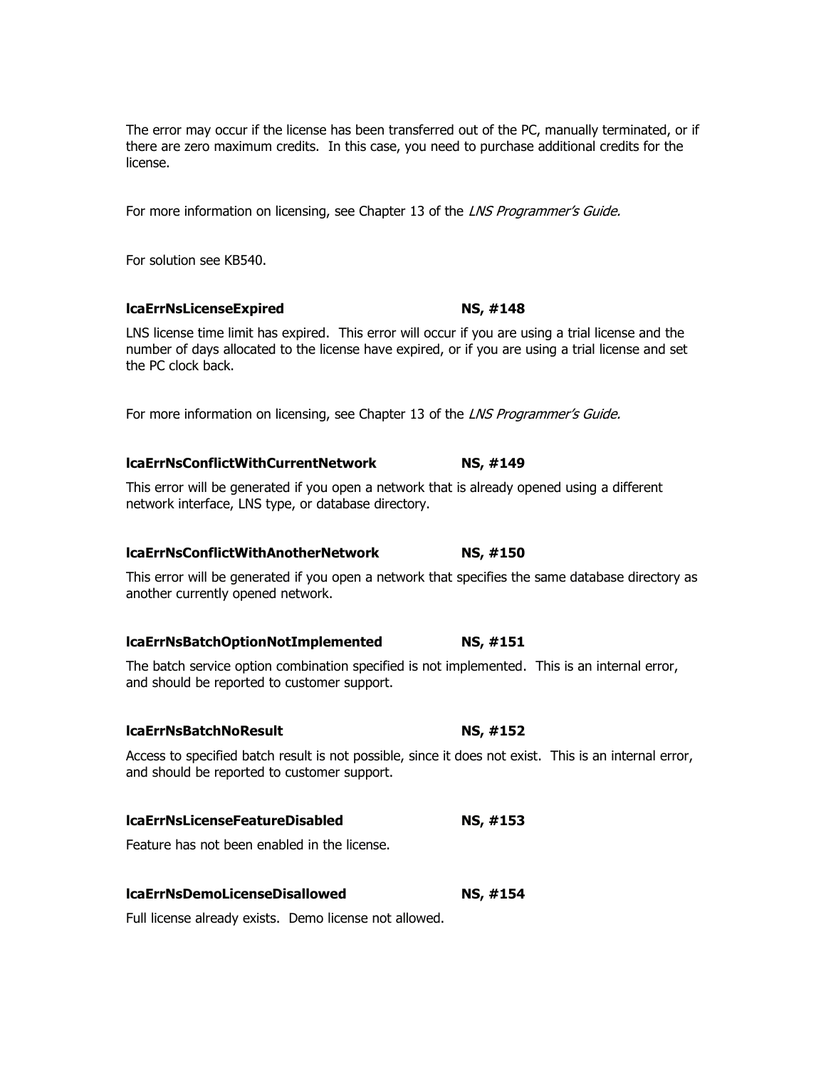The error may occur if the license has been transferred out of the PC, manually terminated, or if there are zero maximum credits. In this case, you need to purchase additional credits for the license.

For more information on licensing, see Chapter 13 of the *LNS Programmer's Guide.*

For solution see KB540.

**lcaErrNsLicenseExpired** **NS, #148**

LNS license time limit has expired. This error will occur if you are using a trial license and the number of days allocated to the license have expired, or if you are using a trial license and set the PC clock back.

For more information on licensing, see Chapter 13 of the *LNS Programmer's Guide.*

**lcaErrNsConflictWithCurrentNetwork** **NS, #149**

This error will be generated if you open a network that is already opened using a different network interface, LNS type, or database directory.

**lcaErrNsConflictWithAnotherNetwork** **NS, #150**

This error will be generated if you open a network that specifies the same database directory as another currently opened network.

**lcaErrNsBatchOptionNotImplemented** **NS, #151**

The batch service option combination specified is not implemented. This is an internal error, and should be reported to customer support.

**lcaErrNsBatchNoResult** **NS, #152**

Access to specified batch result is not possible, since it does not exist. This is an internal error, and should be reported to customer support.

**lcaErrNsLicenseFeatureDisabled** **NS, #153**

Feature has not been enabled in the license.

**lcaErrNsDemoLicenseDisallowed** **NS, #154**

Full license already exists. Demo license not allowed.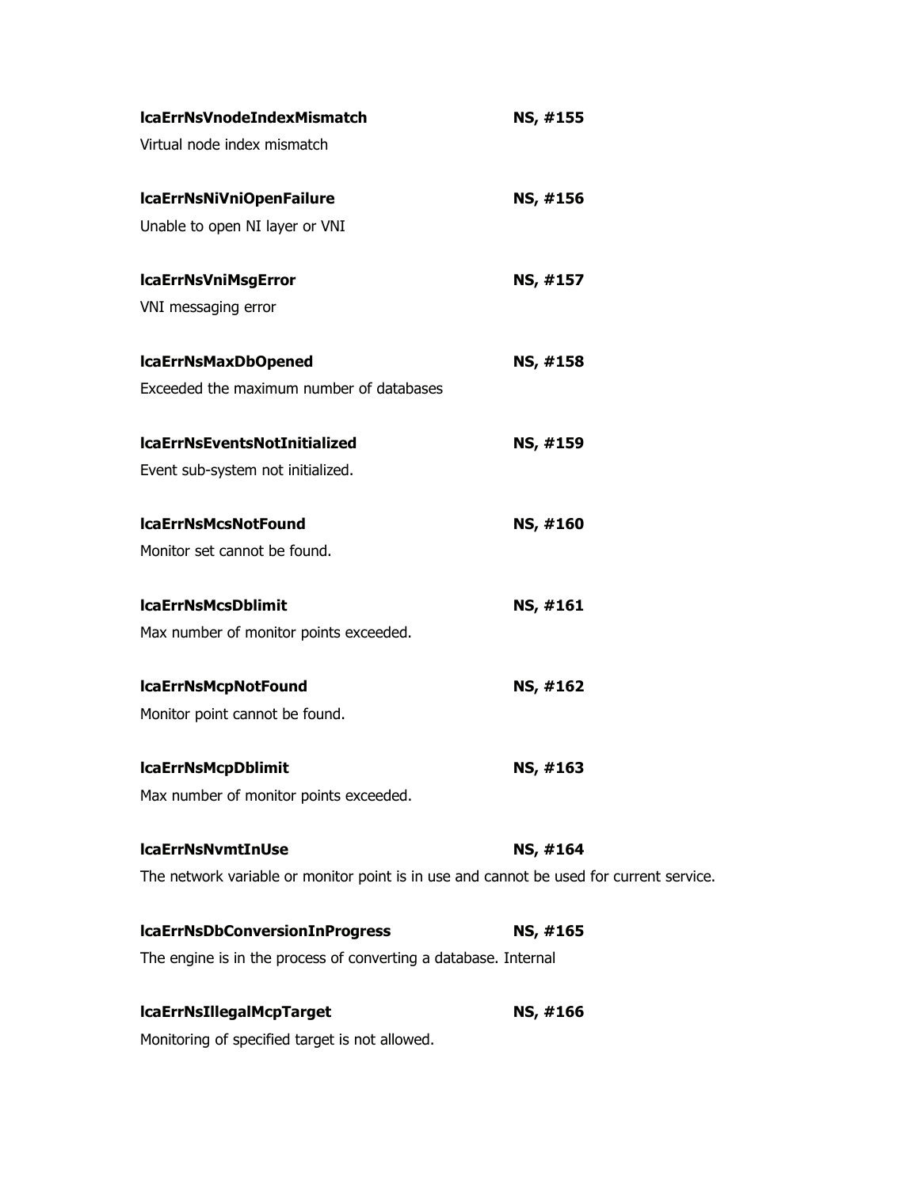**lcaErrNsVnodeIndexMismatch** **NS, #155**

Virtual node index mismatch

**lcaErrNsNiVniOpenFailure** **NS, #156**

Unable to open NI layer or VNI

**lcaErrNsVniMsgError** **NS, #157**

VNI messaging error

**lcaErrNsMaxDbOpened** **NS, #158**

Exceeded the maximum number of databases

**lcaErrNsEventsNotInitialized** **NS, #159**

Event sub-system not initialized.

**lcaErrNsMcsNotFound** **NS, #160**

Monitor set cannot be found.

**lcaErrNsMcsDblimit** **NS, #161**

Max number of monitor points exceeded.

**lcaErrNsMcpNotFound** **NS, #162**

Monitor point cannot be found.

**lcaErrNsMcpDblimit** **NS, #163**

Max number of monitor points exceeded.

**lcaErrNsNvmtInUse** **NS, #164**

The network variable or monitor point is in use and cannot be used for current service.

**lcaErrNsDbConversionInProgress** **NS, #165**

The engine is in the process of converting a database. Internal

**lcaErrNsIllegalMcpTarget** **NS, #166**

Monitoring of specified target is not allowed.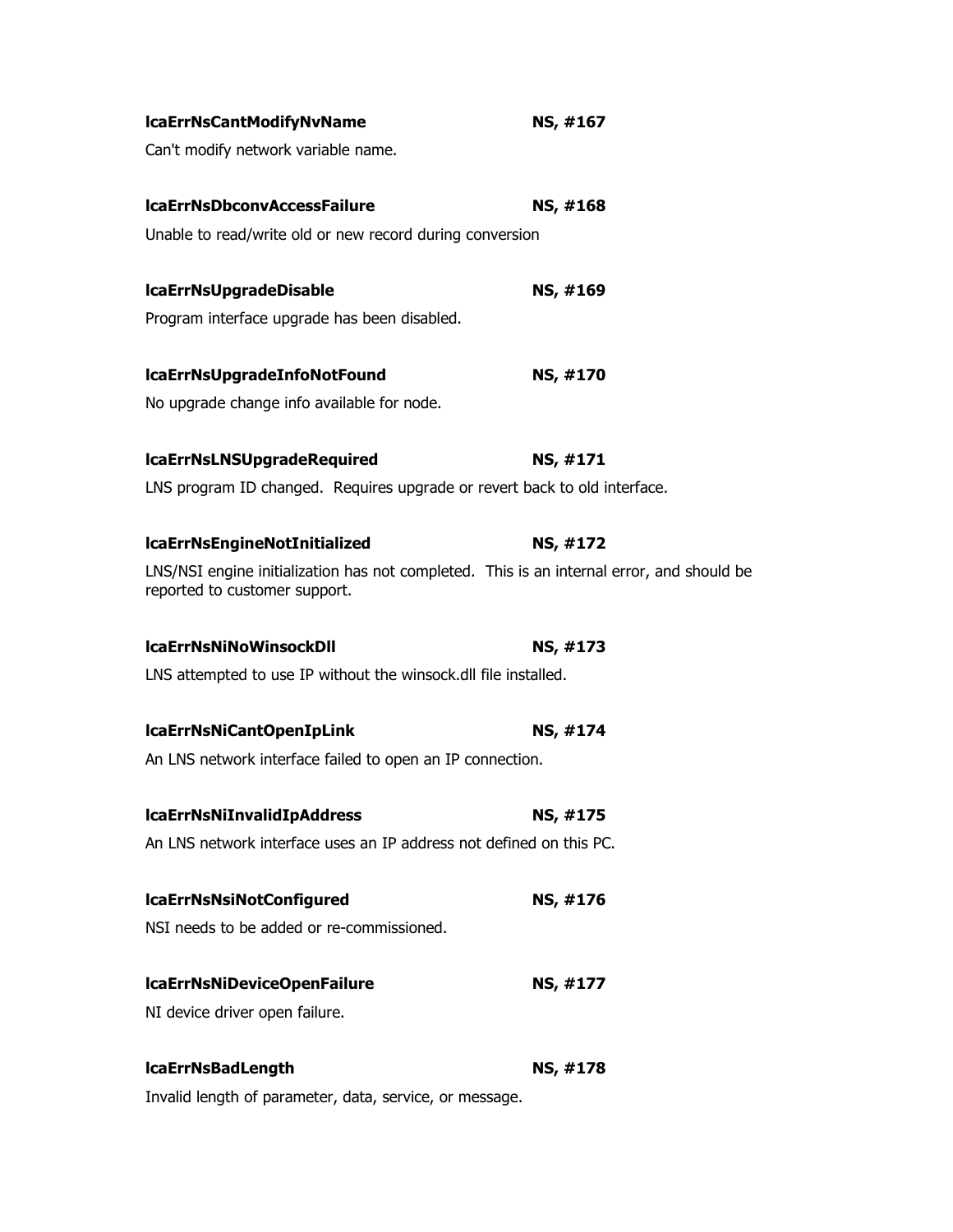**lcaErrNsCantModifyNvName** **NS, #167**

Can't modify network variable name.

**lcaErrNsDbconvAccessFailure** **NS, #168**

Unable to read/write old or new record during conversion

**lcaErrNsUpgradeDisable** **NS, #169**

Program interface upgrade has been disabled.

**lcaErrNsUpgradeInfoNotFound** **NS, #170**

No upgrade change info available for node.

**lcaErrNsLNSUpgradeRequired** **NS, #171**

LNS program ID changed. Requires upgrade or revert back to old interface.

**lcaErrNsEngineNotInitialized** **NS, #172**

LNS/NSI engine initialization has not completed. This is an internal error, and should be reported to customer support.

**lcaErrNsNiNoWinsockDll** **NS, #173**

LNS attempted to use IP without the winsock.dll file installed.

**lcaErrNsNiCantOpenIpLink** **NS, #174**

An LNS network interface failed to open an IP connection.

**lcaErrNsNiInvalidIpAddress** **NS, #175**

An LNS network interface uses an IP address not defined on this PC.

**lcaErrNsNsiNotConfigured** **NS, #176**

NSI needs to be added or re-commissioned.

**lcaErrNsNiDeviceOpenFailure** **NS, #177**

NI device driver open failure.

**lcaErrNsBadLength** **NS, #178**

Invalid length of parameter, data, service, or message.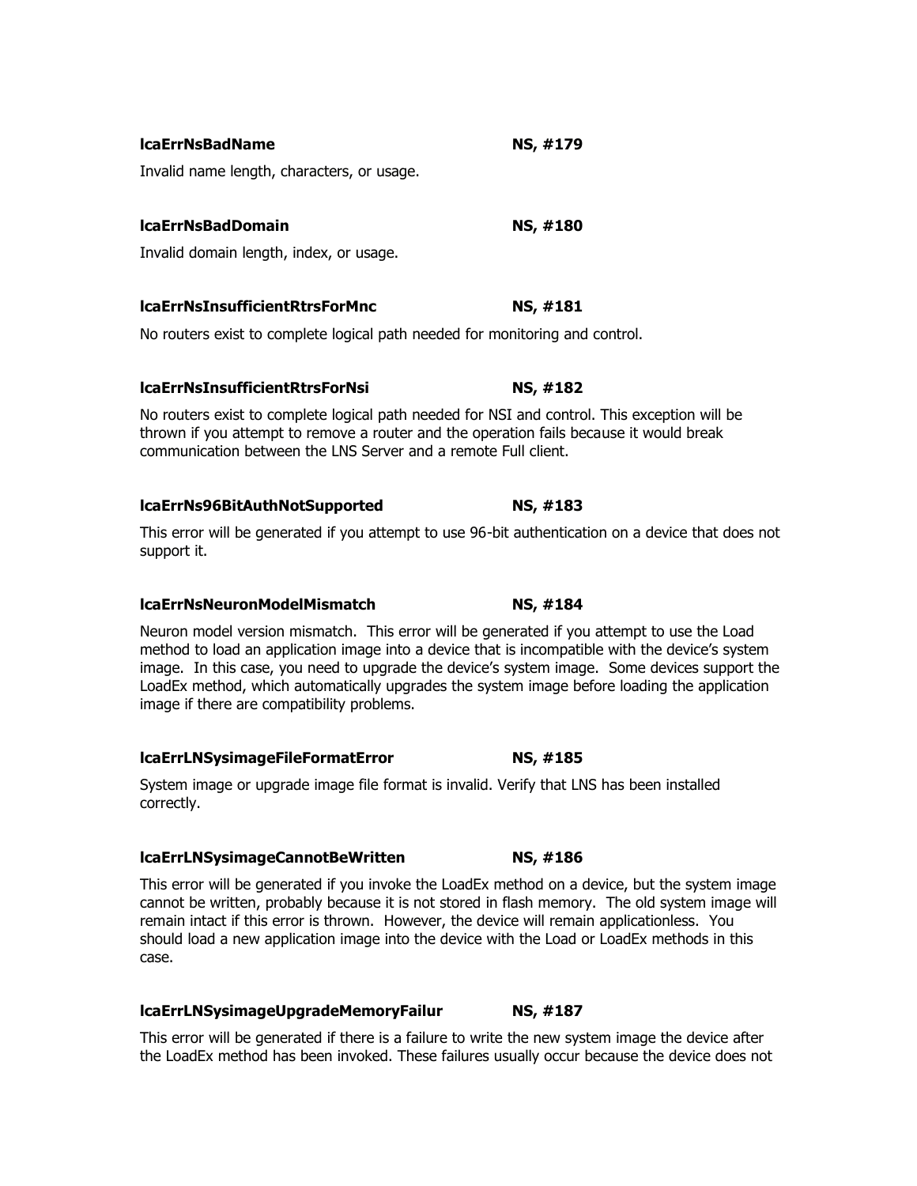**lcaErrNsBadName** **NS, #179**

Invalid name length, characters, or usage.

**lcaErrNsBadDomain** **NS, #180**

Invalid domain length, index, or usage.

**lcaErrNsInsufficientRtrsForMnc** **NS, #181**

No routers exist to complete logical path needed for monitoring and control.

**lcaErrNsInsufficientRtrsForNsi** **NS, #182**

No routers exist to complete logical path needed for NSI and control. This exception will be thrown if you attempt to remove a router and the operation fails because it would break communication between the LNS Server and a remote Full client.

**lcaErrNs96BitAuthNotSupported** **NS, #183**

This error will be generated if you attempt to use 96-bit authentication on a device that does not support it.

**lcaErrNsNeuronModelMismatch** **NS, #184**

Neuron model version mismatch. This error will be generated if you attempt to use the Load method to load an application image into a device that is incompatible with the device's system image. In this case, you need to upgrade the device's system image. Some devices support the LoadEx method, which automatically upgrades the system image before loading the application image if there are compatibility problems.

**lcaErrLNSysimageFileFormatError** **NS, #185**

System image or upgrade image file format is invalid. Verify that LNS has been installed correctly.

**lcaErrLNSysimageCannotBeWritten** **NS, #186**

This error will be generated if you invoke the LoadEx method on a device, but the system image cannot be written, probably because it is not stored in flash memory. The old system image will remain intact if this error is thrown. However, the device will remain applicationless. You should load a new application image into the device with the Load or LoadEx methods in this case.

**lcaErrLNSysimageUpgradeMemoryFailur** **NS, #187**

This error will be generated if there is a failure to write the new system image the device after the LoadEx method has been invoked. These failures usually occur because the device does not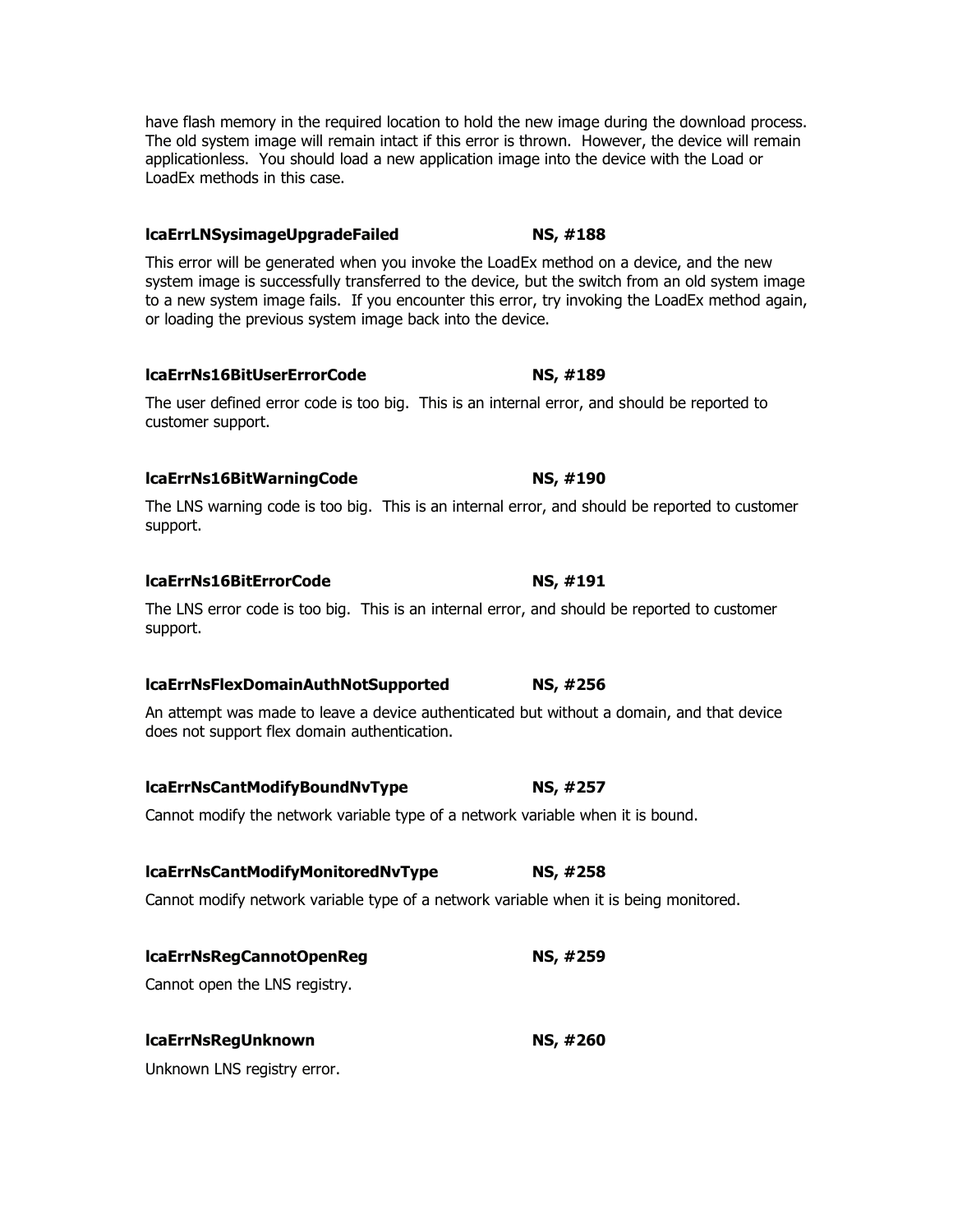have flash memory in the required location to hold the new image during the download process. The old system image will remain intact if this error is thrown. However, the device will remain applicationless. You should load a new application image into the device with the Load or LoadEx methods in this case.

**lcaErrLNSysimageUpgradeFailed** **NS, #188**

This error will be generated when you invoke the LoadEx method on a device, and the new system image is successfully transferred to the device, but the switch from an old system image to a new system image fails. If you encounter this error, try invoking the LoadEx method again, or loading the previous system image back into the device.

**lcaErrNs16BitUserErrorCode** **NS, #189**

The user defined error code is too big. This is an internal error, and should be reported to customer support.

**lcaErrNs16BitWarningCode** **NS, #190**

The LNS warning code is too big. This is an internal error, and should be reported to customer support.

**lcaErrNs16BitErrorCode** **NS, #191**

The LNS error code is too big. This is an internal error, and should be reported to customer support.

**lcaErrNsFlexDomainAuthNotSupported** **NS, #256**

An attempt was made to leave a device authenticated but without a domain, and that device does not support flex domain authentication.

**lcaErrNsCantModifyBoundNvType** **NS, #257**

Cannot modify the network variable type of a network variable when it is bound.

**lcaErrNsCantModifyMonitoredNvType** **NS, #258**

Cannot modify network variable type of a network variable when it is being monitored.

**lcaErrNsRegCannotOpenReg** **NS, #259**

Cannot open the LNS registry.

**lcaErrNsRegUnknown** **NS, #260**

Unknown LNS registry error.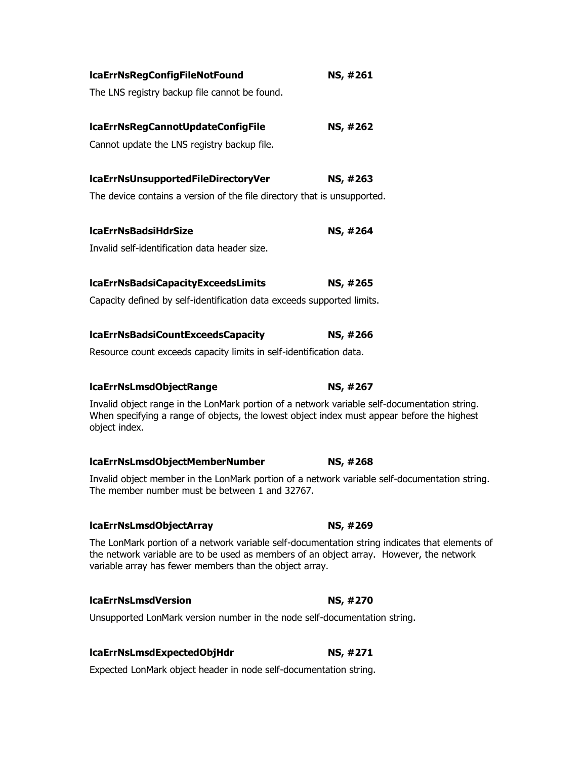**lcaErrNsRegConfigFileNotFound** **NS, #261**

The LNS registry backup file cannot be found.

**lcaErrNsRegCannotUpdateConfigFile** **NS, #262**

Cannot update the LNS registry backup file.

**lcaErrNsUnsupportedFileDirectoryVer** **NS, #263**

The device contains a version of the file directory that is unsupported.

**lcaErrNsBadsiHdrSize** **NS, #264**

Invalid self-identification data header size.

**lcaErrNsBadsiCapacityExceedsLimits** **NS, #265**

Capacity defined by self-identification data exceeds supported limits.

**lcaErrNsBadsiCountExceedsCapacity** **NS, #266**

Resource count exceeds capacity limits in self-identification data.

**lcaErrNsLmsdObjectRange** **NS, #267**

Invalid object range in the LonMark portion of a network variable self-documentation string. When specifying a range of objects, the lowest object index must appear before the highest object index.

**lcaErrNsLmsdObjectMemberNumber** **NS, #268**

Invalid object member in the LonMark portion of a network variable self-documentation string. The member number must be between 1 and 32767.

**lcaErrNsLmsdObjectArray** **NS, #269**

The LonMark portion of a network variable self-documentation string indicates that elements of the network variable are to be used as members of an object array. However, the network variable array has fewer members than the object array.

**lcaErrNsLmsdVersion** **NS, #270**

Unsupported LonMark version number in the node self-documentation string.

**lcaErrNsLmsdExpectedObjHdr** **NS, #271**

Expected LonMark object header in node self-documentation string.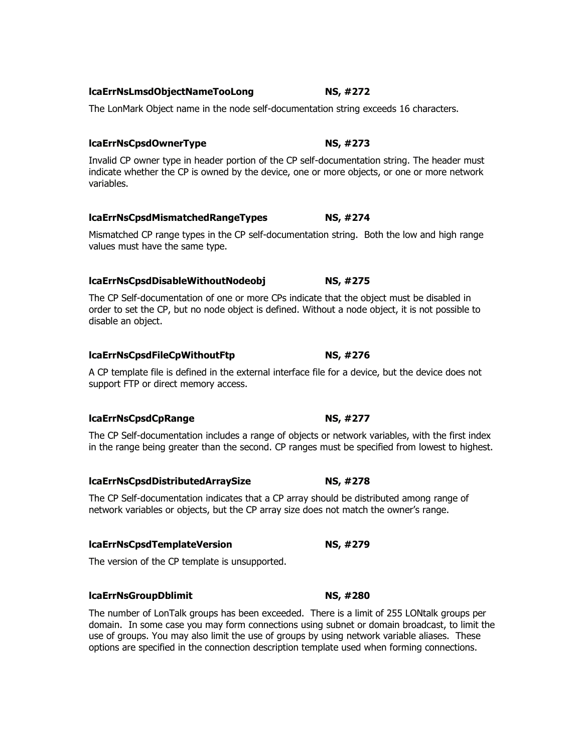**lcaErrNsLmsdObjectNameTooLong NS, #272**

The LonMark Object name in the node self-documentation string exceeds 16 characters.

**lcaErrNsCpsdOwnerType NS, #273**

Invalid CP owner type in header portion of the CP self-documentation string. The header must indicate whether the CP is owned by the device, one or more objects, or one or more network variables.

**lcaErrNsCpsdMismatchedRangeTypes NS, #274**

Mismatched CP range types in the CP self-documentation string. Both the low and high range values must have the same type.

**lcaErrNsCpsdDisableWithoutNodeobj NS, #275**

The CP Self-documentation of one or more CPs indicate that the object must be disabled in order to set the CP, but no node object is defined. Without a node object, it is not possible to disable an object.

**lcaErrNsCpsdFileCpWithoutFtp NS, #276**

A CP template file is defined in the external interface file for a device, but the device does not support FTP or direct memory access.

**lcaErrNsCpsdCpRange NS, #277**

The CP Self-documentation includes a range of objects or network variables, with the first index in the range being greater than the second. CP ranges must be specified from lowest to highest.

**lcaErrNsCpsdDistributedArraySize NS, #278**

The CP Self-documentation indicates that a CP array should be distributed among range of network variables or objects, but the CP array size does not match the owner's range.

**lcaErrNsCpsdTemplateVersion NS, #279**

The version of the CP template is unsupported.

**lcaErrNsGroupDblimit NS, #280**

The number of LonTalk groups has been exceeded. There is a limit of 255 LONtalk groups per domain. In some case you may form connections using subnet or domain broadcast, to limit the use of groups. You may also limit the use of groups by using network variable aliases. These options are specified in the connection description template used when forming connections.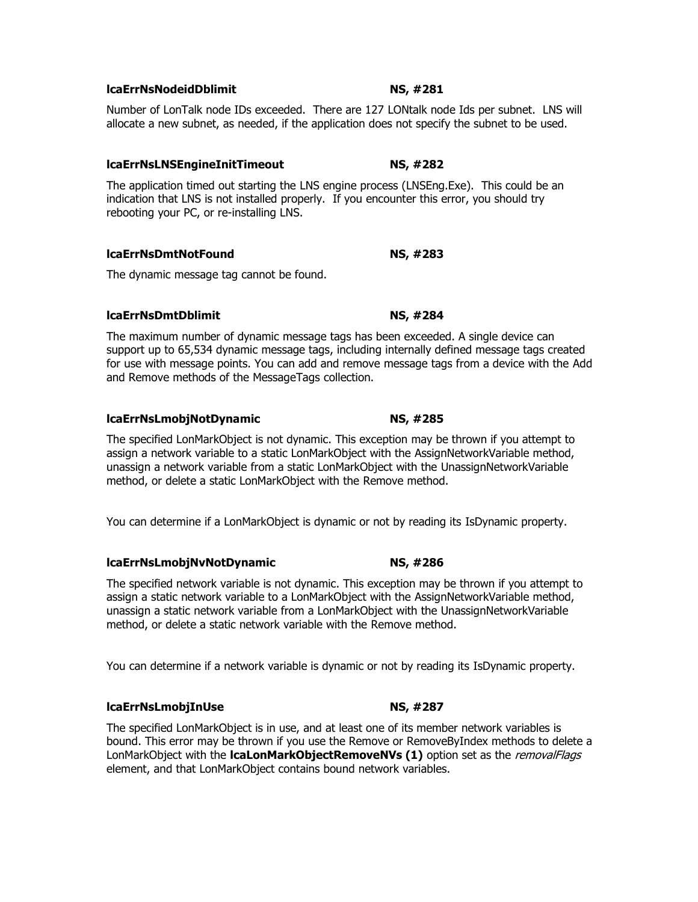**lcaErrNsNodeidDblimit** **NS, #281**

Number of LonTalk node IDs exceeded. There are 127 LONtalk node Ids per subnet. LNS will allocate a new subnet, as needed, if the application does not specify the subnet to be used.

**lcaErrNsLNSEngineInitTimeout** **NS, #282**

The application timed out starting the LNS engine process (LNSEng.Exe). This could be an indication that LNS is not installed properly. If you encounter this error, you should try rebooting your PC, or re-installing LNS.

**lcaErrNsDmtNotFound** **NS, #283**

The dynamic message tag cannot be found.

**lcaErrNsDmtDblimit** **NS, #284**

The maximum number of dynamic message tags has been exceeded. A single device can support up to 65,534 dynamic message tags, including internally defined message tags created for use with message points. You can add and remove message tags from a device with the Add and Remove methods of the MessageTags collection.

**lcaErrNsLmobjNotDynamic** **NS, #285**

The specified LonMarkObject is not dynamic. This exception may be thrown if you attempt to assign a network variable to a static LonMarkObject with the AssignNetworkVariable method, unassign a network variable from a static LonMarkObject with the UnassignNetworkVariable method, or delete a static LonMarkObject with the Remove method.

You can determine if a LonMarkObject is dynamic or not by reading its IsDynamic property.

**lcaErrNsLmobjNvNotDynamic** **NS, #286**

The specified network variable is not dynamic. This exception may be thrown if you attempt to assign a static network variable to a LonMarkObject with the AssignNetworkVariable method, unassign a static network variable from a LonMarkObject with the UnassignNetworkVariable method, or delete a static network variable with the Remove method.

You can determine if a network variable is dynamic or not by reading its IsDynamic property.

**lcaErrNsLmobjInUse** **NS, #287**

The specified LonMarkObject is in use, and at least one of its member network variables is bound. This error may be thrown if you use the Remove or RemoveByIndex methods to delete a LonMarkObject with the **lcaLonMarkObjectRemoveNVs (1)** option set as the *removalFlags* element, and that LonMarkObject contains bound network variables.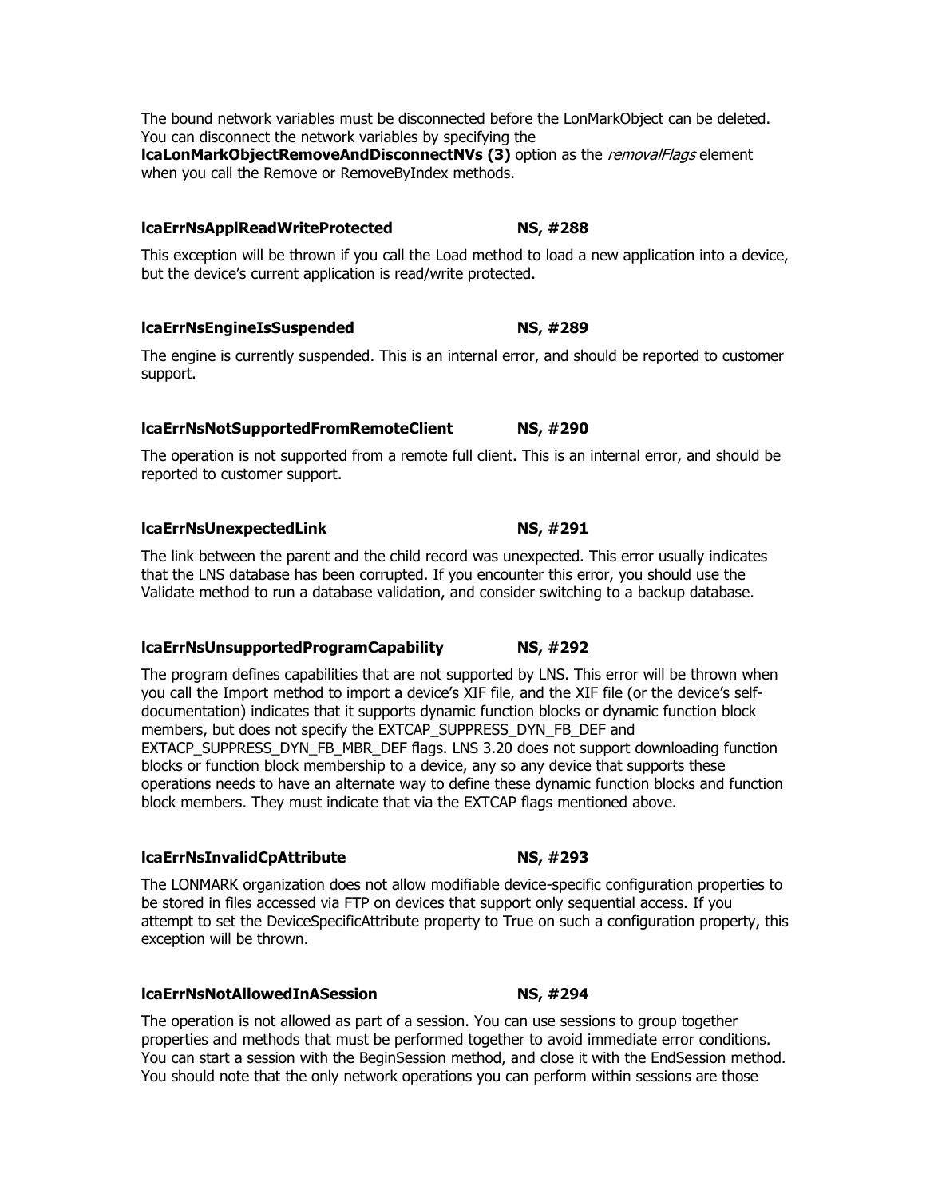The bound network variables must be disconnected before the LonMarkObject can be deleted. You can disconnect the network variables by specifying the **lcaLonMarkObjectRemoveAndDisconnectNVs (3)** option as the *removalFlags* element when you call the Remove or RemoveByIndex methods.

### lcaErrNsApplReadWriteProtected NS, #288

This exception will be thrown if you call the Load method to load a new application into a device, but the device's current application is read/write protected.

### lcaErrNsEngineIsSuspended NS, #289

The engine is currently suspended. This is an internal error, and should be reported to customer support.

### lcaErrNsNotSupportedFromRemoteClient NS, #290

The operation is not supported from a remote full client. This is an internal error, and should be reported to customer support.

### lcaErrNsUnexpectedLink NS, #291

The link between the parent and the child record was unexpected. This error usually indicates that the LNS database has been corrupted. If you encounter this error, you should use the Validate method to run a database validation, and consider switching to a backup database.

### lcaErrNsUnsupportedProgramCapability NS, #292

The program defines capabilities that are not supported by LNS. This error will be thrown when you call the Import method to import a device's XIF file, and the XIF file (or the device's self-documentation) indicates that it supports dynamic function blocks or dynamic function block members, but does not specify the EXTCAP_SUPPRESS_DYN_FB_DEF and EXTACP_SUPPRESS_DYN_FB_MBR_DEF flags. LNS 3.20 does not support downloading function blocks or function block membership to a device, any so any device that supports these operations needs to have an alternate way to define these dynamic function blocks and function block members. They must indicate that via the EXTCAP flags mentioned above.

### lcaErrNsInvalidCpAttribute NS, #293

The LONMARK organization does not allow modifiable device-specific configuration properties to be stored in files accessed via FTP on devices that support only sequential access. If you attempt to set the DeviceSpecificAttribute property to True on such a configuration property, this exception will be thrown.

### lcaErrNsNotAllowedInASession NS, #294

The operation is not allowed as part of a session. You can use sessions to group together properties and methods that must be performed together to avoid immediate error conditions. You can start a session with the BeginSession method, and close it with the EndSession method. You should note that the only network operations you can perform within sessions are those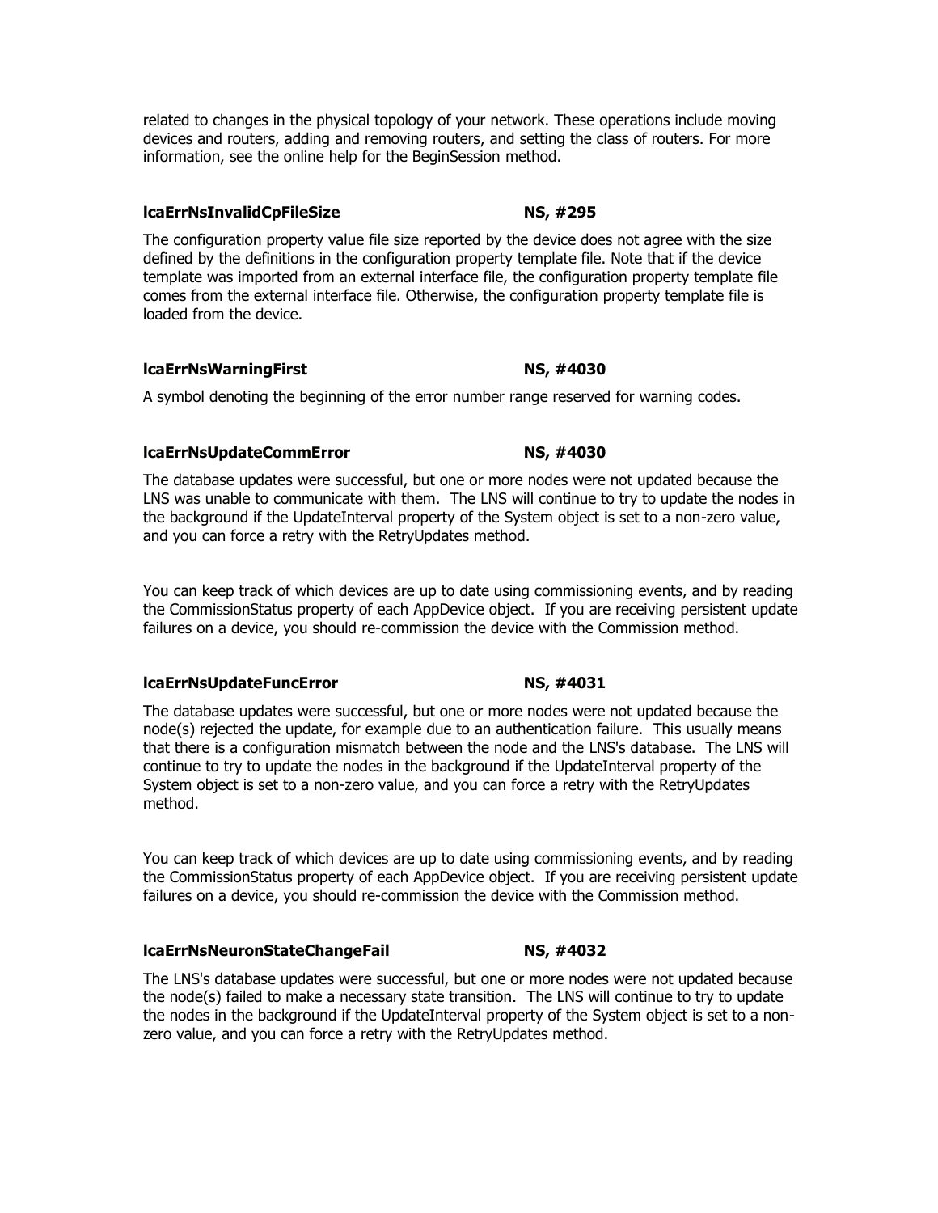related to changes in the physical topology of your network. These operations include moving devices and routers, adding and removing routers, and setting the class of routers. For more information, see the online help for the BeginSession method.

### lcaErrNsInvalidCpFileSize NS, #295

The configuration property value file size reported by the device does not agree with the size defined by the definitions in the configuration property template file. Note that if the device template was imported from an external interface file, the configuration property template file comes from the external interface file. Otherwise, the configuration property template file is loaded from the device.

### lcaErrNsWarningFirst NS, #4030

A symbol denoting the beginning of the error number range reserved for warning codes.

### lcaErrNsUpdateCommError NS, #4030

The database updates were successful, but one or more nodes were not updated because the LNS was unable to communicate with them. The LNS will continue to try to update the nodes in the background if the UpdateInterval property of the System object is set to a non-zero value, and you can force a retry with the RetryUpdates method.

You can keep track of which devices are up to date using commissioning events, and by reading the CommissionStatus property of each AppDevice object. If you are receiving persistent update failures on a device, you should re-commission the device with the Commission method.

### lcaErrNsUpdateFuncError NS, #4031

The database updates were successful, but one or more nodes were not updated because the node(s) rejected the update, for example due to an authentication failure. This usually means that there is a configuration mismatch between the node and the LNS's database. The LNS will continue to try to update the nodes in the background if the UpdateInterval property of the System object is set to a non-zero value, and you can force a retry with the RetryUpdates method.

You can keep track of which devices are up to date using commissioning events, and by reading the CommissionStatus property of each AppDevice object. If you are receiving persistent update failures on a device, you should re-commission the device with the Commission method.

### lcaErrNsNeuronStateChangeFail NS, #4032

The LNS's database updates were successful, but one or more nodes were not updated because the node(s) failed to make a necessary state transition. The LNS will continue to try to update the nodes in the background if the UpdateInterval property of the System object is set to a non-zero value, and you can force a retry with the RetryUpdates method.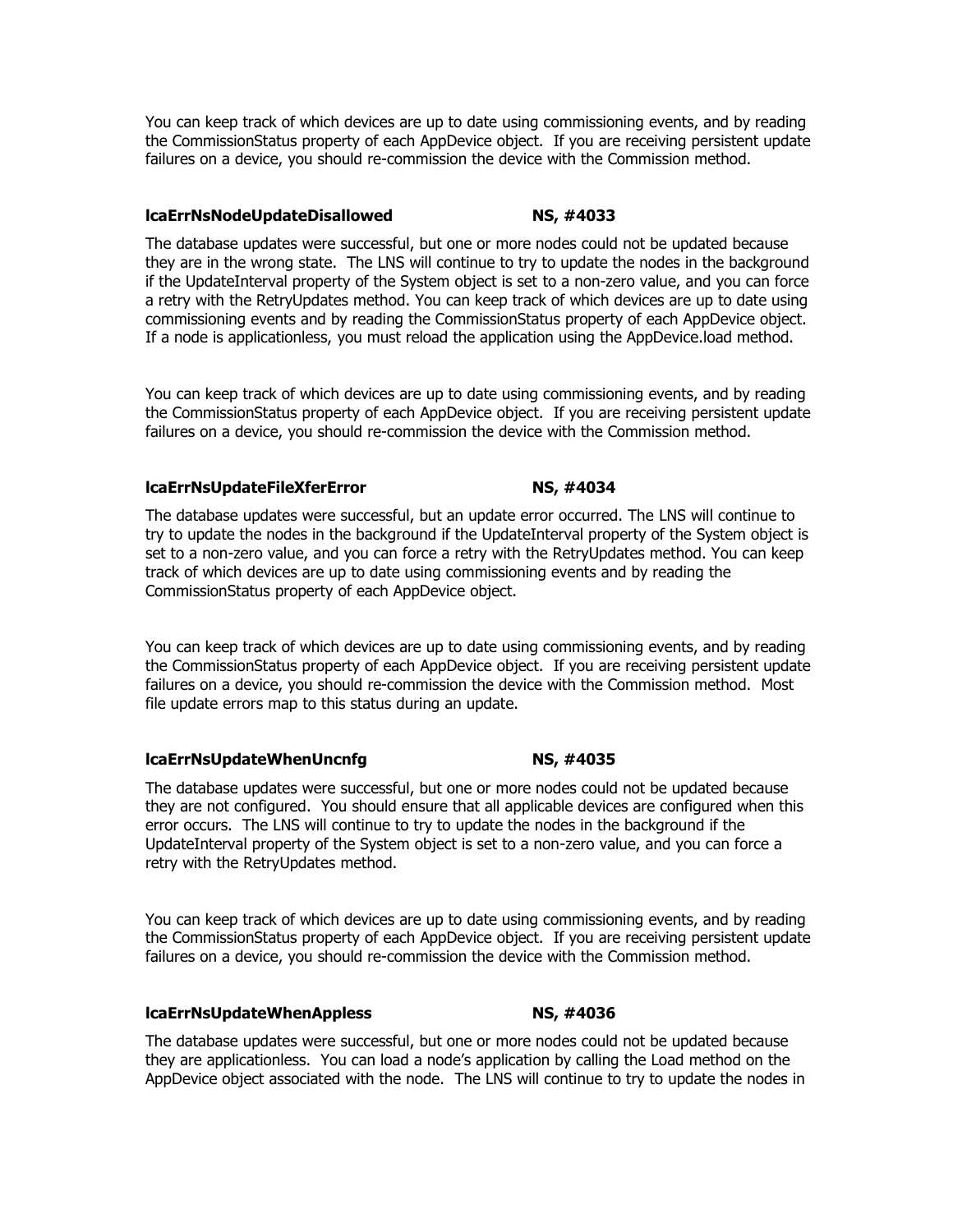You can keep track of which devices are up to date using commissioning events, and by reading the CommissionStatus property of each AppDevice object. If you are receiving persistent update failures on a device, you should re-commission the device with the Commission method.

**lcaErrNsNodeUpdateDisallowed** **NS, #4033**

The database updates were successful, but one or more nodes could not be updated because they are in the wrong state. The LNS will continue to try to update the nodes in the background if the UpdateInterval property of the System object is set to a non-zero value, and you can force a retry with the RetryUpdates method. You can keep track of which devices are up to date using commissioning events and by reading the CommissionStatus property of each AppDevice object. If a node is applicationless, you must reload the application using the AppDevice.load method.

You can keep track of which devices are up to date using commissioning events, and by reading the CommissionStatus property of each AppDevice object. If you are receiving persistent update failures on a device, you should re-commission the device with the Commission method.

**lcaErrNsUpdateFileXferError** **NS, #4034**

The database updates were successful, but an update error occurred. The LNS will continue to try to update the nodes in the background if the UpdateInterval property of the System object is set to a non-zero value, and you can force a retry with the RetryUpdates method. You can keep track of which devices are up to date using commissioning events and by reading the CommissionStatus property of each AppDevice object.

You can keep track of which devices are up to date using commissioning events, and by reading the CommissionStatus property of each AppDevice object. If you are receiving persistent update failures on a device, you should re-commission the device with the Commission method. Most file update errors map to this status during an update.

**lcaErrNsUpdateWhenUncnfg** **NS, #4035**

The database updates were successful, but one or more nodes could not be updated because they are not configured. You should ensure that all applicable devices are configured when this error occurs. The LNS will continue to try to update the nodes in the background if the UpdateInterval property of the System object is set to a non-zero value, and you can force a retry with the RetryUpdates method.

You can keep track of which devices are up to date using commissioning events, and by reading the CommissionStatus property of each AppDevice object. If you are receiving persistent update failures on a device, you should re-commission the device with the Commission method.

**lcaErrNsUpdateWhenAppless** **NS, #4036**

The database updates were successful, but one or more nodes could not be updated because they are applicationless. You can load a node's application by calling the Load method on the AppDevice object associated with the node. The LNS will continue to try to update the nodes in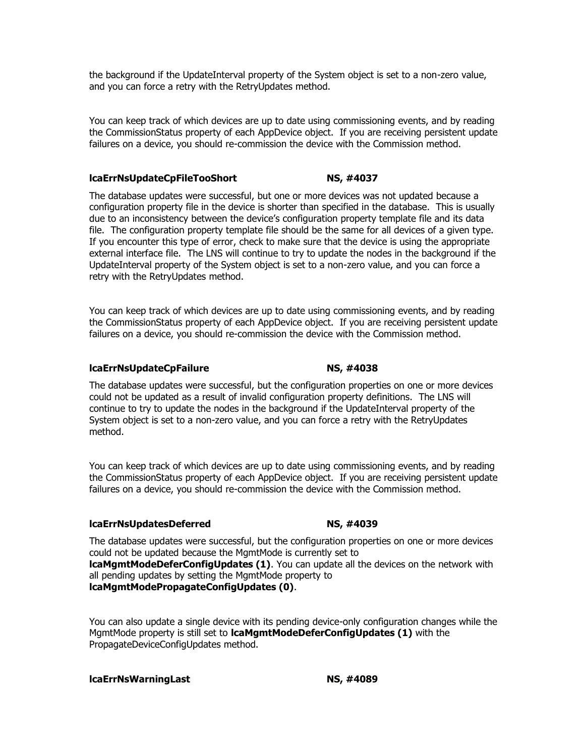the background if the UpdateInterval property of the System object is set to a non-zero value, and you can force a retry with the RetryUpdates method.

You can keep track of which devices are up to date using commissioning events, and by reading the CommissionStatus property of each AppDevice object. If you are receiving persistent update failures on a device, you should re-commission the device with the Commission method.

**lcaErrNsUpdateCpFileTooShort NS, #4037**

The database updates were successful, but one or more devices was not updated because a configuration property file in the device is shorter than specified in the database. This is usually due to an inconsistency between the device's configuration property template file and its data file. The configuration property template file should be the same for all devices of a given type. If you encounter this type of error, check to make sure that the device is using the appropriate external interface file. The LNS will continue to try to update the nodes in the background if the UpdateInterval property of the System object is set to a non-zero value, and you can force a retry with the RetryUpdates method.

You can keep track of which devices are up to date using commissioning events, and by reading the CommissionStatus property of each AppDevice object. If you are receiving persistent update failures on a device, you should re-commission the device with the Commission method.

**lcaErrNsUpdateCpFailure NS, #4038**

The database updates were successful, but the configuration properties on one or more devices could not be updated as a result of invalid configuration property definitions. The LNS will continue to try to update the nodes in the background if the UpdateInterval property of the System object is set to a non-zero value, and you can force a retry with the RetryUpdates method.

You can keep track of which devices are up to date using commissioning events, and by reading the CommissionStatus property of each AppDevice object. If you are receiving persistent update failures on a device, you should re-commission the device with the Commission method.

**lcaErrNsUpdatesDeferred NS, #4039**

The database updates were successful, but the configuration properties on one or more devices could not be updated because the MgmtMode is currently set to **lcaMgmtModeDeferConfigUpdates (1)**. You can update all the devices on the network with all pending updates by setting the MgmtMode property to **lcaMgmtModePropagateConfigUpdates (0)**.

You can also update a single device with its pending device-only configuration changes while the MgmtMode property is still set to **lcaMgmtModeDeferConfigUpdates (1)** with the PropagateDeviceConfigUpdates method.

**lcaErrNsWarningLast NS, #4089**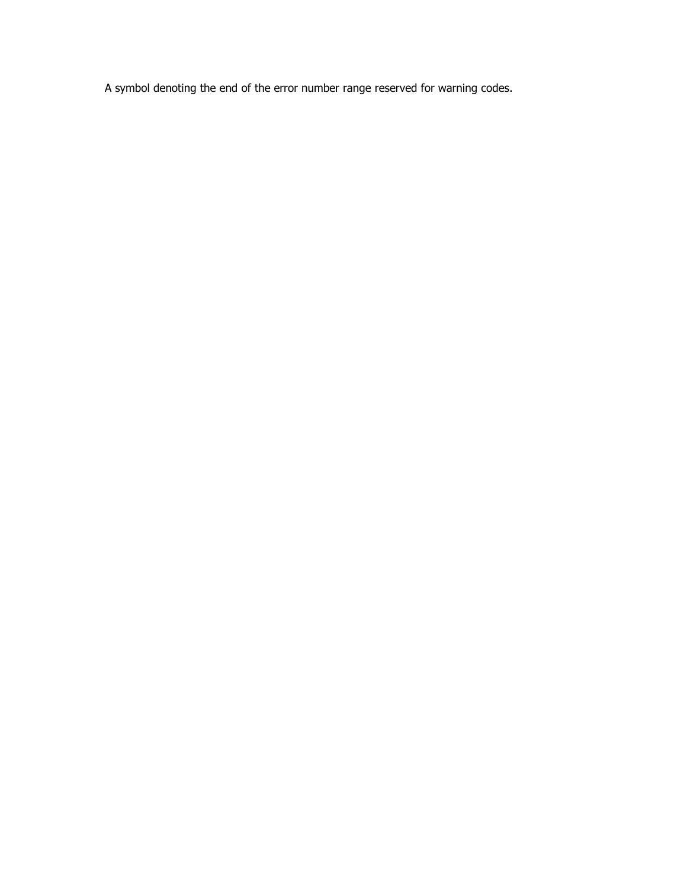A symbol denoting the end of the error number range reserved for warning codes.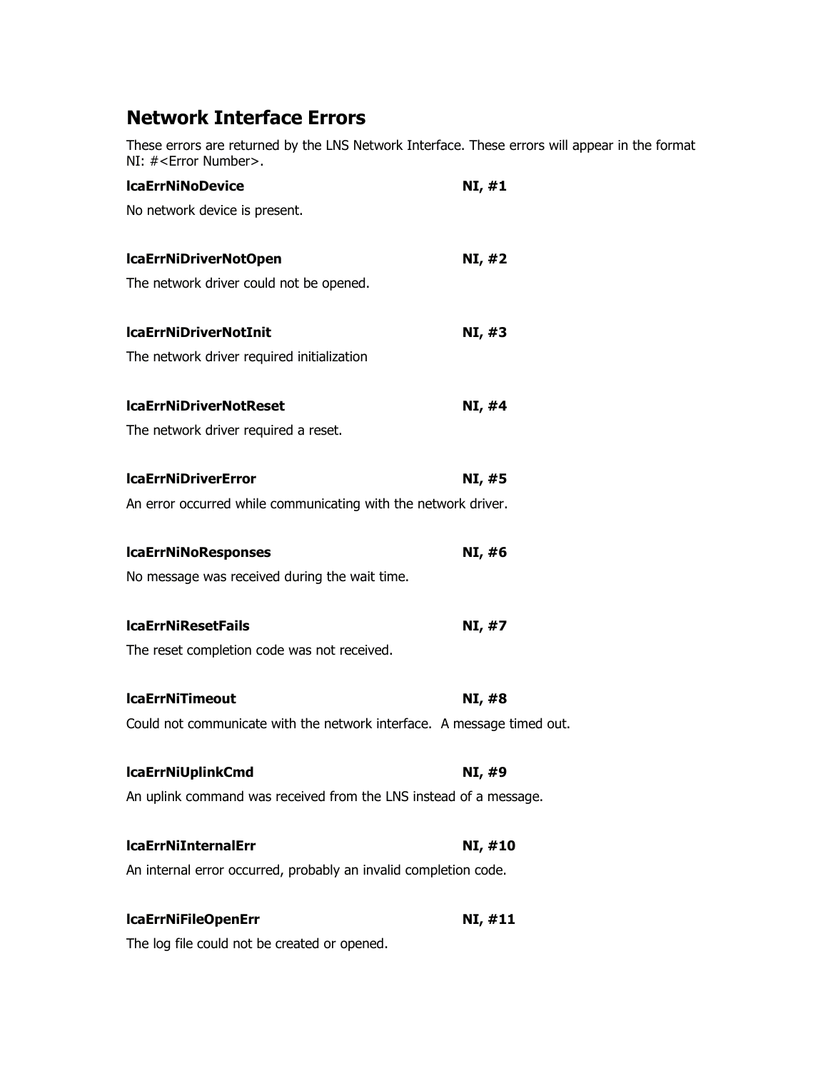## Network Interface Errors

These errors are returned by the LNS Network Interface. These errors will appear in the format NI: #<Error Number>.

**lcaErrNiNoDevice** **NI, #1**

No network device is present.

**lcaErrNiDriverNotOpen** **NI, #2**

The network driver could not be opened.

**lcaErrNiDriverNotInit** **NI, #3**

The network driver required initialization

**lcaErrNiDriverNotReset** **NI, #4**

The network driver required a reset.

**lcaErrNiDriverError** **NI, #5**

An error occurred while communicating with the network driver.

**lcaErrNiNoResponses** **NI, #6**

No message was received during the wait time.

**lcaErrNiResetFails** **NI, #7**

The reset completion code was not received.

**lcaErrNiTimeout** **NI, #8**

Could not communicate with the network interface. A message timed out.

**lcaErrNiUplinkCmd** **NI, #9**

An uplink command was received from the LNS instead of a message.

**lcaErrNiInternalErr** **NI, #10**

An internal error occurred, probably an invalid completion code.

**lcaErrNiFileOpenErr** **NI, #11**

The log file could not be created or opened.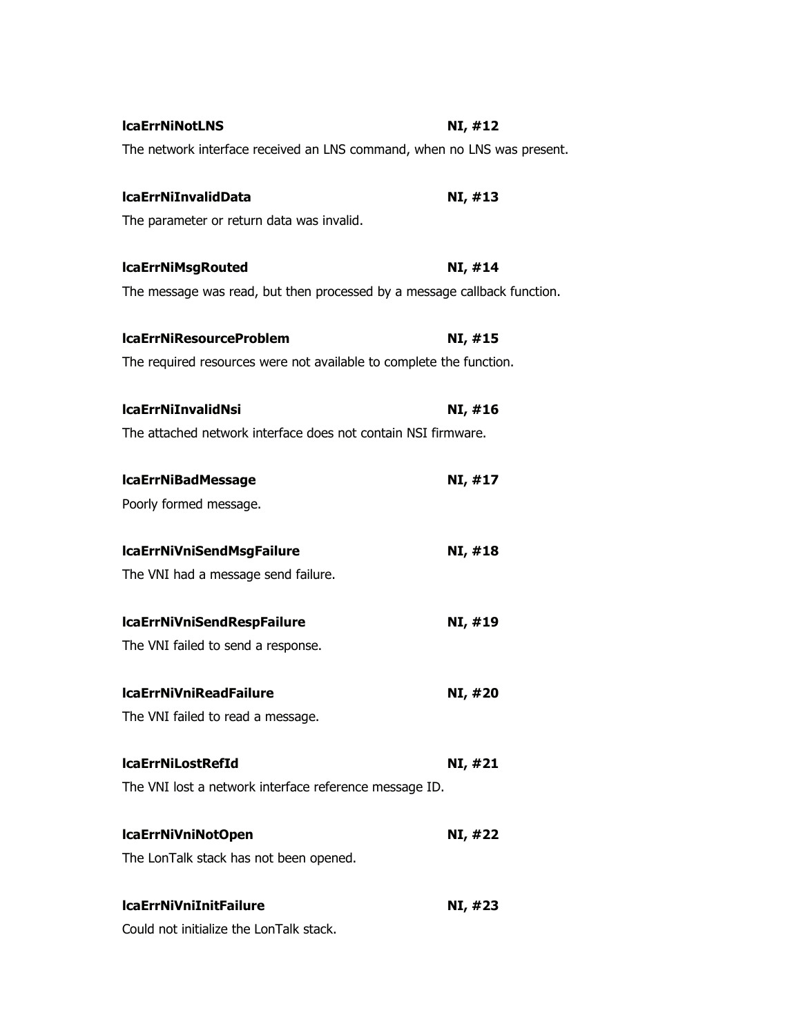**lcaErrNiNotLNS** **NI, #12**

The network interface received an LNS command, when no LNS was present.

**lcaErrNiInvalidData** **NI, #13**

The parameter or return data was invalid.

**lcaErrNiMsgRouted** **NI, #14**

The message was read, but then processed by a message callback function.

**lcaErrNiResourceProblem** **NI, #15**

The required resources were not available to complete the function.

**lcaErrNiInvalidNsi** **NI, #16**

The attached network interface does not contain NSI firmware.

**lcaErrNiBadMessage** **NI, #17**

Poorly formed message.

**lcaErrNiVniSendMsgFailure** **NI, #18**

The VNI had a message send failure.

**lcaErrNiVniSendRespFailure** **NI, #19**

The VNI failed to send a response.

**lcaErrNiVniReadFailure** **NI, #20**

The VNI failed to read a message.

**lcaErrNiLostRefId** **NI, #21**

The VNI lost a network interface reference message ID.

**lcaErrNiVniNotOpen** **NI, #22**

The LonTalk stack has not been opened.

**lcaErrNiVniInitFailure** **NI, #23**

Could not initialize the LonTalk stack.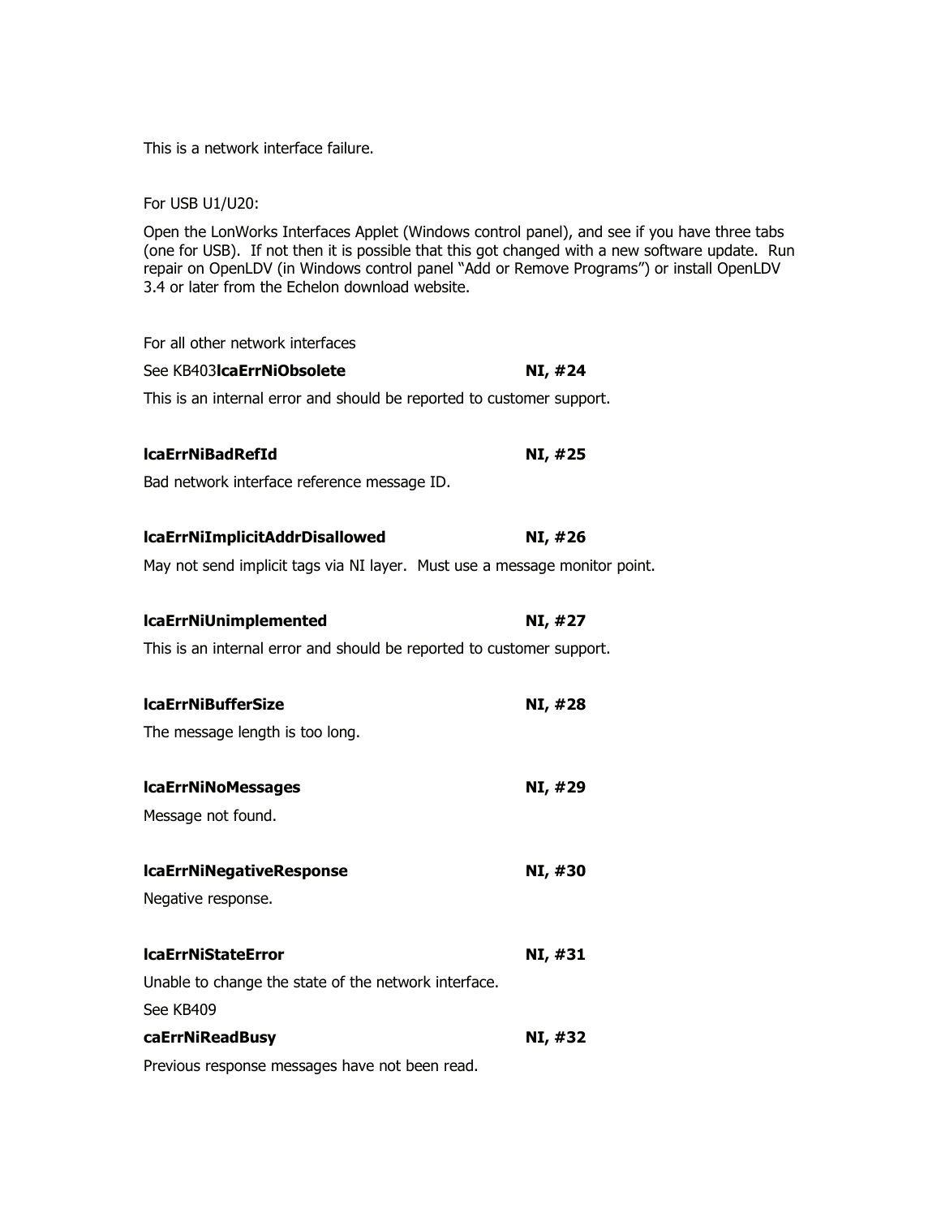This is a network interface failure.

For USB U1/U20:

Open the LonWorks Interfaces Applet (Windows control panel), and see if you have three tabs (one for USB). If not then it is possible that this got changed with a new software update. Run repair on OpenLDV (in Windows control panel "Add or Remove Programs") or install OpenLDV 3.4 or later from the Echelon download website.

For all other network interfaces

See KB403**lcaErrNiObsolete** **NI, #24**

This is an internal error and should be reported to customer support.

**lcaErrNiBadRefId** **NI, #25**

Bad network interface reference message ID.

**lcaErrNiImplicitAddrDisallowed** **NI, #26**

May not send implicit tags via NI layer. Must use a message monitor point.

**lcaErrNiUnimplemented** **NI, #27**

This is an internal error and should be reported to customer support.

**lcaErrNiBufferSize** **NI, #28**

The message length is too long.

**lcaErrNiNoMessages** **NI, #29**

Message not found.

**lcaErrNiNegativeResponse** **NI, #30**

Negative response.

**lcaErrNiStateError** **NI, #31**

Unable to change the state of the network interface.

See KB409

**caErrNiReadBusy** **NI, #32**

Previous response messages have not been read.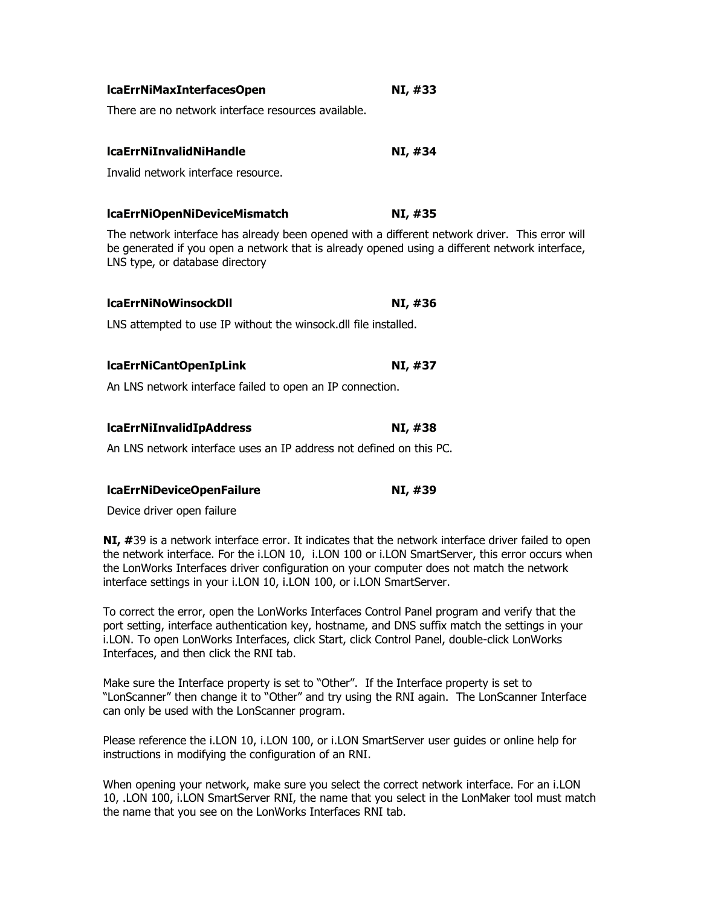**lcaErrNiMaxInterfacesOpen NI, #33**

There are no network interface resources available.

**lcaErrNiInvalidNiHandle NI, #34**

Invalid network interface resource.

**lcaErrNiOpenNiDeviceMismatch NI, #35**

The network interface has already been opened with a different network driver. This error will be generated if you open a network that is already opened using a different network interface, LNS type, or database directory

**lcaErrNiNoWinsockDll NI, #36**

LNS attempted to use IP without the winsock.dll file installed.

**lcaErrNiCantOpenIpLink NI, #37**

An LNS network interface failed to open an IP connection.

**lcaErrNiInvalidIpAddress NI, #38**

An LNS network interface uses an IP address not defined on this PC.

**lcaErrNiDeviceOpenFailure NI, #39**

Device driver open failure

**NI, #**39 is a network interface error. It indicates that the network interface driver failed to open the network interface. For the i.LON 10, i.LON 100 or i.LON SmartServer, this error occurs when the LonWorks Interfaces driver configuration on your computer does not match the network interface settings in your i.LON 10, i.LON 100, or i.LON SmartServer.

To correct the error, open the LonWorks Interfaces Control Panel program and verify that the port setting, interface authentication key, hostname, and DNS suffix match the settings in your i.LON. To open LonWorks Interfaces, click Start, click Control Panel, double-click LonWorks Interfaces, and then click the RNI tab.

Make sure the Interface property is set to "Other". If the Interface property is set to "LonScanner" then change it to "Other" and try using the RNI again. The LonScanner Interface can only be used with the LonScanner program.

Please reference the i.LON 10, i.LON 100, or i.LON SmartServer user guides or online help for instructions in modifying the configuration of an RNI.

When opening your network, make sure you select the correct network interface. For an i.LON 10, .LON 100, i.LON SmartServer RNI, the name that you select in the LonMaker tool must match the name that you see on the LonWorks Interfaces RNI tab.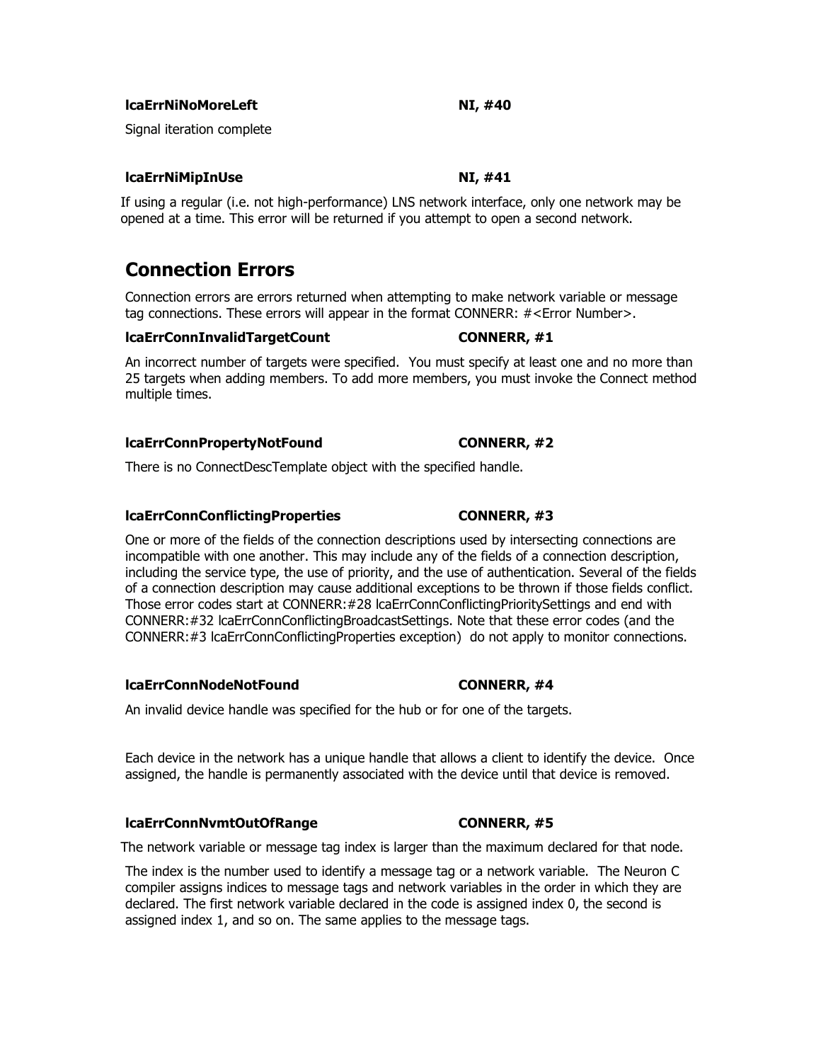**lcaErrNiNoMoreLeft** **NI, #40**

Signal iteration complete

**lcaErrNiMipInUse** **NI, #41**

If using a regular (i.e. not high-performance) LNS network interface, only one network may be opened at a time. This error will be returned if you attempt to open a second network.

# Connection Errors

Connection errors are errors returned when attempting to make network variable or message tag connections. These errors will appear in the format CONNERR: #<Error Number>.

**lcaErrConnInvalidTargetCount** **CONNERR, #1**

An incorrect number of targets were specified. You must specify at least one and no more than 25 targets when adding members. To add more members, you must invoke the Connect method multiple times.

**lcaErrConnPropertyNotFound** **CONNERR, #2**

There is no ConnectDescTemplate object with the specified handle.

**lcaErrConnConflictingProperties** **CONNERR, #3**

One or more of the fields of the connection descriptions used by intersecting connections are incompatible with one another. This may include any of the fields of a connection description, including the service type, the use of priority, and the use of authentication. Several of the fields of a connection description may cause additional exceptions to be thrown if those fields conflict. Those error codes start at CONNERR:#28 lcaErrConnConflictingPrioritySettings and end with CONNERR:#32 lcaErrConnConflictingBroadcastSettings. Note that these error codes (and the CONNERR:#3 lcaErrConnConflictingProperties exception) do not apply to monitor connections.

**lcaErrConnNodeNotFound** **CONNERR, #4**

An invalid device handle was specified for the hub or for one of the targets.

Each device in the network has a unique handle that allows a client to identify the device. Once assigned, the handle is permanently associated with the device until that device is removed.

**lcaErrConnNvmtOutOfRange** **CONNERR, #5**

The network variable or message tag index is larger than the maximum declared for that node.

The index is the number used to identify a message tag or a network variable. The Neuron C compiler assigns indices to message tags and network variables in the order in which they are declared. The first network variable declared in the code is assigned index 0, the second is assigned index 1, and so on. The same applies to the message tags.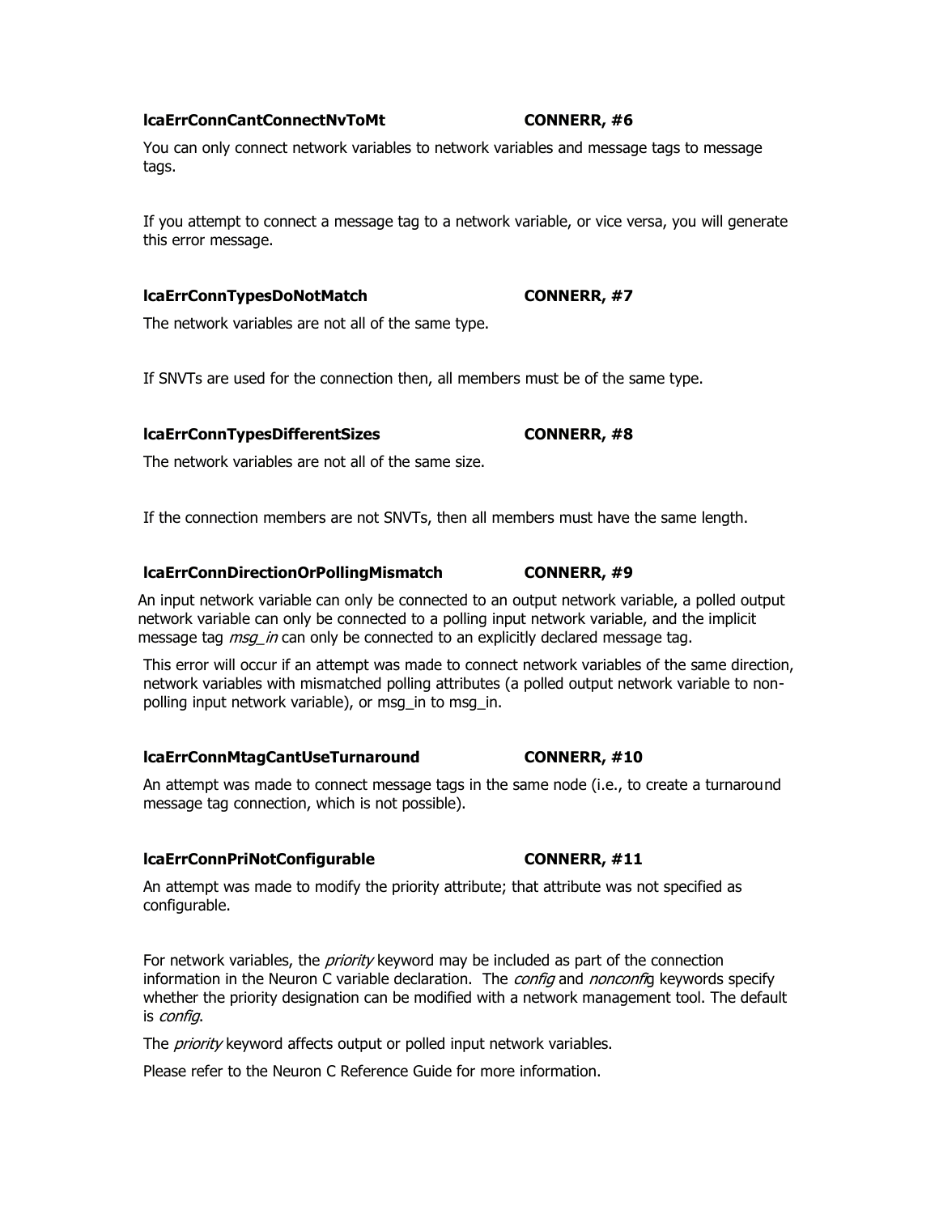**lcaErrConnCantConnectNvToMt** **CONNERR, #6**

You can only connect network variables to network variables and message tags to message tags.

If you attempt to connect a message tag to a network variable, or vice versa, you will generate this error message.

**lcaErrConnTypesDoNotMatch** **CONNERR, #7**

The network variables are not all of the same type.

If SNVTs are used for the connection then, all members must be of the same type.

**lcaErrConnTypesDifferentSizes** **CONNERR, #8**

The network variables are not all of the same size.

If the connection members are not SNVTs, then all members must have the same length.

**lcaErrConnDirectionOrPollingMismatch** **CONNERR, #9**

An input network variable can only be connected to an output network variable, a polled output network variable can only be connected to a polling input network variable, and the implicit message tag *msg_in* can only be connected to an explicitly declared message tag.

This error will occur if an attempt was made to connect network variables of the same direction, network variables with mismatched polling attributes (a polled output network variable to non-polling input network variable), or msg_in to msg_in.

**lcaErrConnMtagCantUseTurnaround** **CONNERR, #10**

An attempt was made to connect message tags in the same node (i.e., to create a turnaround message tag connection, which is not possible).

**lcaErrConnPriNotConfigurable** **CONNERR, #11**

An attempt was made to modify the priority attribute; that attribute was not specified as configurable.

For network variables, the *priority* keyword may be included as part of the connection information in the Neuron C variable declaration. The *config* and *nonconfig* keywords specify whether the priority designation can be modified with a network management tool. The default is *config*.

The *priority* keyword affects output or polled input network variables.

Please refer to the Neuron C Reference Guide for more information.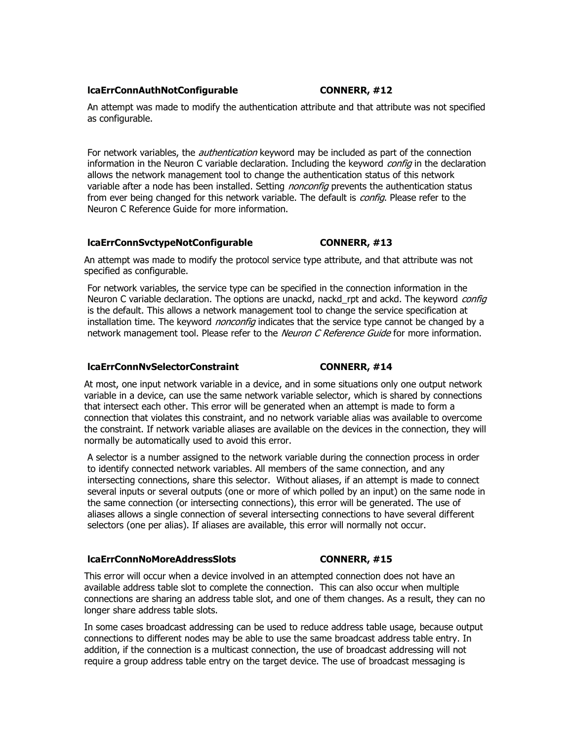**lcaErrConnAuthNotConfigurable CONNERR, #12**

An attempt was made to modify the authentication attribute and that attribute was not specified as configurable.

For network variables, the *authentication* keyword may be included as part of the connection information in the Neuron C variable declaration. Including the keyword *config* in the declaration allows the network management tool to change the authentication status of this network variable after a node has been installed. Setting *nonconfig* prevents the authentication status from ever being changed for this network variable. The default is *config*. Please refer to the Neuron C Reference Guide for more information.

**lcaErrConnSvctypeNotConfigurable CONNERR, #13**

An attempt was made to modify the protocol service type attribute, and that attribute was not specified as configurable.

For network variables, the service type can be specified in the connection information in the Neuron C variable declaration. The options are unackd, nackd_rpt and ackd. The keyword *config* is the default. This allows a network management tool to change the service specification at installation time. The keyword *nonconfig* indicates that the service type cannot be changed by a network management tool. Please refer to the *Neuron C Reference Guide* for more information.

**lcaErrConnNvSelectorConstraint CONNERR, #14**

At most, one input network variable in a device, and in some situations only one output network variable in a device, can use the same network variable selector, which is shared by connections that intersect each other. This error will be generated when an attempt is made to form a connection that violates this constraint, and no network variable alias was available to overcome the constraint. If network variable aliases are available on the devices in the connection, they will normally be automatically used to avoid this error.

A selector is a number assigned to the network variable during the connection process in order to identify connected network variables. All members of the same connection, and any intersecting connections, share this selector. Without aliases, if an attempt is made to connect several inputs or several outputs (one or more of which polled by an input) on the same node in the same connection (or intersecting connections), this error will be generated. The use of aliases allows a single connection of several intersecting connections to have several different selectors (one per alias). If aliases are available, this error will normally not occur.

**lcaErrConnNoMoreAddressSlots CONNERR, #15**

This error will occur when a device involved in an attempted connection does not have an available address table slot to complete the connection. This can also occur when multiple connections are sharing an address table slot, and one of them changes. As a result, they can no longer share address table slots.

In some cases broadcast addressing can be used to reduce address table usage, because output connections to different nodes may be able to use the same broadcast address table entry. In addition, if the connection is a multicast connection, the use of broadcast addressing will not require a group address table entry on the target device. The use of broadcast messaging is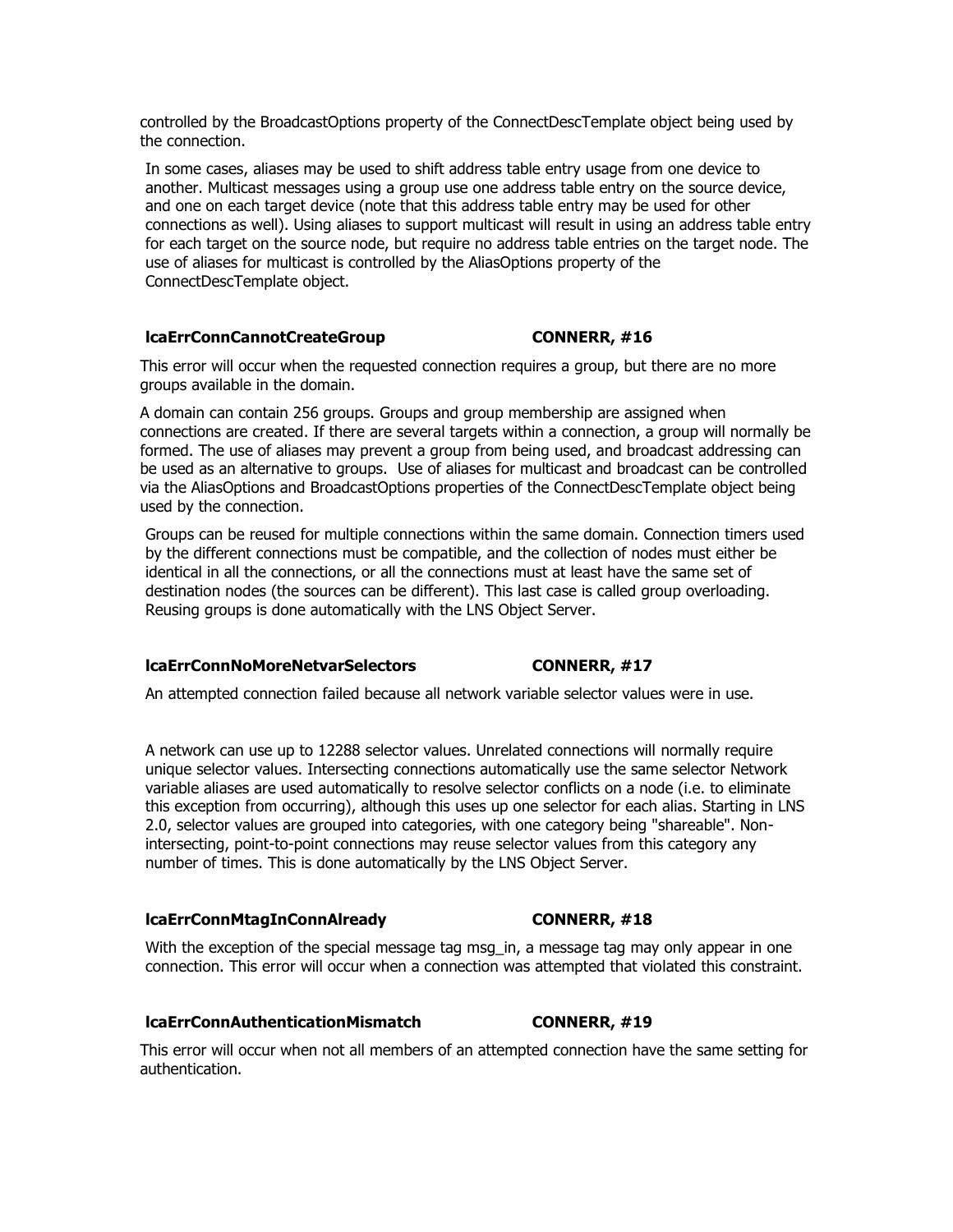controlled by the BroadcastOptions property of the ConnectDescTemplate object being used by the connection.

In some cases, aliases may be used to shift address table entry usage from one device to another. Multicast messages using a group use one address table entry on the source device, and one on each target device (note that this address table entry may be used for other connections as well). Using aliases to support multicast will result in using an address table entry for each target on the source node, but require no address table entries on the target node. The use of aliases for multicast is controlled by the AliasOptions property of the ConnectDescTemplate object.

### lcaErrConnCannotCreateGroup CONNERR, #16

This error will occur when the requested connection requires a group, but there are no more groups available in the domain.

A domain can contain 256 groups. Groups and group membership are assigned when connections are created. If there are several targets within a connection, a group will normally be formed. The use of aliases may prevent a group from being used, and broadcast addressing can be used as an alternative to groups. Use of aliases for multicast and broadcast can be controlled via the AliasOptions and BroadcastOptions properties of the ConnectDescTemplate object being used by the connection.

Groups can be reused for multiple connections within the same domain. Connection timers used by the different connections must be compatible, and the collection of nodes must either be identical in all the connections, or all the connections must at least have the same set of destination nodes (the sources can be different). This last case is called group overloading. Reusing groups is done automatically with the LNS Object Server.

### lcaErrConnNoMoreNetvarSelectors CONNERR, #17

An attempted connection failed because all network variable selector values were in use.

A network can use up to 12288 selector values. Unrelated connections will normally require unique selector values. Intersecting connections automatically use the same selector Network variable aliases are used automatically to resolve selector conflicts on a node (i.e. to eliminate this exception from occurring), although this uses up one selector for each alias. Starting in LNS 2.0, selector values are grouped into categories, with one category being "shareable". Non-intersecting, point-to-point connections may reuse selector values from this category any number of times. This is done automatically by the LNS Object Server.

### lcaErrConnMtagInConnAlready CONNERR, #18

With the exception of the special message tag msg_in, a message tag may only appear in one connection. This error will occur when a connection was attempted that violated this constraint.

### lcaErrConnAuthenticationMismatch CONNERR, #19

This error will occur when not all members of an attempted connection have the same setting for authentication.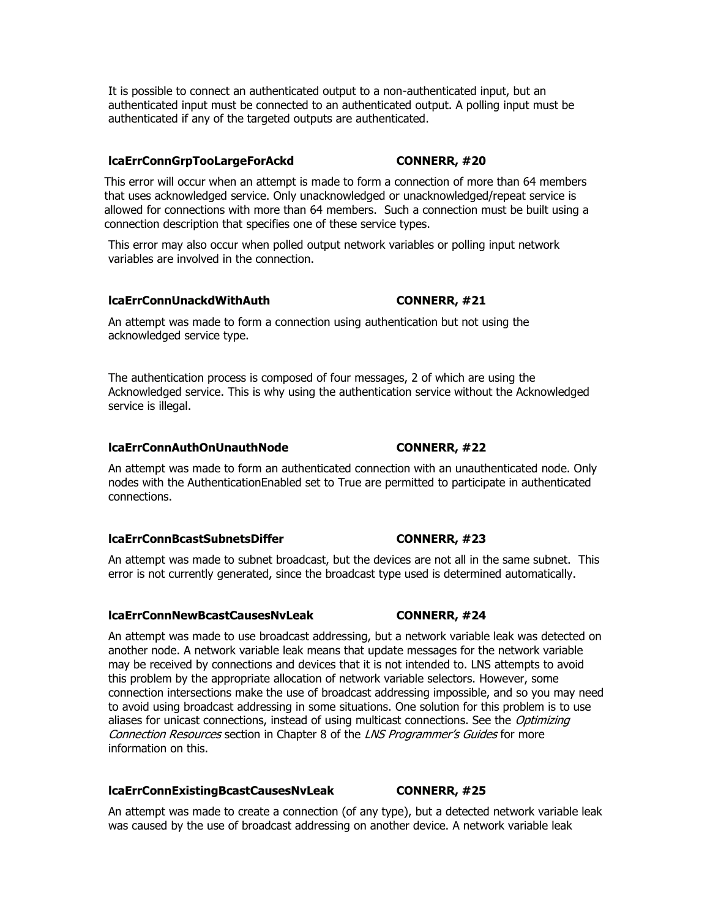It is possible to connect an authenticated output to a non-authenticated input, but an authenticated input must be connected to an authenticated output. A polling input must be authenticated if any of the targeted outputs are authenticated.

### lcaErrConnGrpTooLargeForAckd CONNERR, #20

This error will occur when an attempt is made to form a connection of more than 64 members that uses acknowledged service. Only unacknowledged or unacknowledged/repeat service is allowed for connections with more than 64 members. Such a connection must be built using a connection description that specifies one of these service types.

This error may also occur when polled output network variables or polling input network variables are involved in the connection.

### lcaErrConnUnackdWithAuth CONNERR, #21

An attempt was made to form a connection using authentication but not using the acknowledged service type.

The authentication process is composed of four messages, 2 of which are using the Acknowledged service. This is why using the authentication service without the Acknowledged service is illegal.

### lcaErrConnAuthOnUnauthNode CONNERR, #22

An attempt was made to form an authenticated connection with an unauthenticated node. Only nodes with the AuthenticationEnabled set to True are permitted to participate in authenticated connections.

### lcaErrConnBcastSubnetsDiffer CONNERR, #23

An attempt was made to subnet broadcast, but the devices are not all in the same subnet. This error is not currently generated, since the broadcast type used is determined automatically.

### lcaErrConnNewBcastCausesNvLeak CONNERR, #24

An attempt was made to use broadcast addressing, but a network variable leak was detected on another node. A network variable leak means that update messages for the network variable may be received by connections and devices that it is not intended to. LNS attempts to avoid this problem by the appropriate allocation of network variable selectors. However, some connection intersections make the use of broadcast addressing impossible, and so you may need to avoid using broadcast addressing in some situations. One solution for this problem is to use aliases for unicast connections, instead of using multicast connections. See the *Optimizing Connection Resources* section in Chapter 8 of the *LNS Programmer's Guides* for more information on this.

### lcaErrConnExistingBcastCausesNvLeak CONNERR, #25

An attempt was made to create a connection (of any type), but a detected network variable leak was caused by the use of broadcast addressing on another device. A network variable leak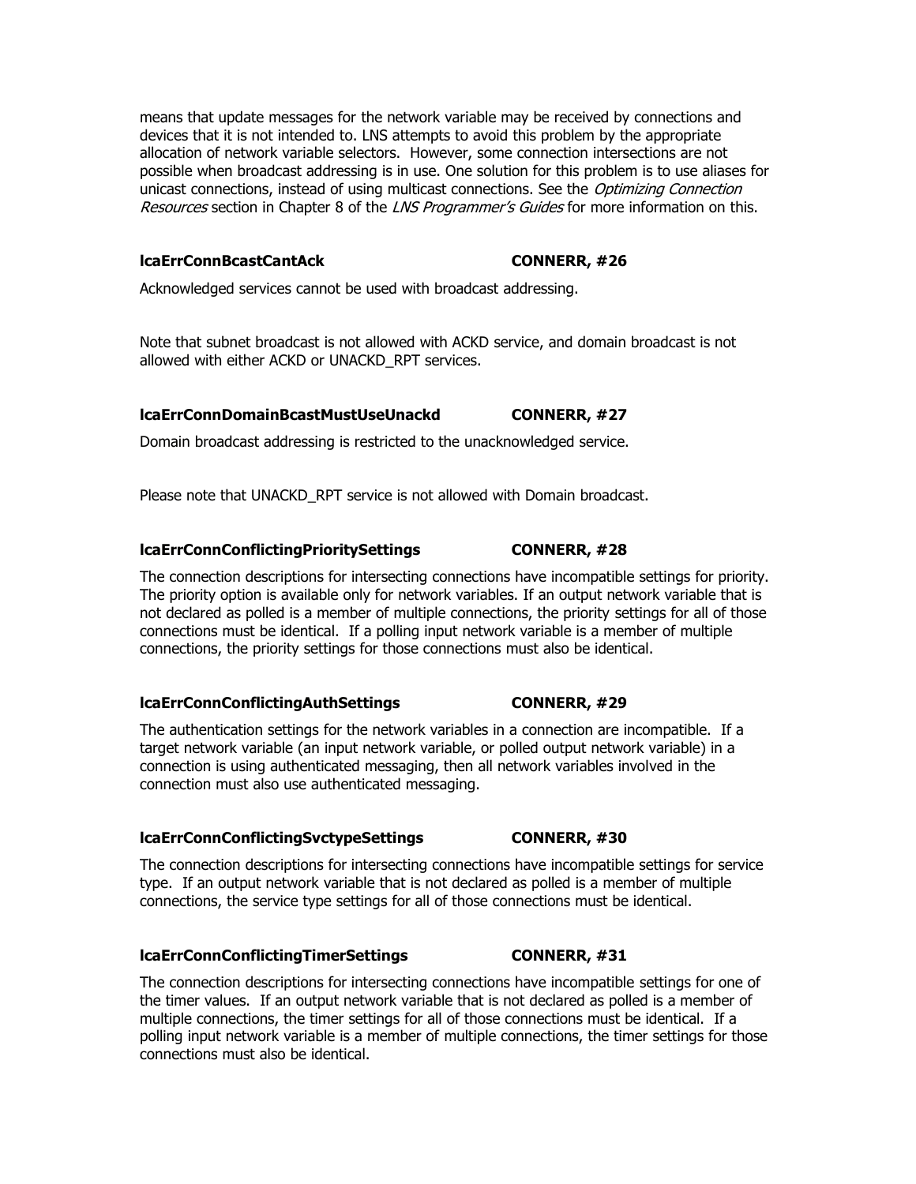means that update messages for the network variable may be received by connections and devices that it is not intended to. LNS attempts to avoid this problem by the appropriate allocation of network variable selectors. However, some connection intersections are not possible when broadcast addressing is in use. One solution for this problem is to use aliases for unicast connections, instead of using multicast connections. See the *Optimizing Connection Resources* section in Chapter 8 of the *LNS Programmer's Guides* for more information on this.

### lcaErrConnBcastCantAck CONNERR, #26

Acknowledged services cannot be used with broadcast addressing.

Note that subnet broadcast is not allowed with ACKD service, and domain broadcast is not allowed with either ACKD or UNACKD_RPT services.

### lcaErrConnDomainBcastMustUseUnackd CONNERR, #27

Domain broadcast addressing is restricted to the unacknowledged service.

Please note that UNACKD_RPT service is not allowed with Domain broadcast.

### lcaErrConnConflictingPrioritySettings CONNERR, #28

The connection descriptions for intersecting connections have incompatible settings for priority. The priority option is available only for network variables. If an output network variable that is not declared as polled is a member of multiple connections, the priority settings for all of those connections must be identical. If a polling input network variable is a member of multiple connections, the priority settings for those connections must also be identical.

### lcaErrConnConflictingAuthSettings CONNERR, #29

The authentication settings for the network variables in a connection are incompatible. If a target network variable (an input network variable, or polled output network variable) in a connection is using authenticated messaging, then all network variables involved in the connection must also use authenticated messaging.

### lcaErrConnConflictingSvctypeSettings CONNERR, #30

The connection descriptions for intersecting connections have incompatible settings for service type. If an output network variable that is not declared as polled is a member of multiple connections, the service type settings for all of those connections must be identical.

### lcaErrConnConflictingTimerSettings CONNERR, #31

The connection descriptions for intersecting connections have incompatible settings for one of the timer values. If an output network variable that is not declared as polled is a member of multiple connections, the timer settings for all of those connections must be identical. If a polling input network variable is a member of multiple connections, the timer settings for those connections must also be identical.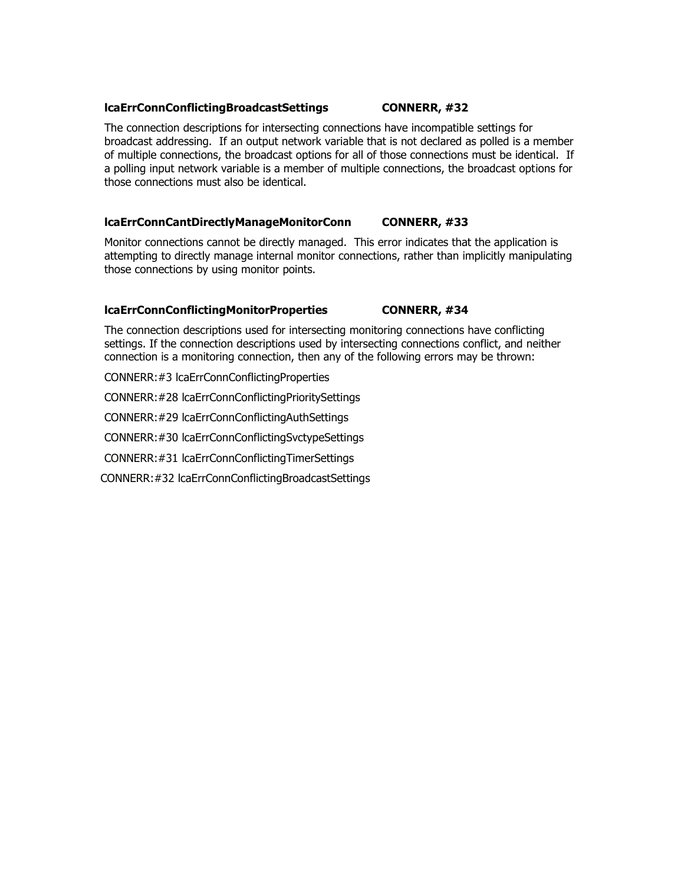### lcaErrConnConflictingBroadcastSettings CONNERR, #32

The connection descriptions for intersecting connections have incompatible settings for broadcast addressing. If an output network variable that is not declared as polled is a member of multiple connections, the broadcast options for all of those connections must be identical. If a polling input network variable is a member of multiple connections, the broadcast options for those connections must also be identical.

### lcaErrConnCantDirectlyManageMonitorConn CONNERR, #33

Monitor connections cannot be directly managed. This error indicates that the application is attempting to directly manage internal monitor connections, rather than implicitly manipulating those connections by using monitor points.

### lcaErrConnConflictingMonitorProperties CONNERR, #34

The connection descriptions used for intersecting monitoring connections have conflicting settings. If the connection descriptions used by intersecting connections conflict, and neither connection is a monitoring connection, then any of the following errors may be thrown:

CONNERR:#3 lcaErrConnConflictingProperties

CONNERR:#28 lcaErrConnConflictingPrioritySettings

CONNERR:#29 lcaErrConnConflictingAuthSettings

CONNERR:#30 lcaErrConnConflictingSvctypeSettings

CONNERR:#31 lcaErrConnConflictingTimerSettings

CONNERR:#32 lcaErrConnConflictingBroadcastSettings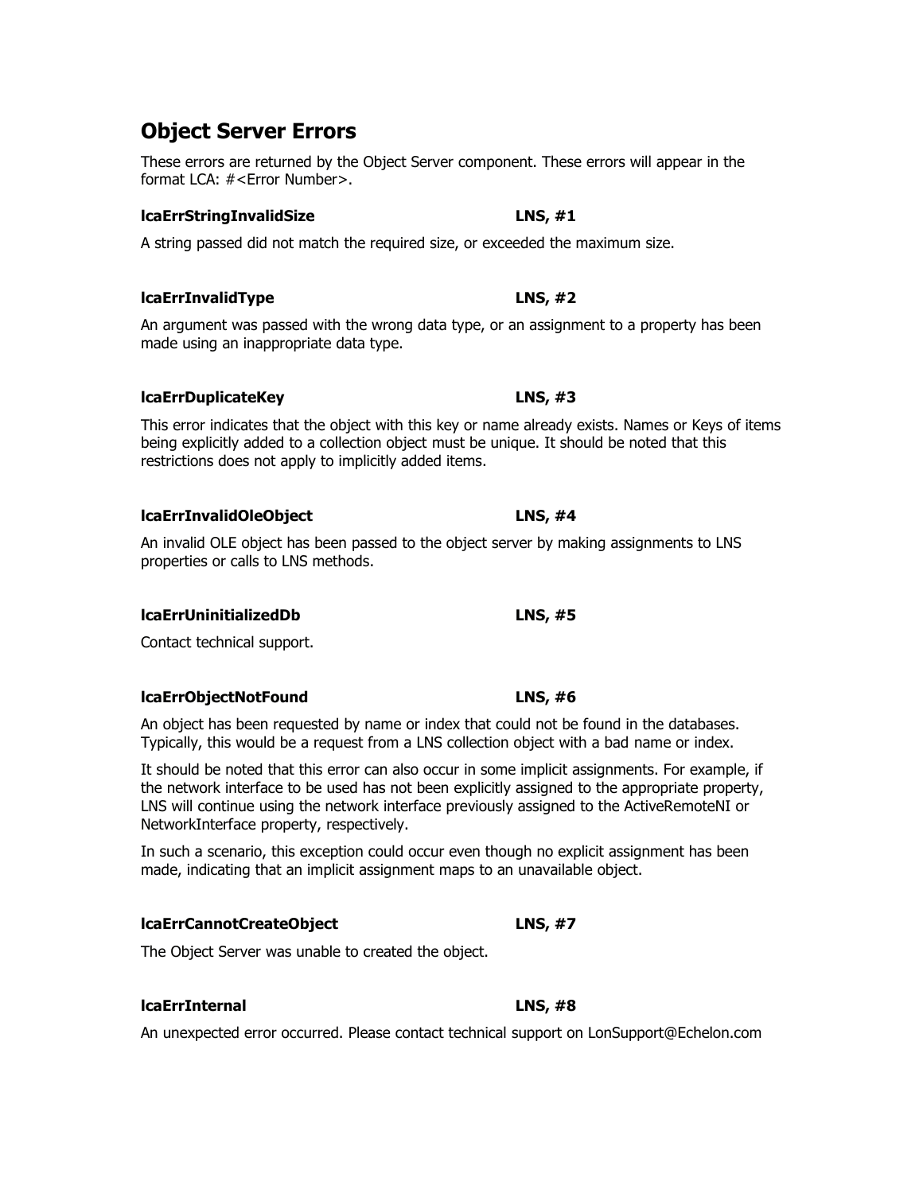## Object Server Errors

These errors are returned by the Object Server component. These errors will appear in the format LCA: #<Error Number>.

**lcaErrStringInvalidSize** **LNS, #1**

A string passed did not match the required size, or exceeded the maximum size.

**lcaErrInvalidType** **LNS, #2**

An argument was passed with the wrong data type, or an assignment to a property has been made using an inappropriate data type.

**lcaErrDuplicateKey** **LNS, #3**

This error indicates that the object with this key or name already exists. Names or Keys of items being explicitly added to a collection object must be unique. It should be noted that this restrictions does not apply to implicitly added items.

**lcaErrInvalidOleObject** **LNS, #4**

An invalid OLE object has been passed to the object server by making assignments to LNS properties or calls to LNS methods.

**lcaErrUninitializedDb** **LNS, #5**

Contact technical support.

**lcaErrObjectNotFound** **LNS, #6**

An object has been requested by name or index that could not be found in the databases. Typically, this would be a request from a LNS collection object with a bad name or index.

It should be noted that this error can also occur in some implicit assignments. For example, if the network interface to be used has not been explicitly assigned to the appropriate property, LNS will continue using the network interface previously assigned to the ActiveRemoteNI or NetworkInterface property, respectively.

In such a scenario, this exception could occur even though no explicit assignment has been made, indicating that an implicit assignment maps to an unavailable object.

**lcaErrCannotCreateObject** **LNS, #7**

The Object Server was unable to created the object.

**lcaErrInternal** **LNS, #8**

An unexpected error occurred. Please contact technical support on LonSupport@Echelon.com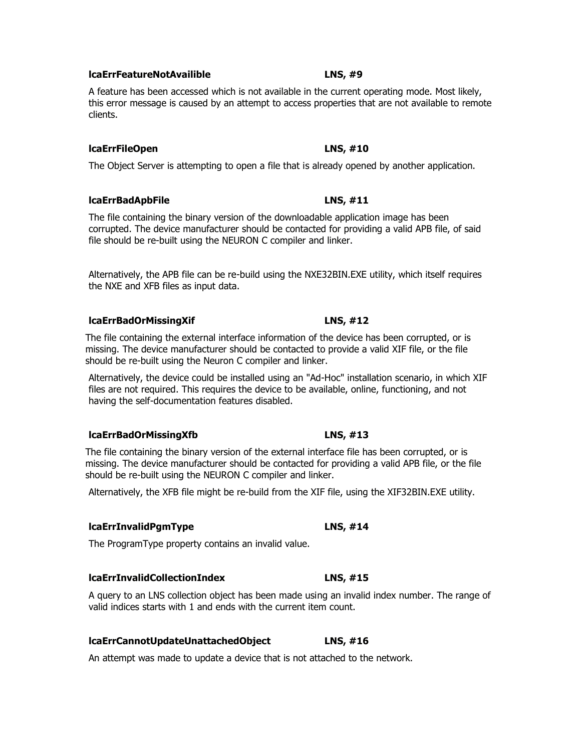**lcaErrFeatureNotAvailible** **LNS, #9**

A feature has been accessed which is not available in the current operating mode. Most likely, this error message is caused by an attempt to access properties that are not available to remote clients.

**lcaErrFileOpen** **LNS, #10**

The Object Server is attempting to open a file that is already opened by another application.

**lcaErrBadApbFile** **LNS, #11**

The file containing the binary version of the downloadable application image has been corrupted. The device manufacturer should be contacted for providing a valid APB file, of said file should be re-built using the NEURON C compiler and linker.

Alternatively, the APB file can be re-build using the NXE32BIN.EXE utility, which itself requires the NXE and XFB files as input data.

**lcaErrBadOrMissingXif** **LNS, #12**

The file containing the external interface information of the device has been corrupted, or is missing. The device manufacturer should be contacted to provide a valid XIF file, or the file should be re-built using the Neuron C compiler and linker.

Alternatively, the device could be installed using an "Ad-Hoc" installation scenario, in which XIF files are not required. This requires the device to be available, online, functioning, and not having the self-documentation features disabled.

**lcaErrBadOrMissingXfb** **LNS, #13**

The file containing the binary version of the external interface file has been corrupted, or is missing. The device manufacturer should be contacted for providing a valid APB file, or the file should be re-built using the NEURON C compiler and linker.

Alternatively, the XFB file might be re-build from the XIF file, using the XIF32BIN.EXE utility.

**lcaErrInvalidPgmType** **LNS, #14**

The ProgramType property contains an invalid value.

**lcaErrInvalidCollectionIndex** **LNS, #15**

A query to an LNS collection object has been made using an invalid index number. The range of valid indices starts with 1 and ends with the current item count.

**lcaErrCannotUpdateUnattachedObject** **LNS, #16**

An attempt was made to update a device that is not attached to the network.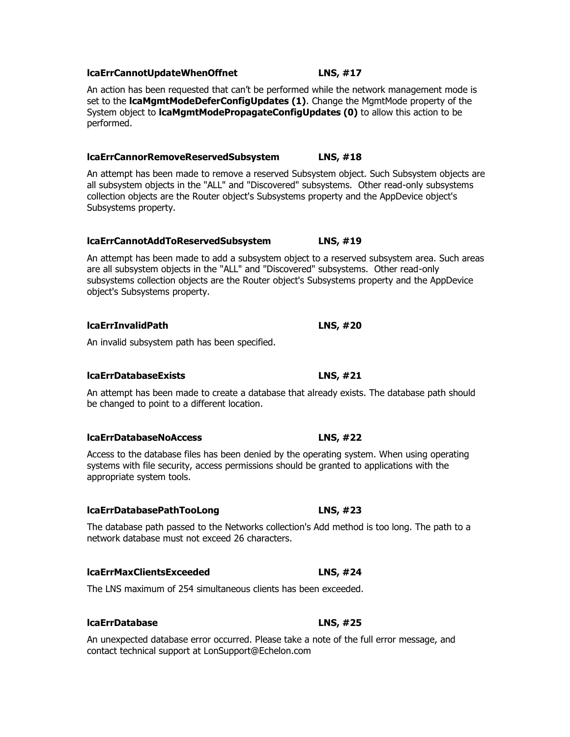**lcaErrCannotUpdateWhenOffnet** **LNS, #17**

An action has been requested that can't be performed while the network management mode is set to the **lcaMgmtModeDeferConfigUpdates (1)**. Change the MgmtMode property of the System object to **lcaMgmtModePropagateConfigUpdates (0)** to allow this action to be performed.

**lcaErrCannorRemoveReservedSubsystem** **LNS, #18**

An attempt has been made to remove a reserved Subsystem object. Such Subsystem objects are all subsystem objects in the "ALL" and "Discovered" subsystems. Other read-only subsystems collection objects are the Router object's Subsystems property and the AppDevice object's Subsystems property.

**lcaErrCannotAddToReservedSubsystem** **LNS, #19**

An attempt has been made to add a subsystem object to a reserved subsystem area. Such areas are all subsystem objects in the "ALL" and "Discovered" subsystems. Other read-only subsystems collection objects are the Router object's Subsystems property and the AppDevice object's Subsystems property.

**lcaErrInvalidPath** **LNS, #20**

An invalid subsystem path has been specified.

**lcaErrDatabaseExists** **LNS, #21**

An attempt has been made to create a database that already exists. The database path should be changed to point to a different location.

**lcaErrDatabaseNoAccess** **LNS, #22**

Access to the database files has been denied by the operating system. When using operating systems with file security, access permissions should be granted to applications with the appropriate system tools.

**lcaErrDatabasePathTooLong** **LNS, #23**

The database path passed to the Networks collection's Add method is too long. The path to a network database must not exceed 26 characters.

**lcaErrMaxClientsExceeded** **LNS, #24**

The LNS maximum of 254 simultaneous clients has been exceeded.

**lcaErrDatabase** **LNS, #25**

An unexpected database error occurred. Please take a note of the full error message, and contact technical support at LonSupport@Echelon.com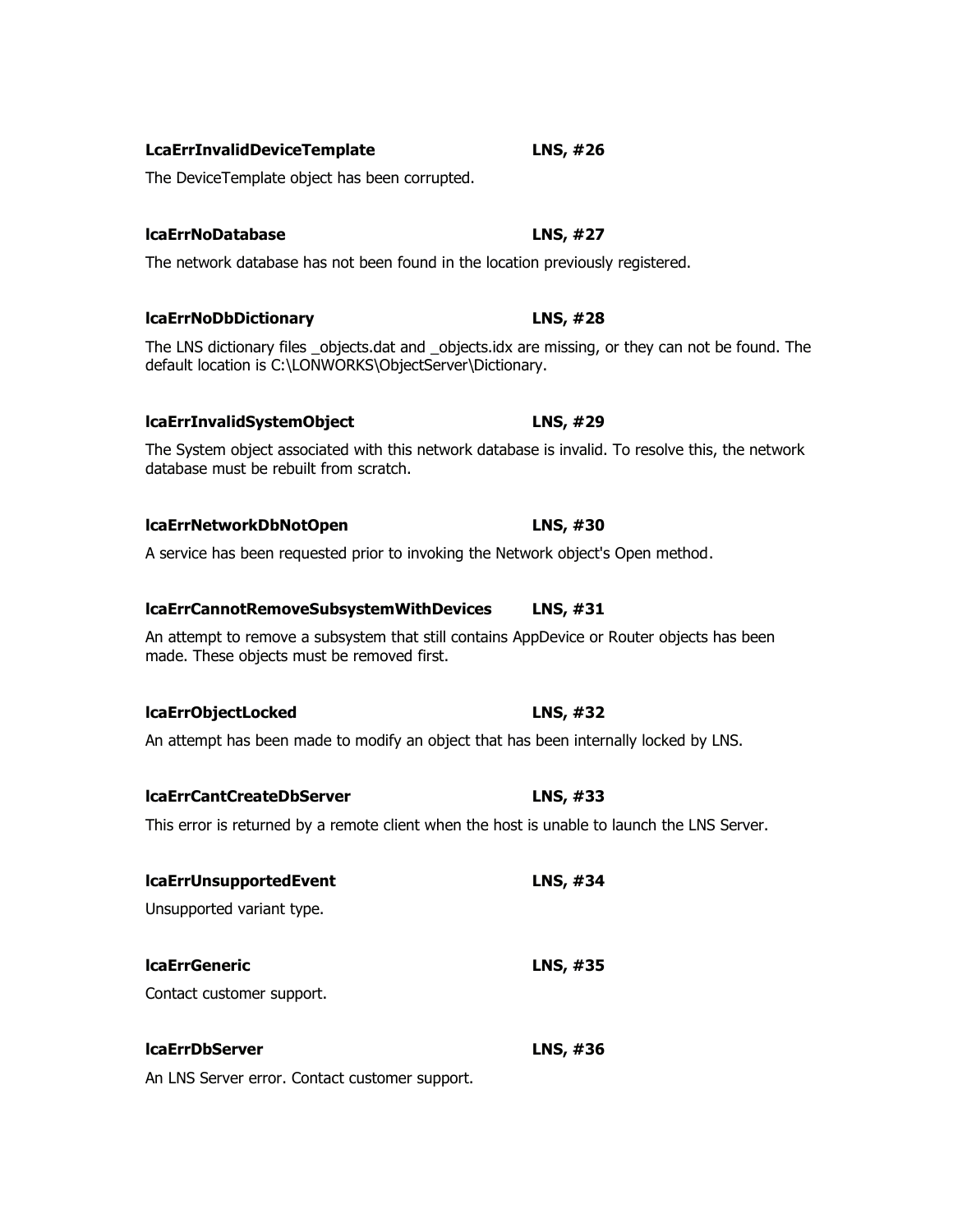**LcaErrInvalidDeviceTemplate** **LNS, #26**

The DeviceTemplate object has been corrupted.

**lcaErrNoDatabase** **LNS, #27**

The network database has not been found in the location previously registered.

**lcaErrNoDbDictionary** **LNS, #28**

The LNS dictionary files _objects.dat and _objects.idx are missing, or they can not be found. The default location is C:\LONWORKS\ObjectServer\Dictionary.

**lcaErrInvalidSystemObject** **LNS, #29**

The System object associated with this network database is invalid. To resolve this, the network database must be rebuilt from scratch.

**lcaErrNetworkDbNotOpen** **LNS, #30**

A service has been requested prior to invoking the Network object's Open method.

**lcaErrCannotRemoveSubsystemWithDevices** **LNS, #31**

An attempt to remove a subsystem that still contains AppDevice or Router objects has been made. These objects must be removed first.

**lcaErrObjectLocked** **LNS, #32**

An attempt has been made to modify an object that has been internally locked by LNS.

**lcaErrCantCreateDbServer** **LNS, #33**

This error is returned by a remote client when the host is unable to launch the LNS Server.

**lcaErrUnsupportedEvent** **LNS, #34**

Unsupported variant type.

**lcaErrGeneric** **LNS, #35**

Contact customer support.

**lcaErrDbServer** **LNS, #36**

An LNS Server error. Contact customer support.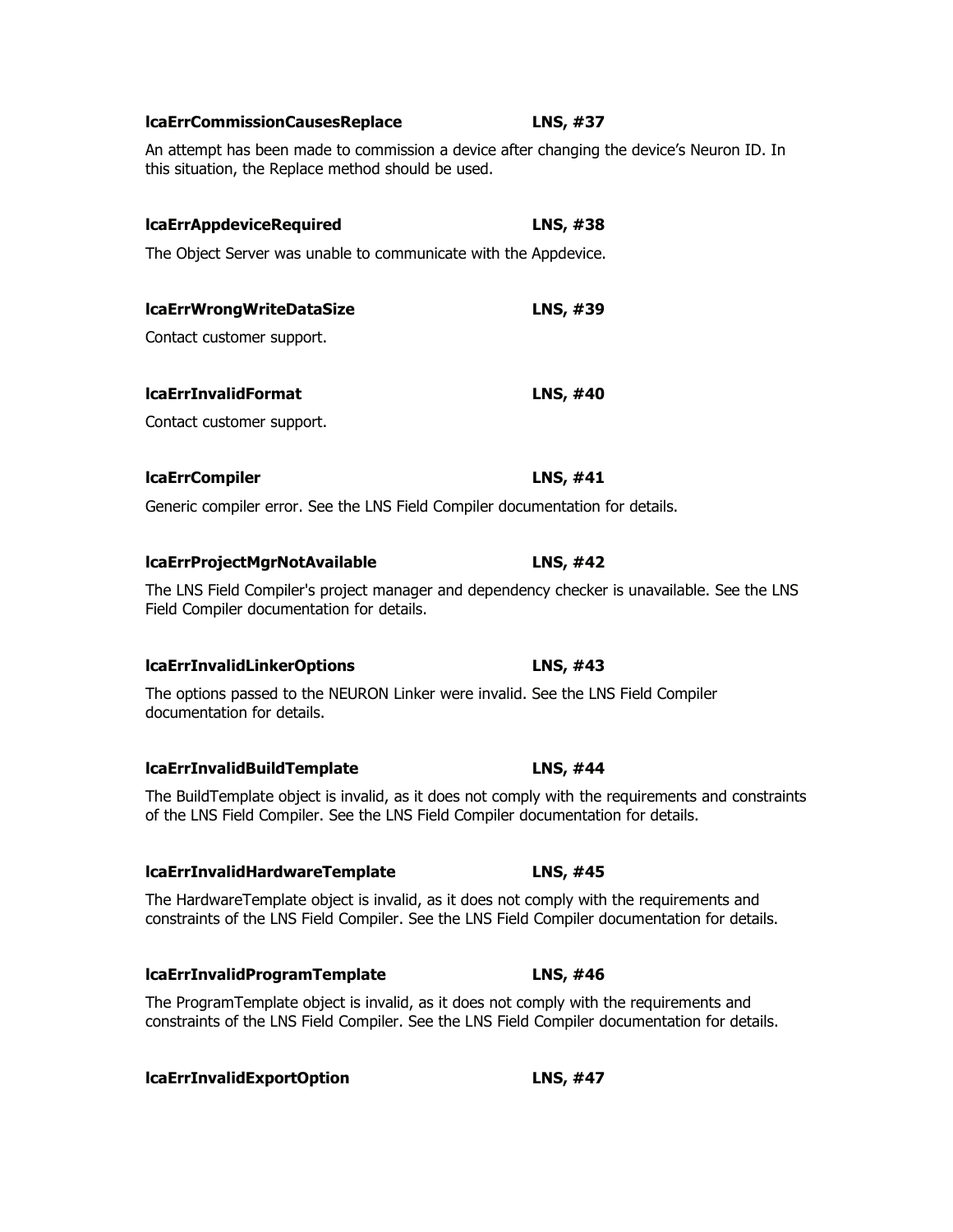**lcaErrCommissionCausesReplace** **LNS, #37**

An attempt has been made to commission a device after changing the device's Neuron ID. In this situation, the Replace method should be used.

**lcaErrAppdeviceRequired** **LNS, #38**

The Object Server was unable to communicate with the Appdevice.

**lcaErrWrongWriteDataSize** **LNS, #39**

Contact customer support.

**lcaErrInvalidFormat** **LNS, #40**

Contact customer support.

**lcaErrCompiler** **LNS, #41**

Generic compiler error. See the LNS Field Compiler documentation for details.

**lcaErrProjectMgrNotAvailable** **LNS, #42**

The LNS Field Compiler's project manager and dependency checker is unavailable. See the LNS Field Compiler documentation for details.

**lcaErrInvalidLinkerOptions** **LNS, #43**

The options passed to the NEURON Linker were invalid. See the LNS Field Compiler documentation for details.

**lcaErrInvalidBuildTemplate** **LNS, #44**

The BuildTemplate object is invalid, as it does not comply with the requirements and constraints of the LNS Field Compiler. See the LNS Field Compiler documentation for details.

**lcaErrInvalidHardwareTemplate** **LNS, #45**

The HardwareTemplate object is invalid, as it does not comply with the requirements and constraints of the LNS Field Compiler. See the LNS Field Compiler documentation for details.

**lcaErrInvalidProgramTemplate** **LNS, #46**

The ProgramTemplate object is invalid, as it does not comply with the requirements and constraints of the LNS Field Compiler. See the LNS Field Compiler documentation for details.

**lcaErrInvalidExportOption** **LNS, #47**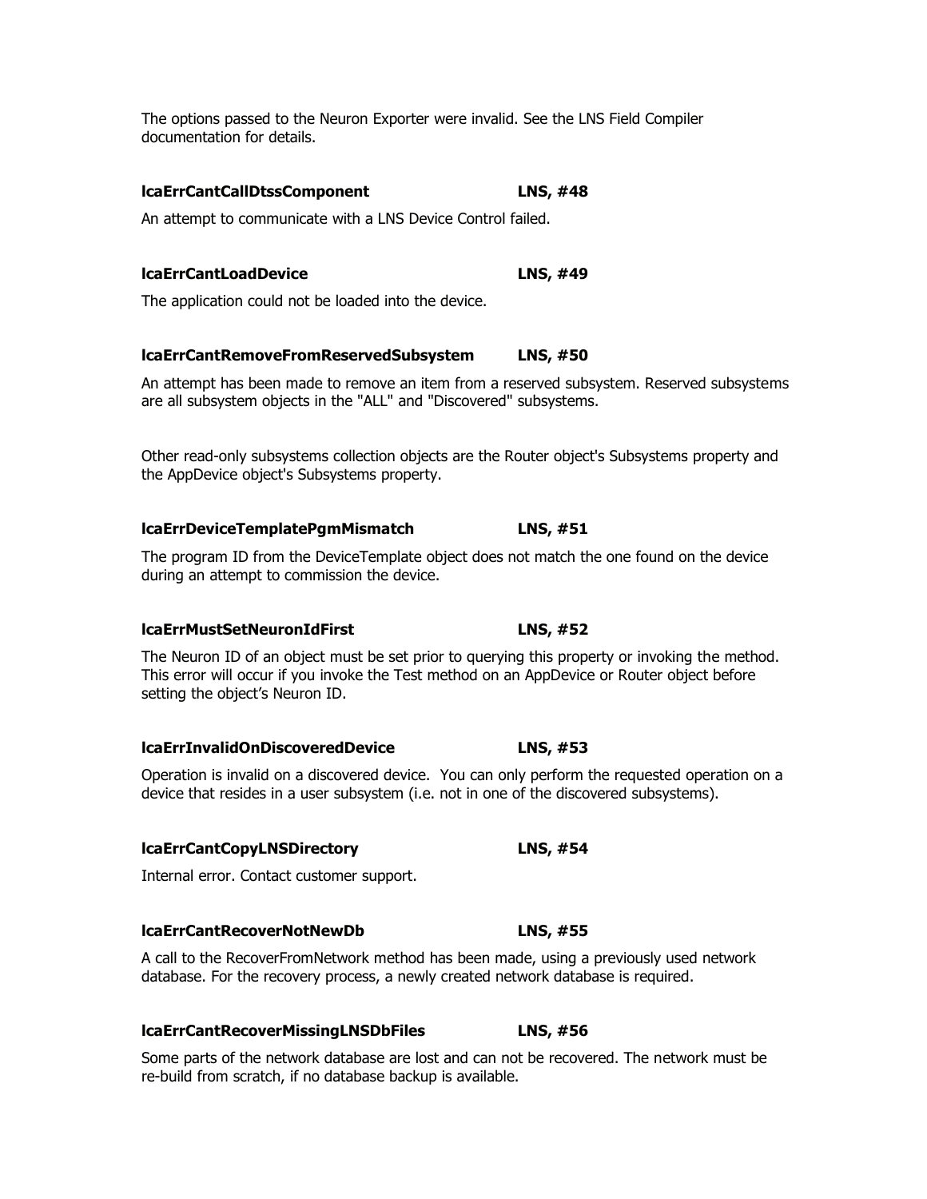The options passed to the Neuron Exporter were invalid. See the LNS Field Compiler documentation for details.

**lcaErrCantCallDtssComponent** **LNS, #48**

An attempt to communicate with a LNS Device Control failed.

**lcaErrCantLoadDevice** **LNS, #49**

The application could not be loaded into the device.

**lcaErrCantRemoveFromReservedSubsystem** **LNS, #50**

An attempt has been made to remove an item from a reserved subsystem. Reserved subsystems are all subsystem objects in the "ALL" and "Discovered" subsystems.

Other read-only subsystems collection objects are the Router object's Subsystems property and the AppDevice object's Subsystems property.

**lcaErrDeviceTemplatePgmMismatch** **LNS, #51**

The program ID from the DeviceTemplate object does not match the one found on the device during an attempt to commission the device.

**lcaErrMustSetNeuronIdFirst** **LNS, #52**

The Neuron ID of an object must be set prior to querying this property or invoking the method. This error will occur if you invoke the Test method on an AppDevice or Router object before setting the object's Neuron ID.

**lcaErrInvalidOnDiscoveredDevice** **LNS, #53**

Operation is invalid on a discovered device. You can only perform the requested operation on a device that resides in a user subsystem (i.e. not in one of the discovered subsystems).

**lcaErrCantCopyLNSDirectory** **LNS, #54**

Internal error. Contact customer support.

**lcaErrCantRecoverNotNewDb** **LNS, #55**

A call to the RecoverFromNetwork method has been made, using a previously used network database. For the recovery process, a newly created network database is required.

**lcaErrCantRecoverMissingLNSDbFiles** **LNS, #56**

Some parts of the network database are lost and can not be recovered. The network must be re-build from scratch, if no database backup is available.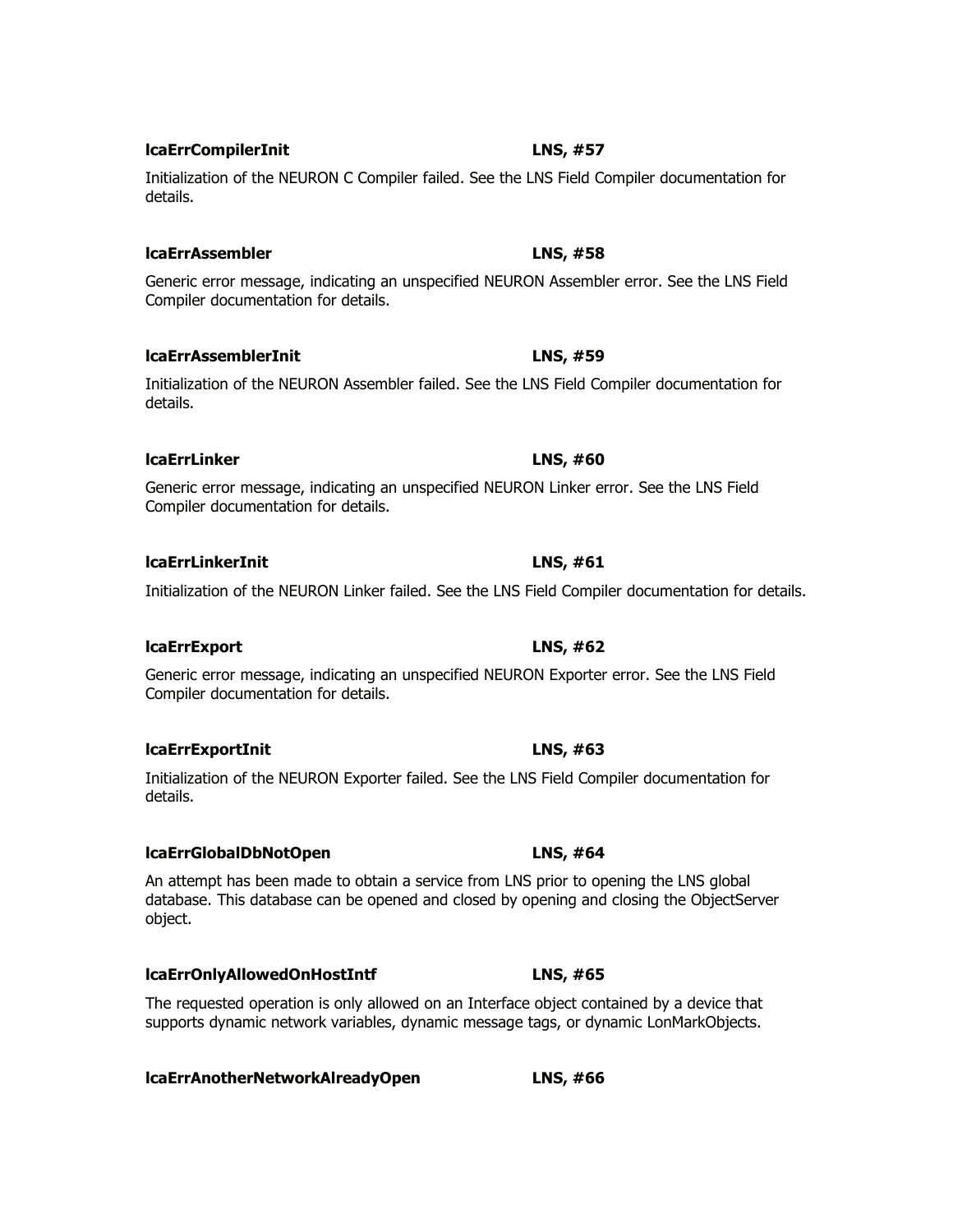**lcaErrCompilerInit** **LNS, #57**

Initialization of the NEURON C Compiler failed. See the LNS Field Compiler documentation for details.

**lcaErrAssembler** **LNS, #58**

Generic error message, indicating an unspecified NEURON Assembler error. See the LNS Field Compiler documentation for details.

**lcaErrAssemblerInit** **LNS, #59**

Initialization of the NEURON Assembler failed. See the LNS Field Compiler documentation for details.

**lcaErrLinker** **LNS, #60**

Generic error message, indicating an unspecified NEURON Linker error. See the LNS Field Compiler documentation for details.

**lcaErrLinkerInit** **LNS, #61**

Initialization of the NEURON Linker failed. See the LNS Field Compiler documentation for details.

**lcaErrExport** **LNS, #62**

Generic error message, indicating an unspecified NEURON Exporter error. See the LNS Field Compiler documentation for details.

**lcaErrExportInit** **LNS, #63**

Initialization of the NEURON Exporter failed. See the LNS Field Compiler documentation for details.

**lcaErrGlobalDbNotOpen** **LNS, #64**

An attempt has been made to obtain a service from LNS prior to opening the LNS global database. This database can be opened and closed by opening and closing the ObjectServer object.

**lcaErrOnlyAllowedOnHostIntf** **LNS, #65**

The requested operation is only allowed on an Interface object contained by a device that supports dynamic network variables, dynamic message tags, or dynamic LonMarkObjects.

**lcaErrAnotherNetworkAlreadyOpen** **LNS, #66**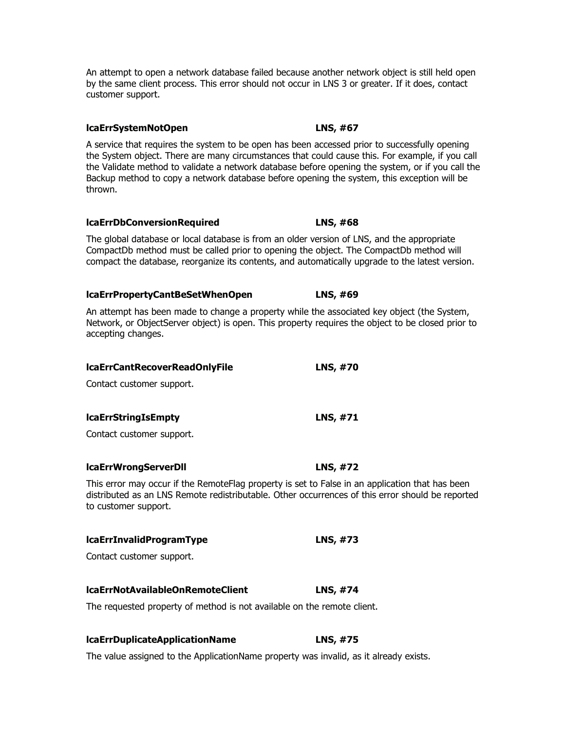An attempt to open a network database failed because another network object is still held open by the same client process. This error should not occur in LNS 3 or greater. If it does, contact customer support.

**lcaErrSystemNotOpen** **LNS, #67**

A service that requires the system to be open has been accessed prior to successfully opening the System object. There are many circumstances that could cause this. For example, if you call the Validate method to validate a network database before opening the system, or if you call the Backup method to copy a network database before opening the system, this exception will be thrown.

**lcaErrDbConversionRequired** **LNS, #68**

The global database or local database is from an older version of LNS, and the appropriate CompactDb method must be called prior to opening the object. The CompactDb method will compact the database, reorganize its contents, and automatically upgrade to the latest version.

**lcaErrPropertyCantBeSetWhenOpen** **LNS, #69**

An attempt has been made to change a property while the associated key object (the System, Network, or ObjectServer object) is open. This property requires the object to be closed prior to accepting changes.

**lcaErrCantRecoverReadOnlyFile** **LNS, #70**

Contact customer support.

**lcaErrStringIsEmpty** **LNS, #71**

Contact customer support.

**lcaErrWrongServerDll** **LNS, #72**

This error may occur if the RemoteFlag property is set to False in an application that has been distributed as an LNS Remote redistributable. Other occurrences of this error should be reported to customer support.

**lcaErrInvalidProgramType** **LNS, #73**

Contact customer support.

**lcaErrNotAvailableOnRemoteClient** **LNS, #74**

The requested property of method is not available on the remote client.

**lcaErrDuplicateApplicationName** **LNS, #75**

The value assigned to the ApplicationName property was invalid, as it already exists.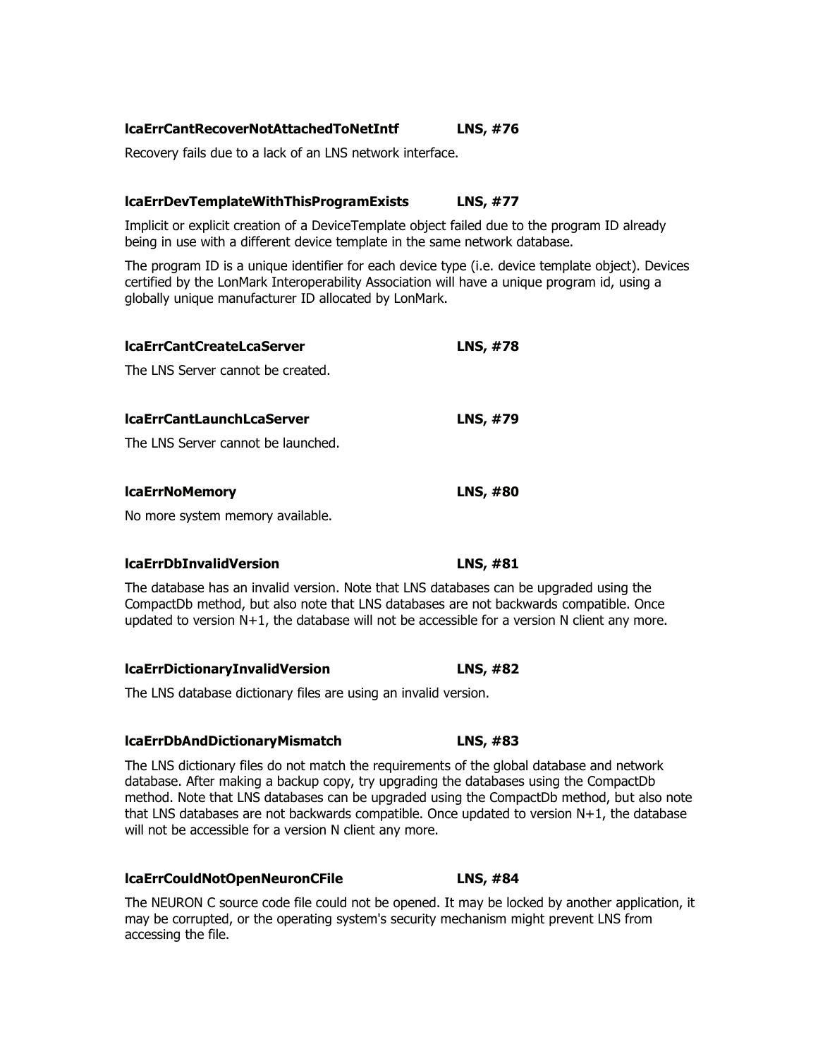**lcaErrCantRecoverNotAttachedToNetIntf LNS, #76**

Recovery fails due to a lack of an LNS network interface.

**lcaErrDevTemplateWithThisProgramExists LNS, #77**

Implicit or explicit creation of a DeviceTemplate object failed due to the program ID already being in use with a different device template in the same network database.

The program ID is a unique identifier for each device type (i.e. device template object). Devices certified by the LonMark Interoperability Association will have a unique program id, using a globally unique manufacturer ID allocated by LonMark.

**lcaErrCantCreateLcaServer LNS, #78**

The LNS Server cannot be created.

**lcaErrCantLaunchLcaServer LNS, #79**

The LNS Server cannot be launched.

**lcaErrNoMemory LNS, #80**

No more system memory available.

**lcaErrDbInvalidVersion LNS, #81**

The database has an invalid version. Note that LNS databases can be upgraded using the CompactDb method, but also note that LNS databases are not backwards compatible. Once updated to version N+1, the database will not be accessible for a version N client any more.

**lcaErrDictionaryInvalidVersion LNS, #82**

The LNS database dictionary files are using an invalid version.

**lcaErrDbAndDictionaryMismatch LNS, #83**

The LNS dictionary files do not match the requirements of the global database and network database. After making a backup copy, try upgrading the databases using the CompactDb method. Note that LNS databases can be upgraded using the CompactDb method, but also note that LNS databases are not backwards compatible. Once updated to version N+1, the database will not be accessible for a version N client any more.

**lcaErrCouldNotOpenNeuronCFile LNS, #84**

The NEURON C source code file could not be opened. It may be locked by another application, it may be corrupted, or the operating system's security mechanism might prevent LNS from accessing the file.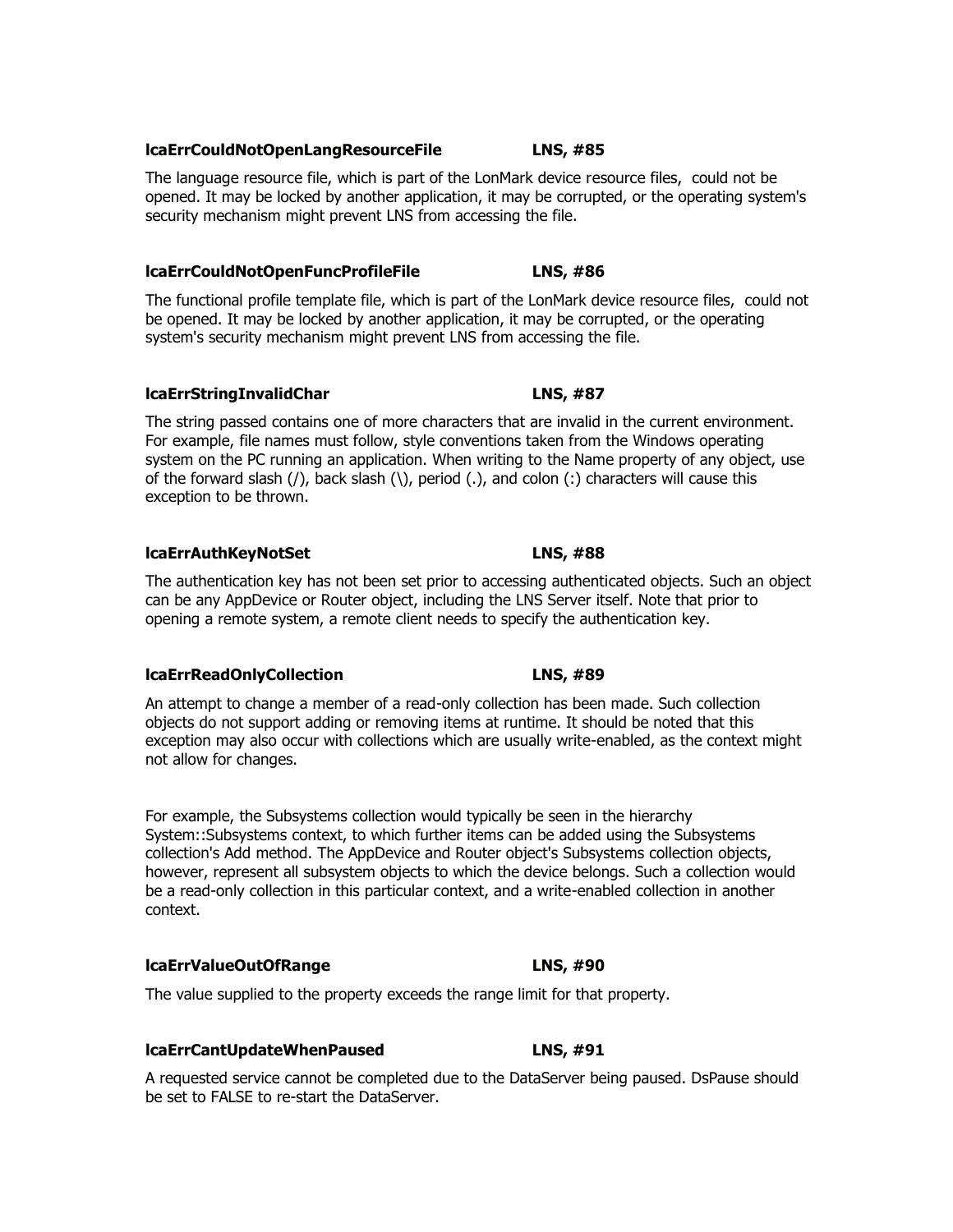**lcaErrCouldNotOpenLangResourceFile LNS, #85**

The language resource file, which is part of the LonMark device resource files, could not be opened. It may be locked by another application, it may be corrupted, or the operating system's security mechanism might prevent LNS from accessing the file.

**lcaErrCouldNotOpenFuncProfileFile LNS, #86**

The functional profile template file, which is part of the LonMark device resource files, could not be opened. It may be locked by another application, it may be corrupted, or the operating system's security mechanism might prevent LNS from accessing the file.

**lcaErrStringInvalidChar LNS, #87**

The string passed contains one of more characters that are invalid in the current environment. For example, file names must follow, style conventions taken from the Windows operating system on the PC running an application. When writing to the Name property of any object, use of the forward slash (/), back slash (\), period (.), and colon (:) characters will cause this exception to be thrown.

**lcaErrAuthKeyNotSet LNS, #88**

The authentication key has not been set prior to accessing authenticated objects. Such an object can be any AppDevice or Router object, including the LNS Server itself. Note that prior to opening a remote system, a remote client needs to specify the authentication key.

**lcaErrReadOnlyCollection LNS, #89**

An attempt to change a member of a read-only collection has been made. Such collection objects do not support adding or removing items at runtime. It should be noted that this exception may also occur with collections which are usually write-enabled, as the context might not allow for changes.

For example, the Subsystems collection would typically be seen in the hierarchy System::Subsystems context, to which further items can be added using the Subsystems collection's Add method. The AppDevice and Router object's Subsystems collection objects, however, represent all subsystem objects to which the device belongs. Such a collection would be a read-only collection in this particular context, and a write-enabled collection in another context.

**lcaErrValueOutOfRange LNS, #90**

The value supplied to the property exceeds the range limit for that property.

**lcaErrCantUpdateWhenPaused LNS, #91**

A requested service cannot be completed due to the DataServer being paused. DsPause should be set to FALSE to re-start the DataServer.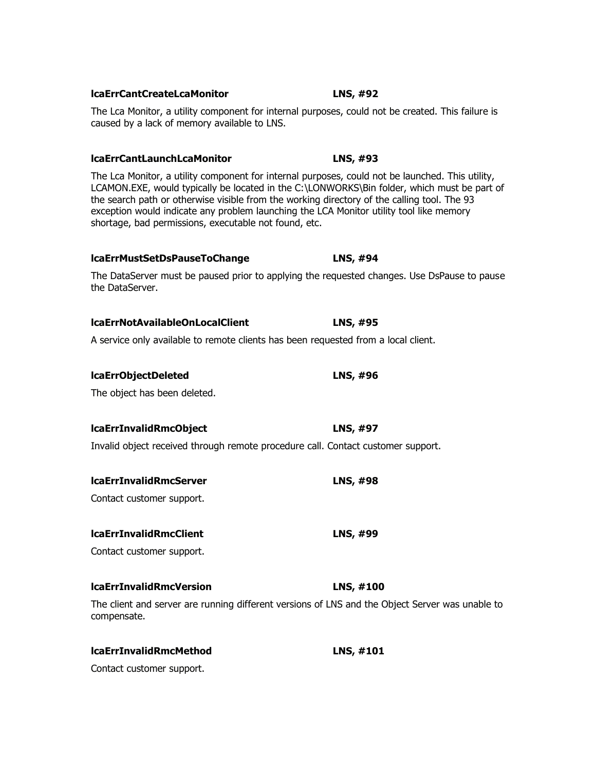**lcaErrCantCreateLcaMonitor** **LNS, #92**

The Lca Monitor, a utility component for internal purposes, could not be created. This failure is caused by a lack of memory available to LNS.

**lcaErrCantLaunchLcaMonitor** **LNS, #93**

The Lca Monitor, a utility component for internal purposes, could not be launched. This utility, LCAMON.EXE, would typically be located in the C:\LONWORKS\Bin folder, which must be part of the search path or otherwise visible from the working directory of the calling tool. The 93 exception would indicate any problem launching the LCA Monitor utility tool like memory shortage, bad permissions, executable not found, etc.

**lcaErrMustSetDsPauseToChange** **LNS, #94**

The DataServer must be paused prior to applying the requested changes. Use DsPause to pause the DataServer.

**lcaErrNotAvailableOnLocalClient** **LNS, #95**

A service only available to remote clients has been requested from a local client.

**lcaErrObjectDeleted** **LNS, #96**

The object has been deleted.

**lcaErrInvalidRmcObject** **LNS, #97**

Invalid object received through remote procedure call. Contact customer support.

**lcaErrInvalidRmcServer** **LNS, #98**

Contact customer support.

**lcaErrInvalidRmcClient** **LNS, #99**

Contact customer support.

**lcaErrInvalidRmcVersion** **LNS, #100**

The client and server are running different versions of LNS and the Object Server was unable to compensate.

**lcaErrInvalidRmcMethod** **LNS, #101**

Contact customer support.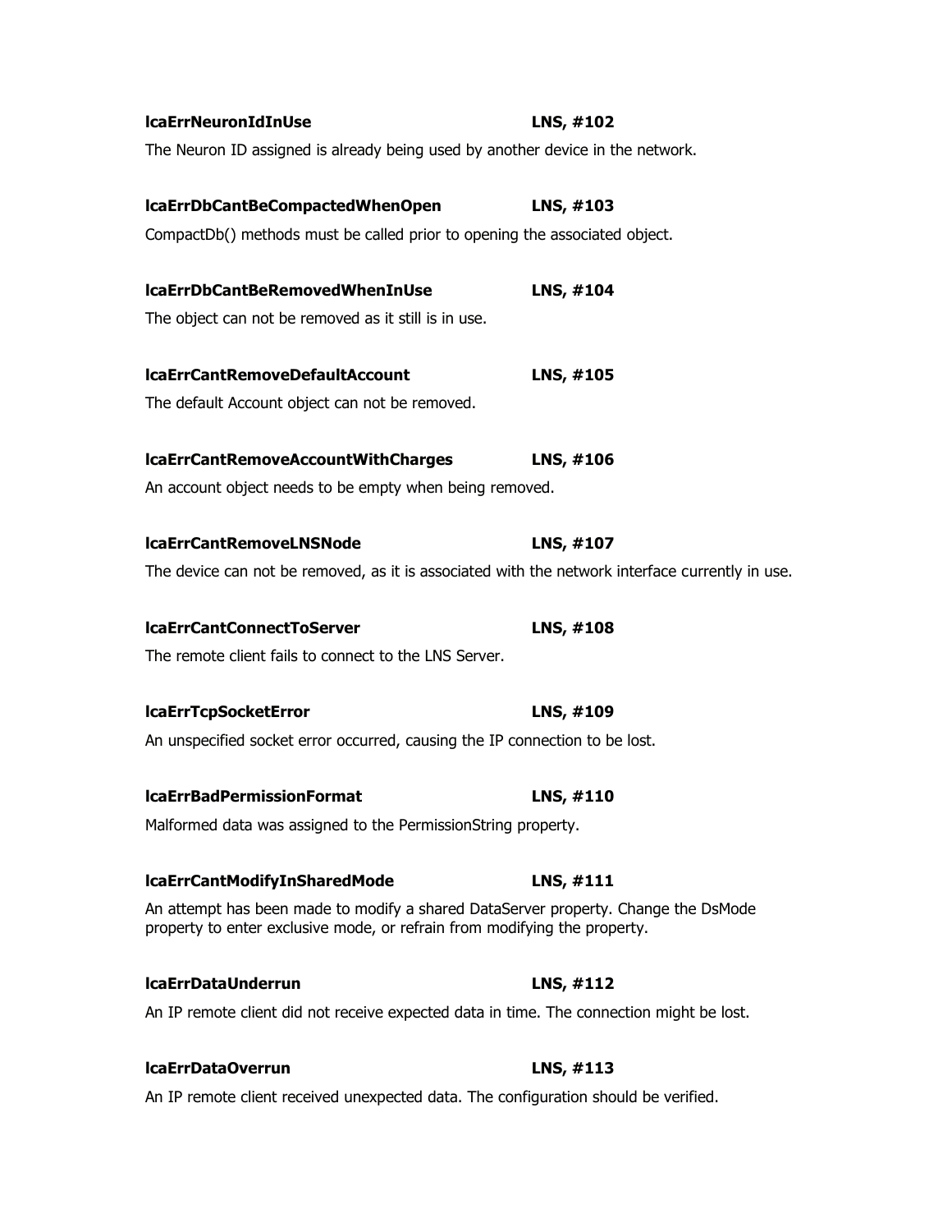**lcaErrNeuronIdInUse** **LNS, #102**

The Neuron ID assigned is already being used by another device in the network.

**lcaErrDbCantBeCompactedWhenOpen** **LNS, #103**

CompactDb() methods must be called prior to opening the associated object.

**lcaErrDbCantBeRemovedWhenInUse** **LNS, #104**

The object can not be removed as it still is in use.

**lcaErrCantRemoveDefaultAccount** **LNS, #105**

The default Account object can not be removed.

**lcaErrCantRemoveAccountWithCharges** **LNS, #106**

An account object needs to be empty when being removed.

**lcaErrCantRemoveLNSNode** **LNS, #107**

The device can not be removed, as it is associated with the network interface currently in use.

**lcaErrCantConnectToServer** **LNS, #108**

The remote client fails to connect to the LNS Server.

**lcaErrTcpSocketError** **LNS, #109**

An unspecified socket error occurred, causing the IP connection to be lost.

**lcaErrBadPermissionFormat** **LNS, #110**

Malformed data was assigned to the PermissionString property.

**lcaErrCantModifyInSharedMode** **LNS, #111**

An attempt has been made to modify a shared DataServer property. Change the DsMode property to enter exclusive mode, or refrain from modifying the property.

**lcaErrDataUnderrun** **LNS, #112**

An IP remote client did not receive expected data in time. The connection might be lost.

**lcaErrDataOverrun** **LNS, #113**

An IP remote client received unexpected data. The configuration should be verified.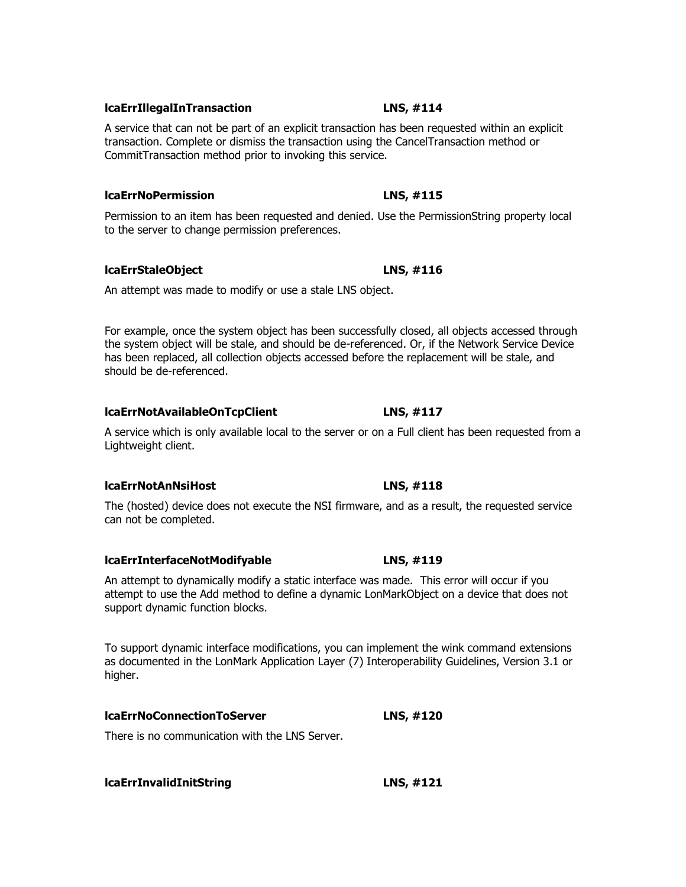**lcaErrIllegalInTransaction** **LNS, #114**

A service that can not be part of an explicit transaction has been requested within an explicit transaction. Complete or dismiss the transaction using the CancelTransaction method or CommitTransaction method prior to invoking this service.

**lcaErrNoPermission** **LNS, #115**

Permission to an item has been requested and denied. Use the PermissionString property local to the server to change permission preferences.

**lcaErrStaleObject** **LNS, #116**

An attempt was made to modify or use a stale LNS object.

For example, once the system object has been successfully closed, all objects accessed through the system object will be stale, and should be de-referenced. Or, if the Network Service Device has been replaced, all collection objects accessed before the replacement will be stale, and should be de-referenced.

**lcaErrNotAvailableOnTcpClient** **LNS, #117**

A service which is only available local to the server or on a Full client has been requested from a Lightweight client.

**lcaErrNotAnNsiHost** **LNS, #118**

The (hosted) device does not execute the NSI firmware, and as a result, the requested service can not be completed.

**lcaErrInterfaceNotModifyable** **LNS, #119**

An attempt to dynamically modify a static interface was made. This error will occur if you attempt to use the Add method to define a dynamic LonMarkObject on a device that does not support dynamic function blocks.

To support dynamic interface modifications, you can implement the wink command extensions as documented in the LonMark Application Layer (7) Interoperability Guidelines, Version 3.1 or higher.

**lcaErrNoConnectionToServer** **LNS, #120**

There is no communication with the LNS Server.

**lcaErrInvalidInitString** **LNS, #121**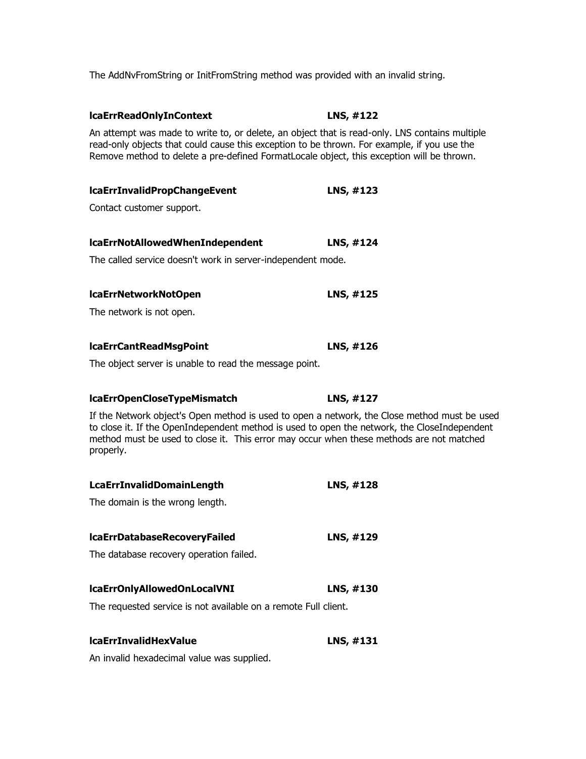The AddNvFromString or InitFromString method was provided with an invalid string.

**lcaErrReadOnlyInContext** **LNS, #122**

An attempt was made to write to, or delete, an object that is read-only. LNS contains multiple read-only objects that could cause this exception to be thrown. For example, if you use the Remove method to delete a pre-defined FormatLocale object, this exception will be thrown.

**lcaErrInvalidPropChangeEvent** **LNS, #123**

Contact customer support.

**lcaErrNotAllowedWhenIndependent** **LNS, #124**

The called service doesn't work in server-independent mode.

**lcaErrNetworkNotOpen** **LNS, #125**

The network is not open.

**lcaErrCantReadMsgPoint** **LNS, #126**

The object server is unable to read the message point.

**lcaErrOpenCloseTypeMismatch** **LNS, #127**

If the Network object's Open method is used to open a network, the Close method must be used to close it. If the OpenIndependent method is used to open the network, the CloseIndependent method must be used to close it. This error may occur when these methods are not matched properly.

**LcaErrInvalidDomainLength** **LNS, #128**

The domain is the wrong length.

**lcaErrDatabaseRecoveryFailed** **LNS, #129**

The database recovery operation failed.

**lcaErrOnlyAllowedOnLocalVNI** **LNS, #130**

The requested service is not available on a remote Full client.

**lcaErrInvalidHexValue** **LNS, #131**

An invalid hexadecimal value was supplied.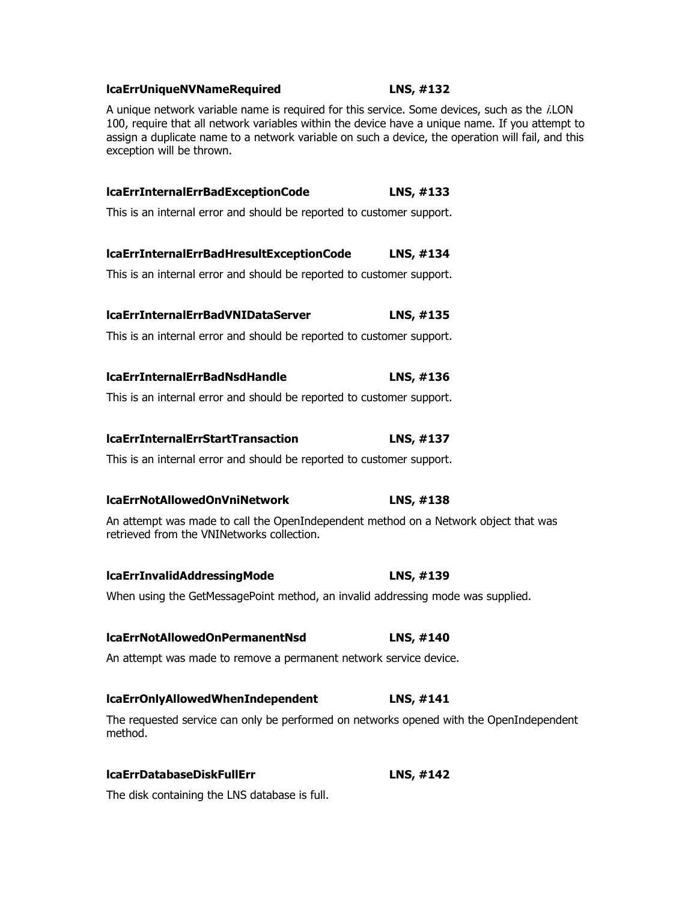**lcaErrUniqueNVNameRequired LNS, #132**

A unique network variable name is required for this service. Some devices, such as the *i.*LON 100, require that all network variables within the device have a unique name. If you attempt to assign a duplicate name to a network variable on such a device, the operation will fail, and this exception will be thrown.

**lcaErrInternalErrBadExceptionCode LNS, #133**

This is an internal error and should be reported to customer support.

**lcaErrInternalErrBadHresultExceptionCode LNS, #134**

This is an internal error and should be reported to customer support.

**lcaErrInternalErrBadVNIDataServer LNS, #135**

This is an internal error and should be reported to customer support.

**lcaErrInternalErrBadNsdHandle LNS, #136**

This is an internal error and should be reported to customer support.

**lcaErrInternalErrStartTransaction LNS, #137**

This is an internal error and should be reported to customer support.

**lcaErrNotAllowedOnVniNetwork LNS, #138**

An attempt was made to call the OpenIndependent method on a Network object that was retrieved from the VNINetworks collection.

**lcaErrInvalidAddressingMode LNS, #139**

When using the GetMessagePoint method, an invalid addressing mode was supplied.

**lcaErrNotAllowedOnPermanentNsd LNS, #140**

An attempt was made to remove a permanent network service device.

**lcaErrOnlyAllowedWhenIndependent LNS, #141**

The requested service can only be performed on networks opened with the OpenIndependent method.

**lcaErrDatabaseDiskFullErr LNS, #142**

The disk containing the LNS database is full.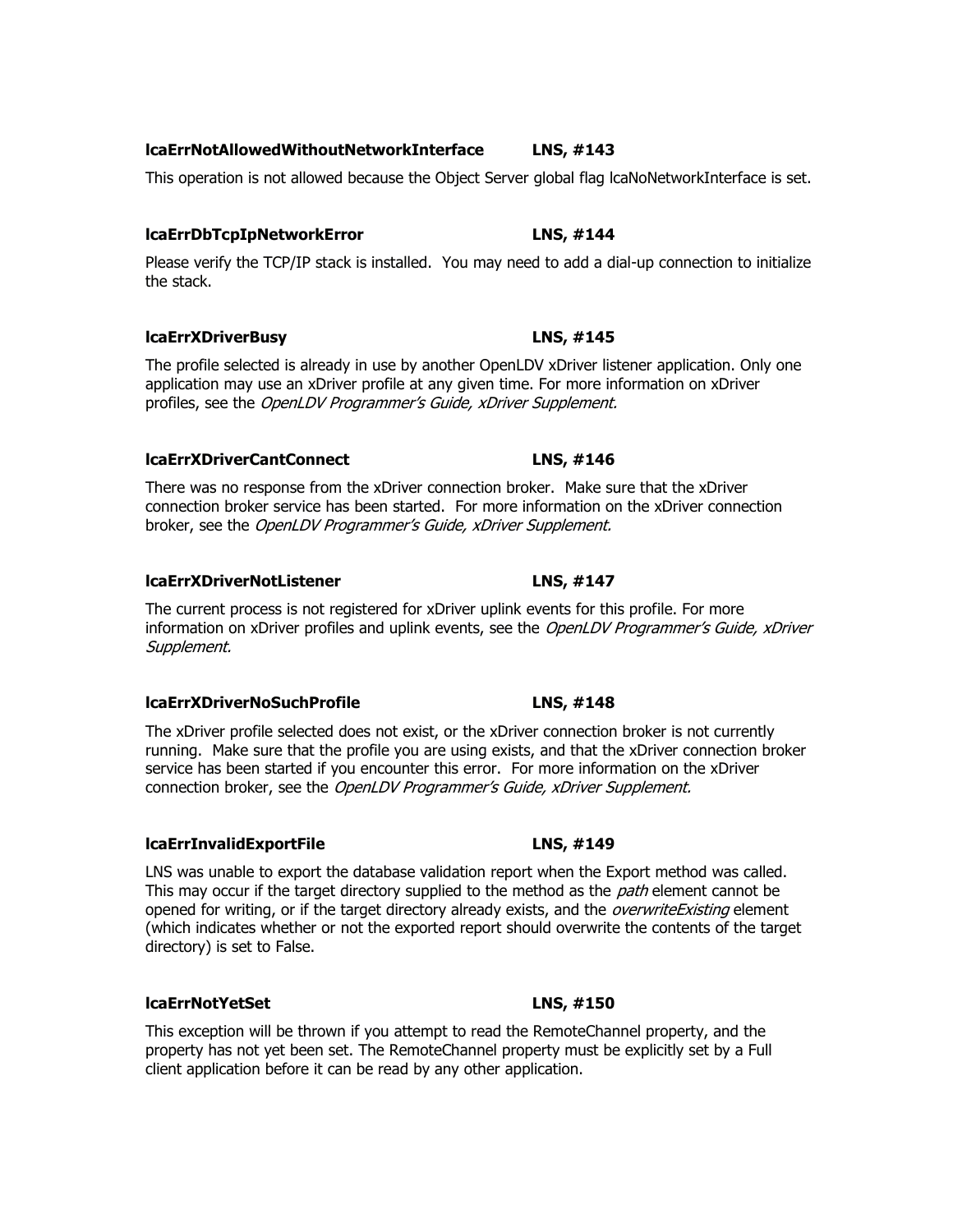**lcaErrNotAllowedWithoutNetworkInterface LNS, #143**

This operation is not allowed because the Object Server global flag lcaNoNetworkInterface is set.

**lcaErrDbTcpIpNetworkError LNS, #144**

Please verify the TCP/IP stack is installed. You may need to add a dial-up connection to initialize the stack.

**lcaErrXDriverBusy LNS, #145**

The profile selected is already in use by another OpenLDV xDriver listener application. Only one application may use an xDriver profile at any given time. For more information on xDriver profiles, see the *OpenLDV Programmer's Guide, xDriver Supplement.*

**lcaErrXDriverCantConnect LNS, #146**

There was no response from the xDriver connection broker. Make sure that the xDriver connection broker service has been started. For more information on the xDriver connection broker, see the *OpenLDV Programmer's Guide, xDriver Supplement.*

**lcaErrXDriverNotListener LNS, #147**

The current process is not registered for xDriver uplink events for this profile. For more information on xDriver profiles and uplink events, see the *OpenLDV Programmer's Guide, xDriver Supplement.*

**lcaErrXDriverNoSuchProfile LNS, #148**

The xDriver profile selected does not exist, or the xDriver connection broker is not currently running. Make sure that the profile you are using exists, and that the xDriver connection broker service has been started if you encounter this error. For more information on the xDriver connection broker, see the *OpenLDV Programmer's Guide, xDriver Supplement.*

**lcaErrInvalidExportFile LNS, #149**

LNS was unable to export the database validation report when the Export method was called. This may occur if the target directory supplied to the method as the *path* element cannot be opened for writing, or if the target directory already exists, and the *overwriteExisting* element (which indicates whether or not the exported report should overwrite the contents of the target directory) is set to False.

**lcaErrNotYetSet LNS, #150**

This exception will be thrown if you attempt to read the RemoteChannel property, and the property has not yet been set. The RemoteChannel property must be explicitly set by a Full client application before it can be read by any other application.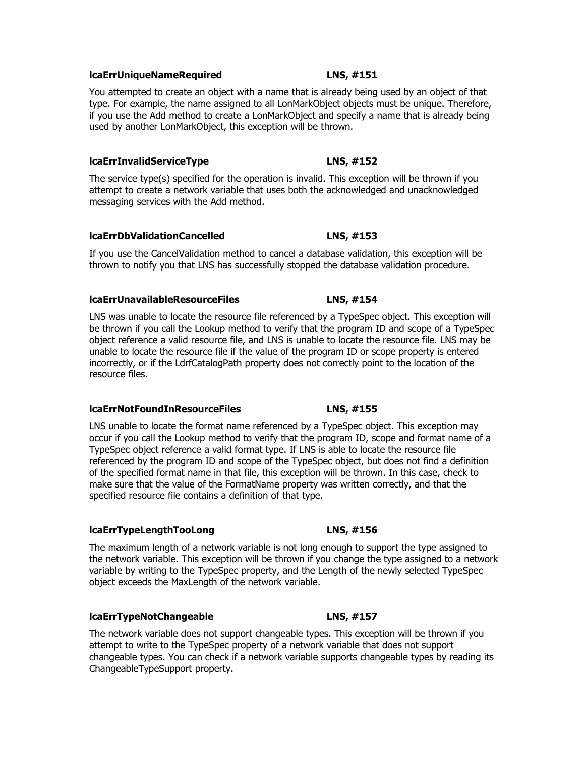**lcaErrUniqueNameRequired LNS, #151**

You attempted to create an object with a name that is already being used by an object of that type. For example, the name assigned to all LonMarkObject objects must be unique. Therefore, if you use the Add method to create a LonMarkObject and specify a name that is already being used by another LonMarkObject, this exception will be thrown.

**lcaErrInvalidServiceType LNS, #152**

The service type(s) specified for the operation is invalid. This exception will be thrown if you attempt to create a network variable that uses both the acknowledged and unacknowledged messaging services with the Add method.

**lcaErrDbValidationCancelled LNS, #153**

If you use the CancelValidation method to cancel a database validation, this exception will be thrown to notify you that LNS has successfully stopped the database validation procedure.

**lcaErrUnavailableResourceFiles LNS, #154**

LNS was unable to locate the resource file referenced by a TypeSpec object. This exception will be thrown if you call the Lookup method to verify that the program ID and scope of a TypeSpec object reference a valid resource file, and LNS is unable to locate the resource file. LNS may be unable to locate the resource file if the value of the program ID or scope property is entered incorrectly, or if the LdrfCatalogPath property does not correctly point to the location of the resource files.

**lcaErrNotFoundInResourceFiles LNS, #155**

LNS unable to locate the format name referenced by a TypeSpec object. This exception may occur if you call the Lookup method to verify that the program ID, scope and format name of a TypeSpec object reference a valid format type. If LNS is able to locate the resource file referenced by the program ID and scope of the TypeSpec object, but does not find a definition of the specified format name in that file, this exception will be thrown. In this case, check to make sure that the value of the FormatName property was written correctly, and that the specified resource file contains a definition of that type.

**lcaErrTypeLengthTooLong LNS, #156**

The maximum length of a network variable is not long enough to support the type assigned to the network variable. This exception will be thrown if you change the type assigned to a network variable by writing to the TypeSpec property, and the Length of the newly selected TypeSpec object exceeds the MaxLength of the network variable.

**lcaErrTypeNotChangeable LNS, #157**

The network variable does not support changeable types. This exception will be thrown if you attempt to write to the TypeSpec property of a network variable that does not support changeable types. You can check if a network variable supports changeable types by reading its ChangeableTypeSupport property.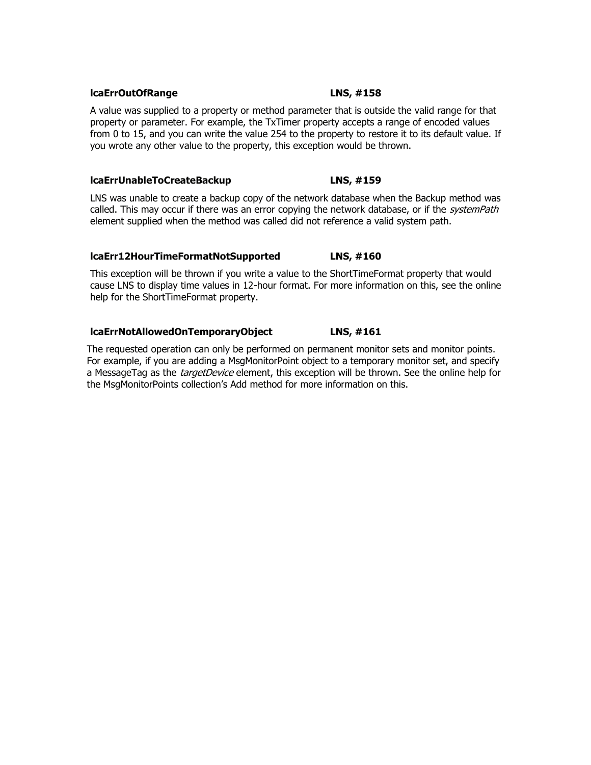**lcaErrOutOfRange** **LNS, #158**

A value was supplied to a property or method parameter that is outside the valid range for that property or parameter. For example, the TxTimer property accepts a range of encoded values from 0 to 15, and you can write the value 254 to the property to restore it to its default value. If you wrote any other value to the property, this exception would be thrown.

**lcaErrUnableToCreateBackup** **LNS, #159**

LNS was unable to create a backup copy of the network database when the Backup method was called. This may occur if there was an error copying the network database, or if the *systemPath* element supplied when the method was called did not reference a valid system path.

**lcaErr12HourTimeFormatNotSupported** **LNS, #160**

This exception will be thrown if you write a value to the ShortTimeFormat property that would cause LNS to display time values in 12-hour format. For more information on this, see the online help for the ShortTimeFormat property.

**lcaErrNotAllowedOnTemporaryObject** **LNS, #161**

The requested operation can only be performed on permanent monitor sets and monitor points. For example, if you are adding a MsgMonitorPoint object to a temporary monitor set, and specify a MessageTag as the *targetDevice* element, this exception will be thrown. See the online help for the MsgMonitorPoints collection's Add method for more information on this.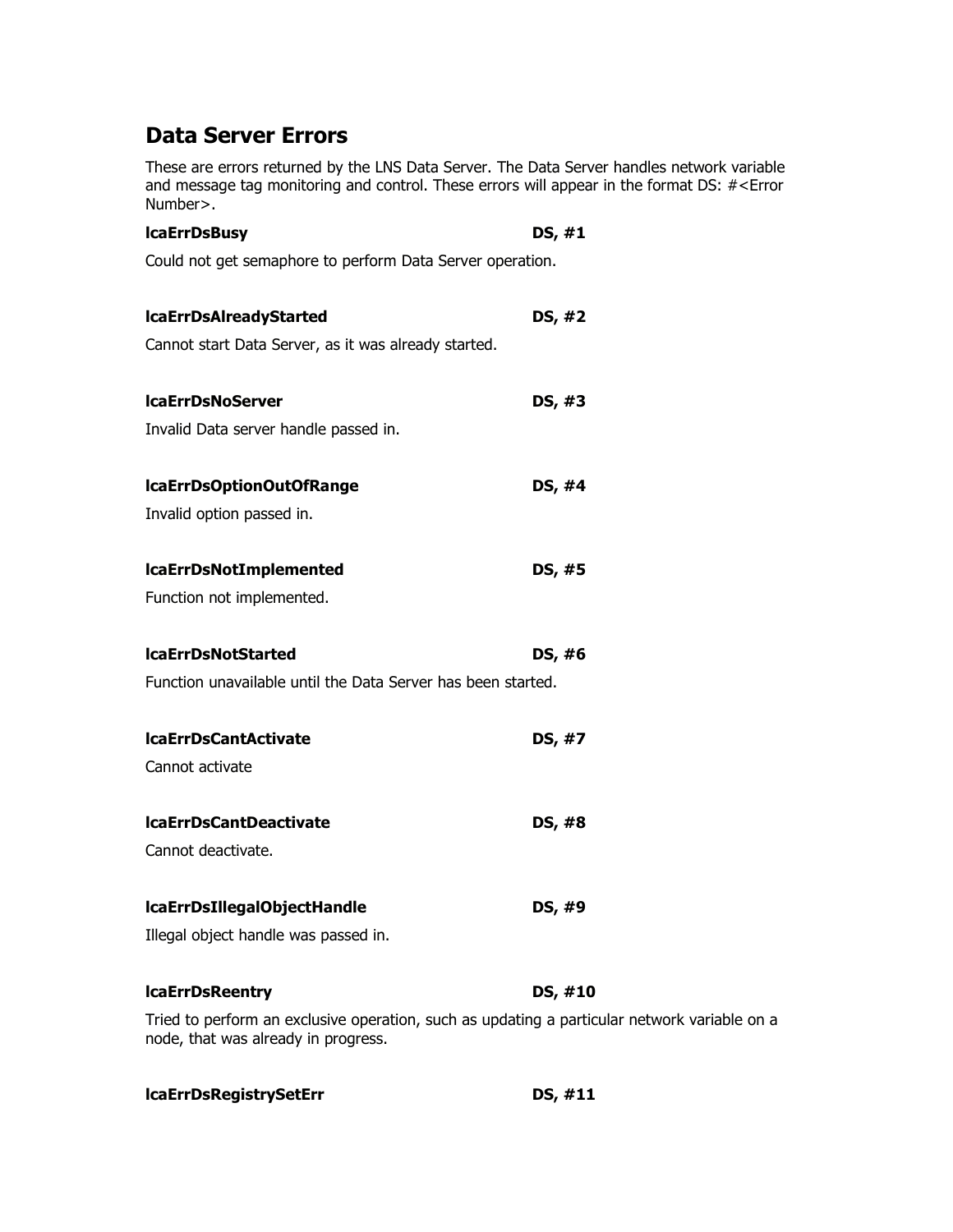## Data Server Errors

These are errors returned by the LNS Data Server. The Data Server handles network variable and message tag monitoring and control. These errors will appear in the format DS: #<Error Number>.

**lcaErrDsBusy** **DS, #1**

Could not get semaphore to perform Data Server operation.

**lcaErrDsAlreadyStarted** **DS, #2**

Cannot start Data Server, as it was already started.

**lcaErrDsNoServer** **DS, #3**

Invalid Data server handle passed in.

**lcaErrDsOptionOutOfRange** **DS, #4**

Invalid option passed in.

**lcaErrDsNotImplemented** **DS, #5**

Function not implemented.

**lcaErrDsNotStarted** **DS, #6**

Function unavailable until the Data Server has been started.

**lcaErrDsCantActivate** **DS, #7**

Cannot activate

**lcaErrDsCantDeactivate** **DS, #8**

Cannot deactivate.

**lcaErrDsIllegalObjectHandle** **DS, #9**

Illegal object handle was passed in.

**lcaErrDsReentry** **DS, #10**

Tried to perform an exclusive operation, such as updating a particular network variable on a node, that was already in progress.

**lcaErrDsRegistrySetErr** **DS, #11**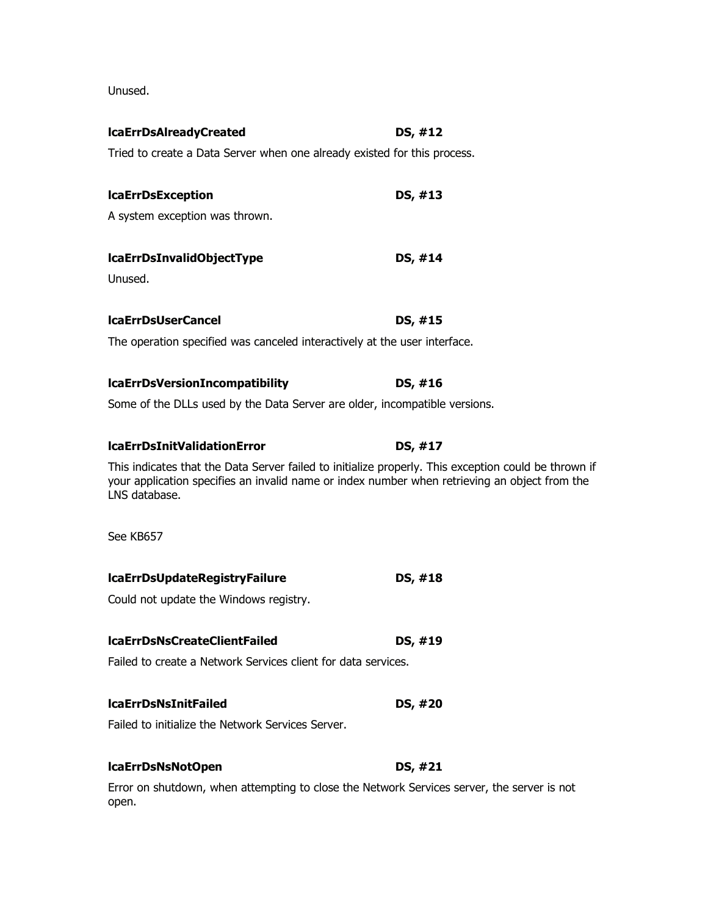Unused.

**lcaErrDsAlreadyCreated** **DS, #12**

Tried to create a Data Server when one already existed for this process.

**lcaErrDsException** **DS, #13**

A system exception was thrown.

**lcaErrDsInvalidObjectType** **DS, #14**

Unused.

**lcaErrDsUserCancel** **DS, #15**

The operation specified was canceled interactively at the user interface.

**lcaErrDsVersionIncompatibility** **DS, #16**

Some of the DLLs used by the Data Server are older, incompatible versions.

**lcaErrDsInitValidationError** **DS, #17**

This indicates that the Data Server failed to initialize properly. This exception could be thrown if your application specifies an invalid name or index number when retrieving an object from the LNS database.

See KB657

**lcaErrDsUpdateRegistryFailure** **DS, #18**

Could not update the Windows registry.

**lcaErrDsNsCreateClientFailed** **DS, #19**

Failed to create a Network Services client for data services.

**lcaErrDsNsInitFailed** **DS, #20**

Failed to initialize the Network Services Server.

**lcaErrDsNsNotOpen** **DS, #21**

Error on shutdown, when attempting to close the Network Services server, the server is not open.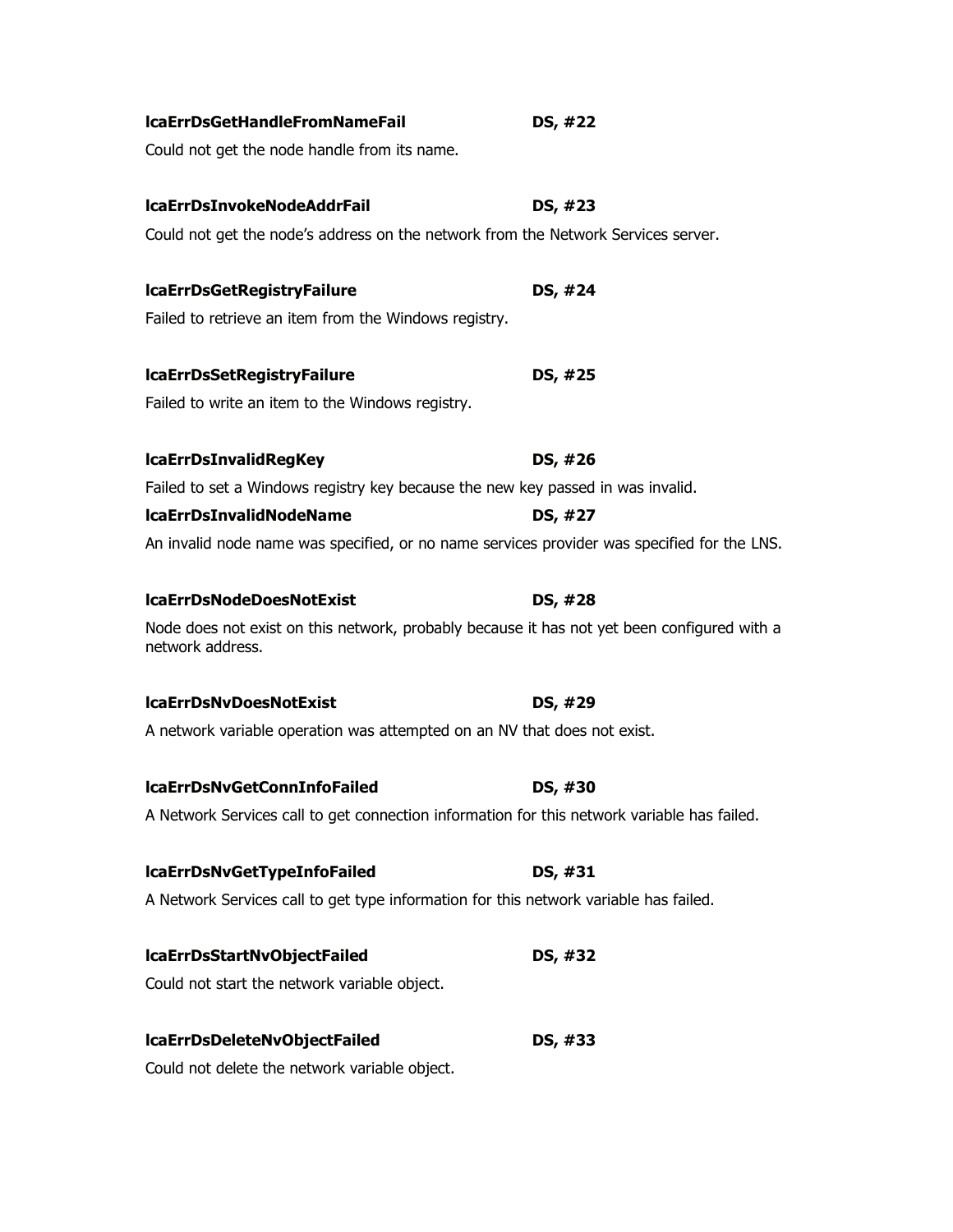**lcaErrDsGetHandleFromNameFail** **DS, #22**

Could not get the node handle from its name.

**lcaErrDsInvokeNodeAddrFail** **DS, #23**

Could not get the node's address on the network from the Network Services server.

**lcaErrDsGetRegistryFailure** **DS, #24**

Failed to retrieve an item from the Windows registry.

**lcaErrDsSetRegistryFailure** **DS, #25**

Failed to write an item to the Windows registry.

**lcaErrDsInvalidRegKey** **DS, #26**

Failed to set a Windows registry key because the new key passed in was invalid.

**lcaErrDsInvalidNodeName** **DS, #27**

An invalid node name was specified, or no name services provider was specified for the LNS.

**lcaErrDsNodeDoesNotExist** **DS, #28**

Node does not exist on this network, probably because it has not yet been configured with a network address.

**lcaErrDsNvDoesNotExist** **DS, #29**

A network variable operation was attempted on an NV that does not exist.

**lcaErrDsNvGetConnInfoFailed** **DS, #30**

A Network Services call to get connection information for this network variable has failed.

**lcaErrDsNvGetTypeInfoFailed** **DS, #31**

A Network Services call to get type information for this network variable has failed.

**lcaErrDsStartNvObjectFailed** **DS, #32**

Could not start the network variable object.

**lcaErrDsDeleteNvObjectFailed** **DS, #33**

Could not delete the network variable object.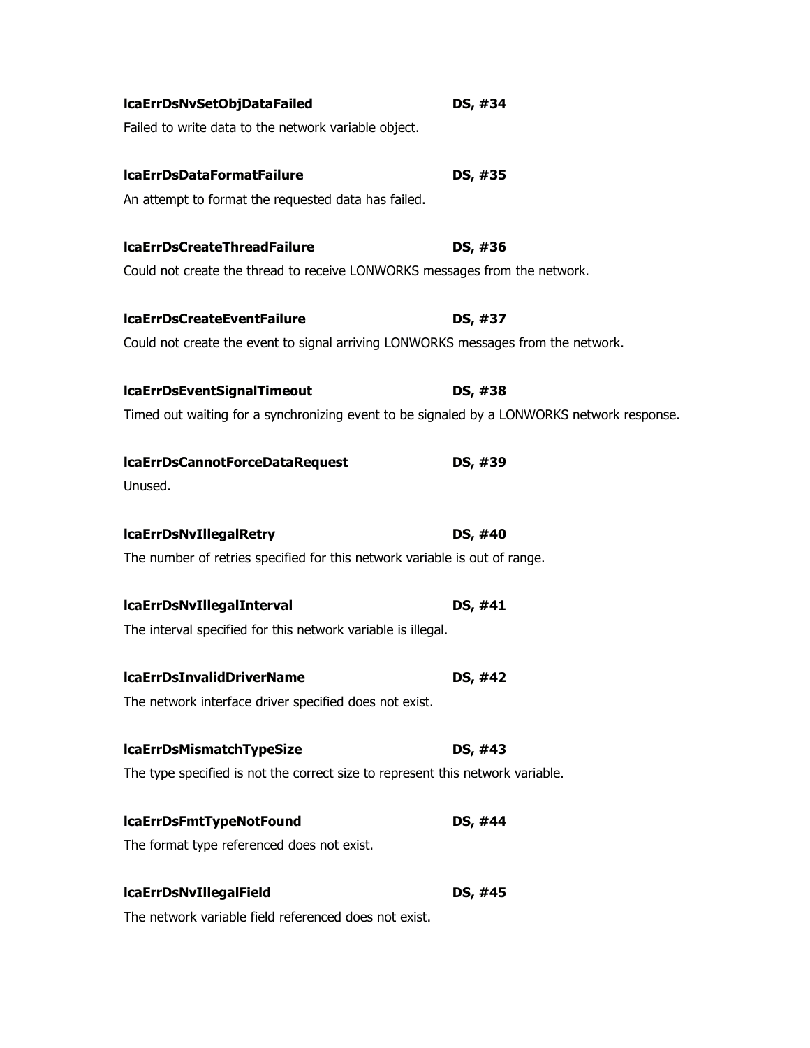**lcaErrDsNvSetObjDataFailed** **DS, #34**

Failed to write data to the network variable object.

**lcaErrDsDataFormatFailure** **DS, #35**

An attempt to format the requested data has failed.

**lcaErrDsCreateThreadFailure** **DS, #36**

Could not create the thread to receive LONWORKS messages from the network.

**lcaErrDsCreateEventFailure** **DS, #37**

Could not create the event to signal arriving LONWORKS messages from the network.

**lcaErrDsEventSignalTimeout** **DS, #38**

Timed out waiting for a synchronizing event to be signaled by a LONWORKS network response.

**lcaErrDsCannotForceDataRequest** **DS, #39**

Unused.

**lcaErrDsNvIllegalRetry** **DS, #40**

The number of retries specified for this network variable is out of range.

**lcaErrDsNvIllegalInterval** **DS, #41**

The interval specified for this network variable is illegal.

**lcaErrDsInvalidDriverName** **DS, #42**

The network interface driver specified does not exist.

**lcaErrDsMismatchTypeSize** **DS, #43**

The type specified is not the correct size to represent this network variable.

**lcaErrDsFmtTypeNotFound** **DS, #44**

The format type referenced does not exist.

**lcaErrDsNvIllegalField** **DS, #45**

The network variable field referenced does not exist.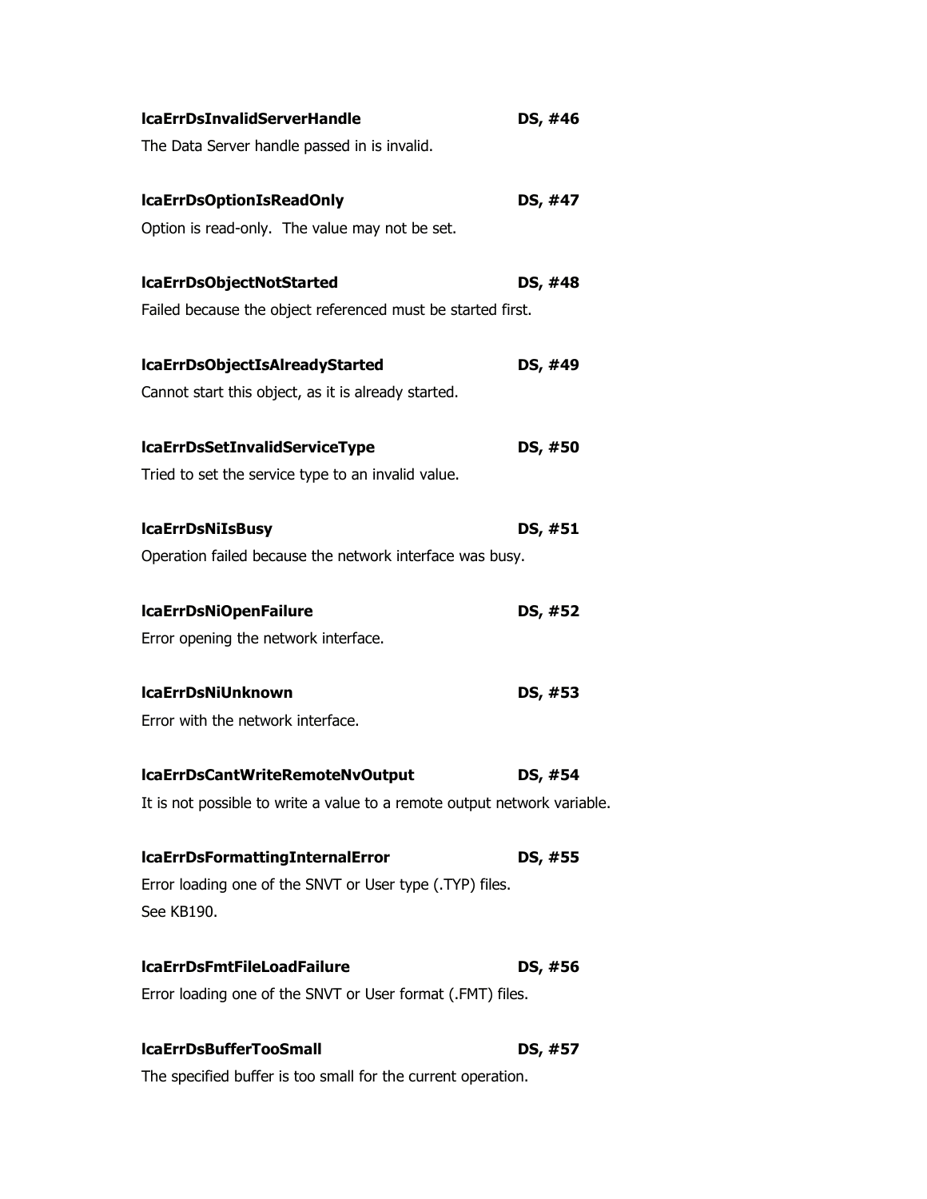**lcaErrDsInvalidServerHandle** **DS, #46**

The Data Server handle passed in is invalid.

**lcaErrDsOptionIsReadOnly** **DS, #47**

Option is read-only. The value may not be set.

**lcaErrDsObjectNotStarted** **DS, #48**

Failed because the object referenced must be started first.

**lcaErrDsObjectIsAlreadyStarted** **DS, #49**

Cannot start this object, as it is already started.

**lcaErrDsSetInvalidServiceType** **DS, #50**

Tried to set the service type to an invalid value.

**lcaErrDsNiIsBusy** **DS, #51**

Operation failed because the network interface was busy.

**lcaErrDsNiOpenFailure** **DS, #52**

Error opening the network interface.

**lcaErrDsNiUnknown** **DS, #53**

Error with the network interface.

**lcaErrDsCantWriteRemoteNvOutput** **DS, #54**

It is not possible to write a value to a remote output network variable.

**lcaErrDsFormattingInternalError** **DS, #55**

Error loading one of the SNVT or User type (.TYP) files.
See KB190.

**lcaErrDsFmtFileLoadFailure** **DS, #56**

Error loading one of the SNVT or User format (.FMT) files.

**lcaErrDsBufferTooSmall** **DS, #57**

The specified buffer is too small for the current operation.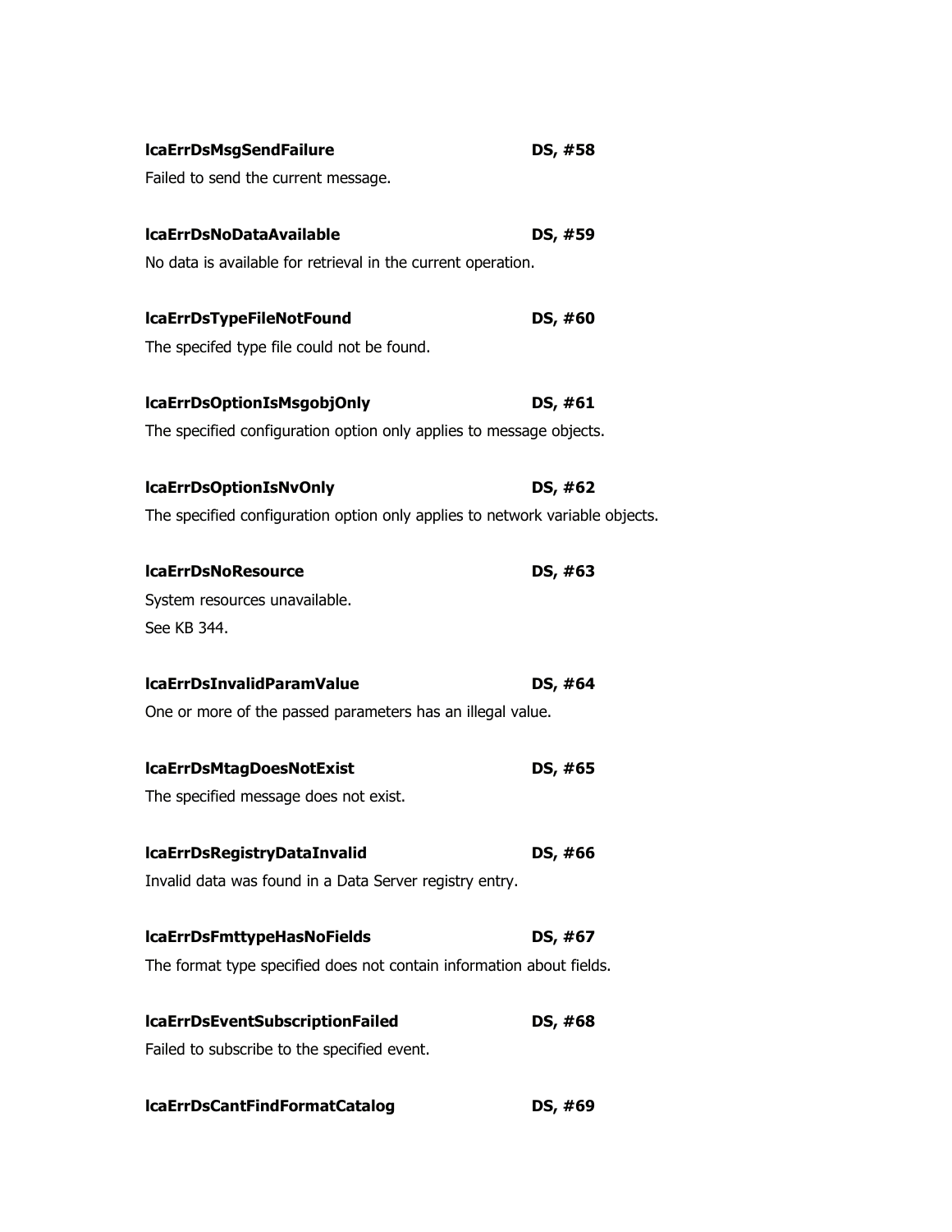**lcaErrDsMsgSendFailure** **DS, #58**

Failed to send the current message.

**lcaErrDsNoDataAvailable** **DS, #59**

No data is available for retrieval in the current operation.

**lcaErrDsTypeFileNotFound** **DS, #60**

The specifed type file could not be found.

**lcaErrDsOptionIsMsgobjOnly** **DS, #61**

The specified configuration option only applies to message objects.

**lcaErrDsOptionIsNvOnly** **DS, #62**

The specified configuration option only applies to network variable objects.

**lcaErrDsNoResource** **DS, #63**

System resources unavailable.

See KB 344.

**lcaErrDsInvalidParamValue** **DS, #64**

One or more of the passed parameters has an illegal value.

**lcaErrDsMtagDoesNotExist** **DS, #65**

The specified message does not exist.

**lcaErrDsRegistryDataInvalid** **DS, #66**

Invalid data was found in a Data Server registry entry.

**lcaErrDsFmttypeHasNoFields** **DS, #67**

The format type specified does not contain information about fields.

**lcaErrDsEventSubscriptionFailed** **DS, #68**

Failed to subscribe to the specified event.

**lcaErrDsCantFindFormatCatalog** **DS, #69**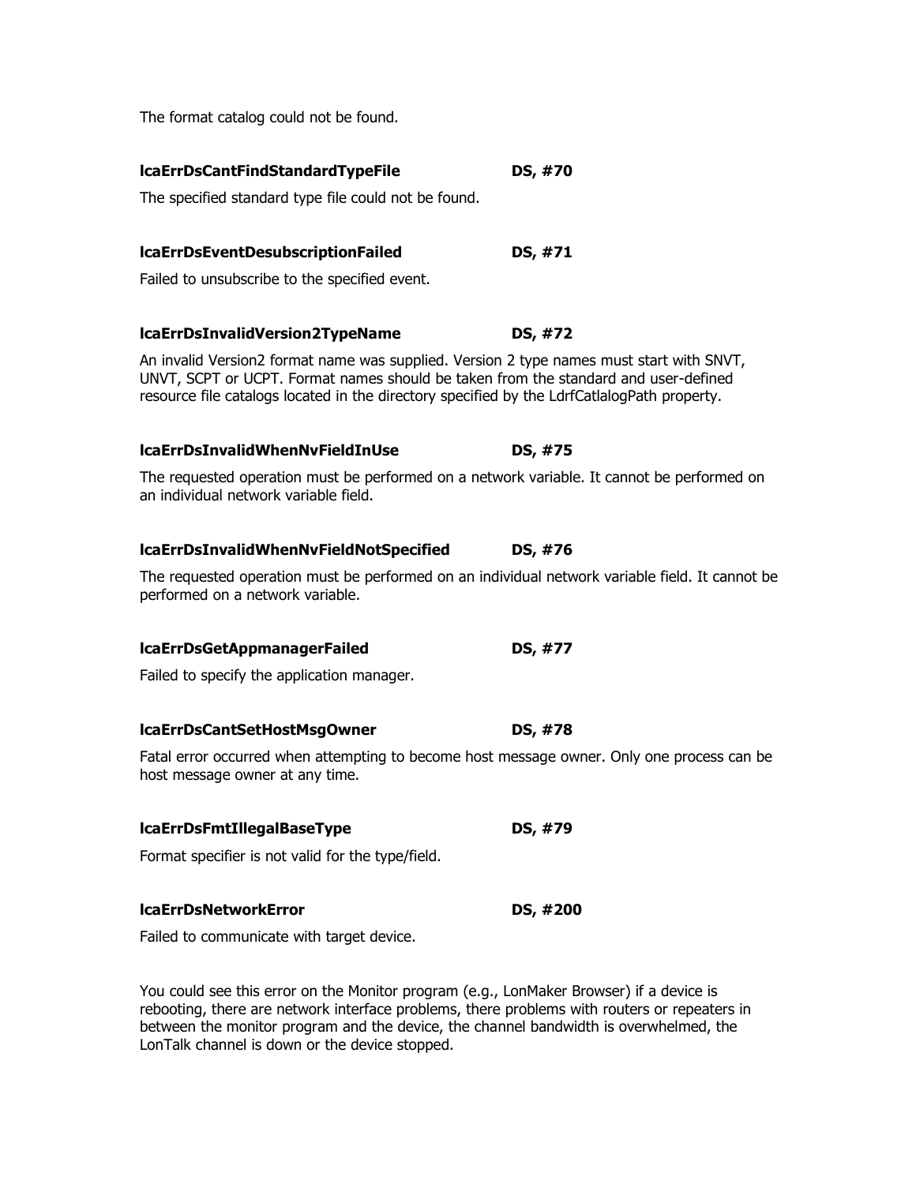The format catalog could not be found.

**lcaErrDsCantFindStandardTypeFile** **DS, #70**

The specified standard type file could not be found.

**lcaErrDsEventDesubscriptionFailed** **DS, #71**

Failed to unsubscribe to the specified event.

**lcaErrDsInvalidVersion2TypeName** **DS, #72**

An invalid Version2 format name was supplied. Version 2 type names must start with SNVT, UNVT, SCPT or UCPT. Format names should be taken from the standard and user-defined resource file catalogs located in the directory specified by the LdrfCatlalogPath property.

**lcaErrDsInvalidWhenNvFieldInUse** **DS, #75**

The requested operation must be performed on a network variable. It cannot be performed on an individual network variable field.

**lcaErrDsInvalidWhenNvFieldNotSpecified** **DS, #76**

The requested operation must be performed on an individual network variable field. It cannot be performed on a network variable.

**lcaErrDsGetAppmanagerFailed** **DS, #77**

Failed to specify the application manager.

**lcaErrDsCantSetHostMsgOwner** **DS, #78**

Fatal error occurred when attempting to become host message owner. Only one process can be host message owner at any time.

**lcaErrDsFmtIllegalBaseType** **DS, #79**

Format specifier is not valid for the type/field.

**lcaErrDsNetworkError** **DS, #200**

Failed to communicate with target device.

You could see this error on the Monitor program (e.g., LonMaker Browser) if a device is rebooting, there are network interface problems, there problems with routers or repeaters in between the monitor program and the device, the channel bandwidth is overwhelmed, the LonTalk channel is down or the device stopped.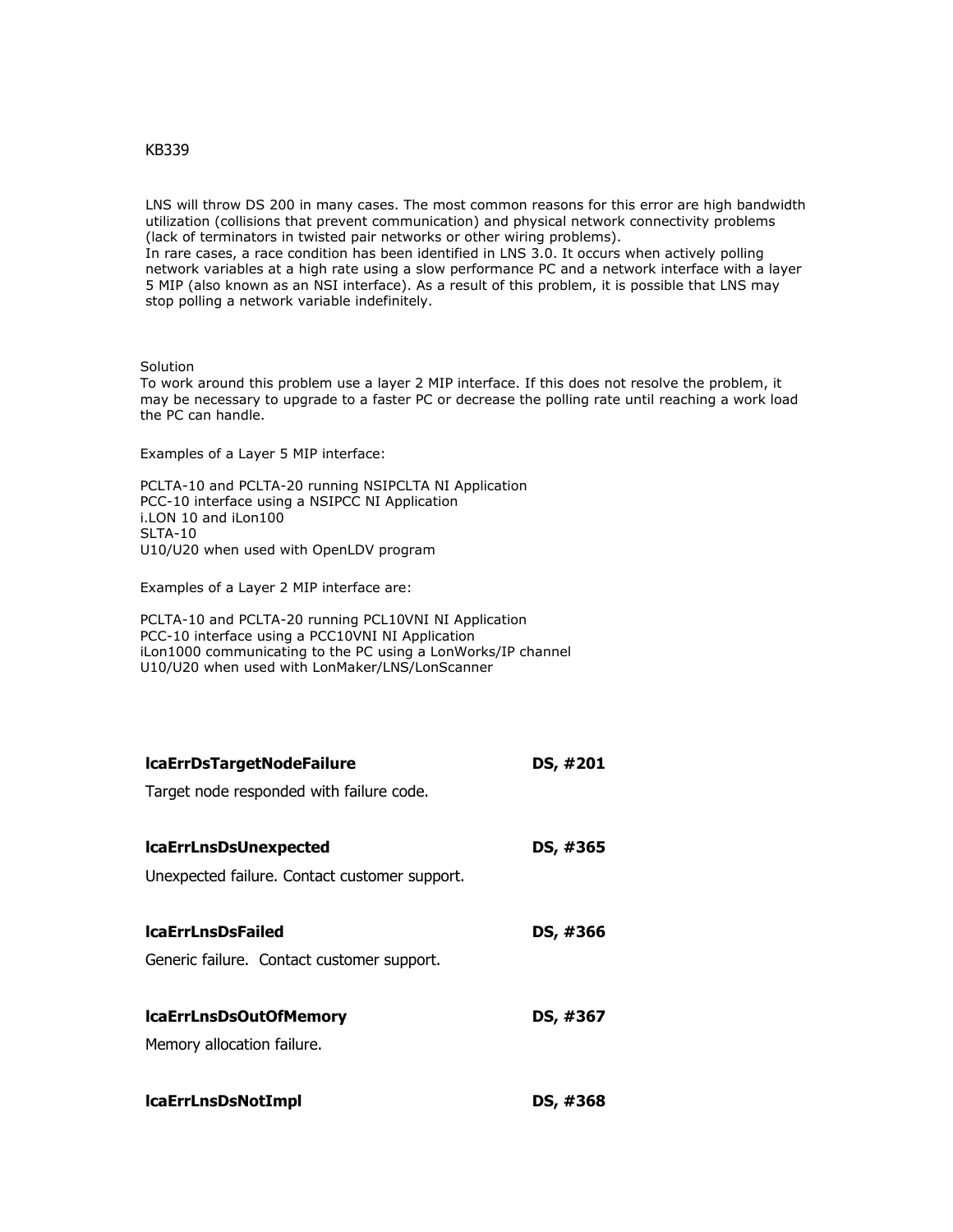KB339

LNS will throw DS 200 in many cases. The most common reasons for this error are high bandwidth utilization (collisions that prevent communication) and physical network connectivity problems (lack of terminators in twisted pair networks or other wiring problems).
In rare cases, a race condition has been identified in LNS 3.0. It occurs when actively polling network variables at a high rate using a slow performance PC and a network interface with a layer 5 MIP (also known as an NSI interface). As a result of this problem, it is possible that LNS may stop polling a network variable indefinitely.

Solution
To work around this problem use a layer 2 MIP interface. If this does not resolve the problem, it may be necessary to upgrade to a faster PC or decrease the polling rate until reaching a work load the PC can handle.

Examples of a Layer 5 MIP interface:

PCLTA-10 and PCLTA-20 running NSIPCLTA NI Application
PCC-10 interface using a NSIPCC NI Application
i.LON 10 and iLon100
SLTA-10
U10/U20 when used with OpenLDV program

Examples of a Layer 2 MIP interface are:

PCLTA-10 and PCLTA-20 running PCL10VNI NI Application
PCC-10 interface using a PCC10VNI NI Application
iLon1000 communicating to the PC using a LonWorks/IP channel
U10/U20 when used with LonMaker/LNS/LonScanner

**lcaErrDsTargetNodeFailure** **DS, #201**

Target node responded with failure code.

**lcaErrLnsDsUnexpected** **DS, #365**

Unexpected failure. Contact customer support.

**lcaErrLnsDsFailed** **DS, #366**

Generic failure. Contact customer support.

**lcaErrLnsDsOutOfMemory** **DS, #367**

Memory allocation failure.

**lcaErrLnsDsNotImpl** **DS, #368**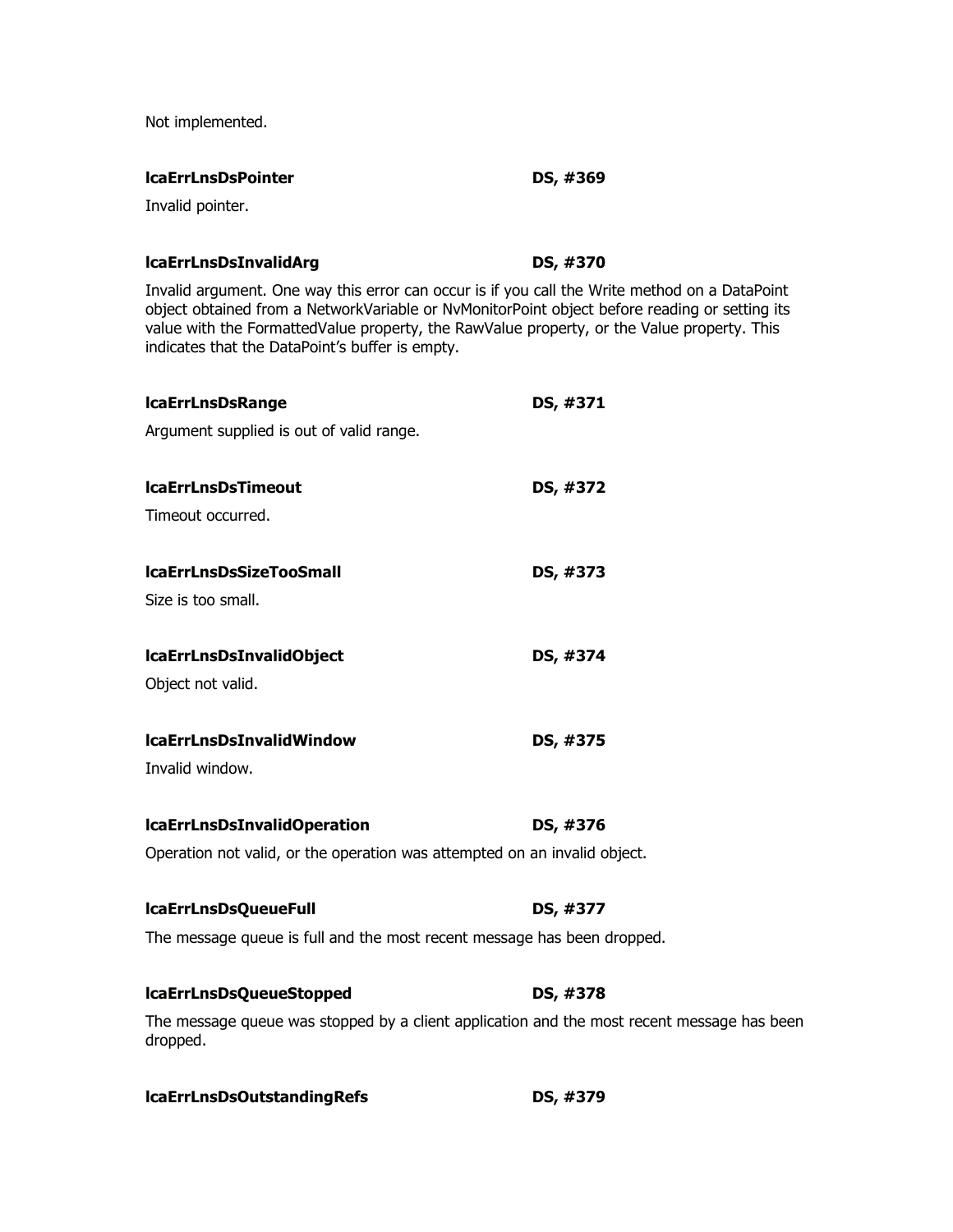Not implemented.

**lcaErrLnsDsPointer** **DS, #369**

Invalid pointer.

**lcaErrLnsDsInvalidArg** **DS, #370**

Invalid argument. One way this error can occur is if you call the Write method on a DataPoint object obtained from a NetworkVariable or NvMonitorPoint object before reading or setting its value with the FormattedValue property, the RawValue property, or the Value property. This indicates that the DataPoint's buffer is empty.

**lcaErrLnsDsRange** **DS, #371**

Argument supplied is out of valid range.

**lcaErrLnsDsTimeout** **DS, #372**

Timeout occurred.

**lcaErrLnsDsSizeTooSmall** **DS, #373**

Size is too small.

**lcaErrLnsDsInvalidObject** **DS, #374**

Object not valid.

**lcaErrLnsDsInvalidWindow** **DS, #375**

Invalid window.

**lcaErrLnsDsInvalidOperation** **DS, #376**

Operation not valid, or the operation was attempted on an invalid object.

**lcaErrLnsDsQueueFull** **DS, #377**

The message queue is full and the most recent message has been dropped.

**lcaErrLnsDsQueueStopped** **DS, #378**

The message queue was stopped by a client application and the most recent message has been dropped.

**lcaErrLnsDsOutstandingRefs** **DS, #379**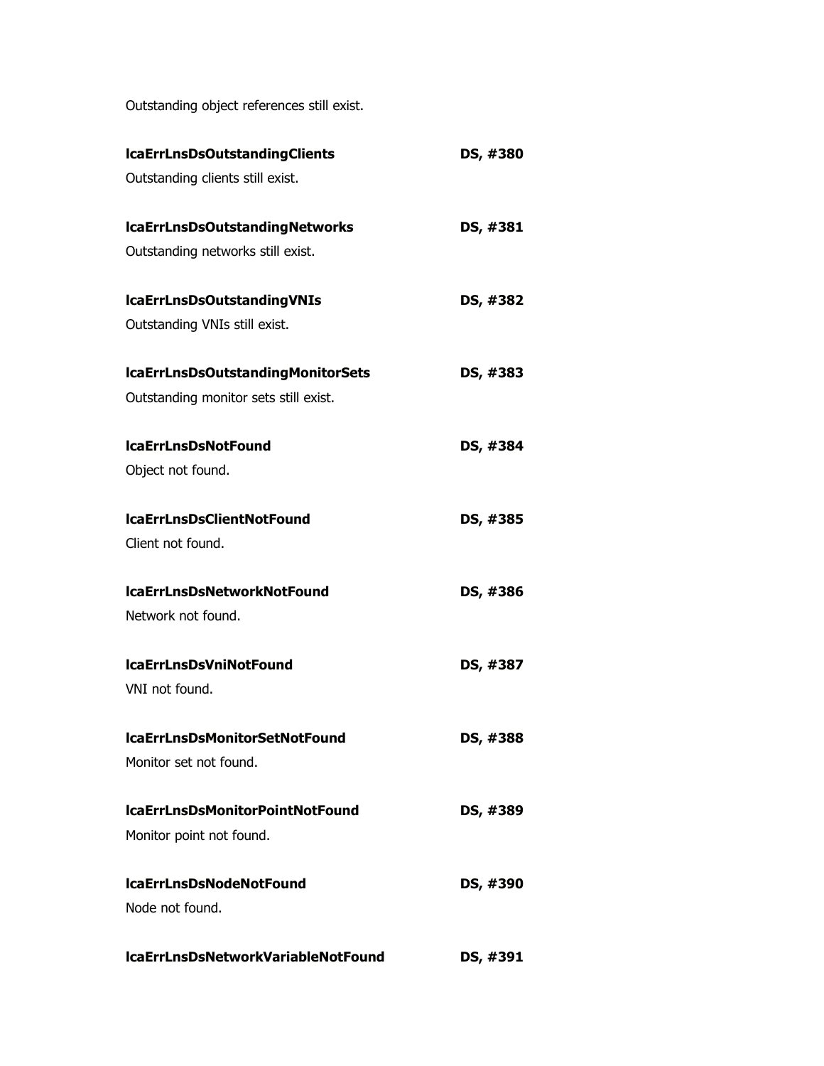Outstanding object references still exist.

**lcaErrLnsDsOutstandingClients** **DS, #380**

Outstanding clients still exist.

**lcaErrLnsDsOutstandingNetworks** **DS, #381**

Outstanding networks still exist.

**lcaErrLnsDsOutstandingVNIs** **DS, #382**

Outstanding VNIs still exist.

**lcaErrLnsDsOutstandingMonitorSets** **DS, #383**

Outstanding monitor sets still exist.

**lcaErrLnsDsNotFound** **DS, #384**

Object not found.

**lcaErrLnsDsClientNotFound** **DS, #385**

Client not found.

**lcaErrLnsDsNetworkNotFound** **DS, #386**

Network not found.

**lcaErrLnsDsVniNotFound** **DS, #387**

VNI not found.

**lcaErrLnsDsMonitorSetNotFound** **DS, #388**

Monitor set not found.

**lcaErrLnsDsMonitorPointNotFound** **DS, #389**

Monitor point not found.

**lcaErrLnsDsNodeNotFound** **DS, #390**

Node not found.

**lcaErrLnsDsNetworkVariableNotFound** **DS, #391**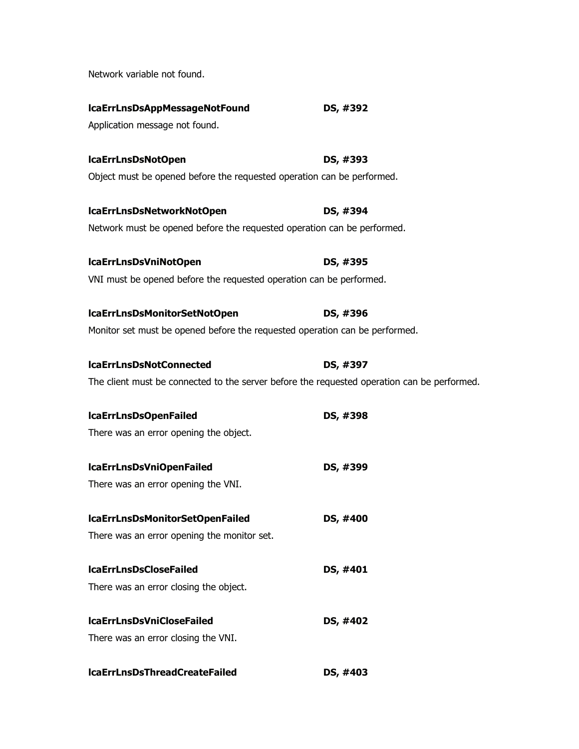Network variable not found.

**lcaErrLnsDsAppMessageNotFound DS, #392**

Application message not found.

**lcaErrLnsDsNotOpen DS, #393**

Object must be opened before the requested operation can be performed.

**lcaErrLnsDsNetworkNotOpen DS, #394**

Network must be opened before the requested operation can be performed.

**lcaErrLnsDsVniNotOpen DS, #395**

VNI must be opened before the requested operation can be performed.

**lcaErrLnsDsMonitorSetNotOpen DS, #396**

Monitor set must be opened before the requested operation can be performed.

**lcaErrLnsDsNotConnected DS, #397**

The client must be connected to the server before the requested operation can be performed.

**lcaErrLnsDsOpenFailed DS, #398**

There was an error opening the object.

**lcaErrLnsDsVniOpenFailed DS, #399**

There was an error opening the VNI.

**lcaErrLnsDsMonitorSetOpenFailed DS, #400**

There was an error opening the monitor set.

**lcaErrLnsDsCloseFailed DS, #401**

There was an error closing the object.

**lcaErrLnsDsVniCloseFailed DS, #402**

There was an error closing the VNI.

**lcaErrLnsDsThreadCreateFailed DS, #403**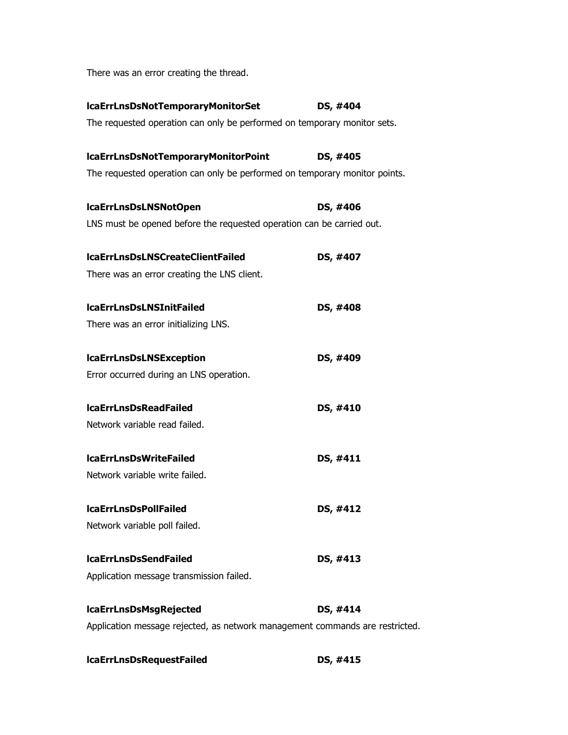There was an error creating the thread.

**lcaErrLnsDsNotTemporaryMonitorSet** **DS, #404**

The requested operation can only be performed on temporary monitor sets.

**lcaErrLnsDsNotTemporaryMonitorPoint** **DS, #405**

The requested operation can only be performed on temporary monitor points.

**lcaErrLnsDsLNSNotOpen** **DS, #406**

LNS must be opened before the requested operation can be carried out.

**lcaErrLnsDsLNSCreateClientFailed** **DS, #407**

There was an error creating the LNS client.

**lcaErrLnsDsLNSInitFailed** **DS, #408**

There was an error initializing LNS.

**lcaErrLnsDsLNSException** **DS, #409**

Error occurred during an LNS operation.

**lcaErrLnsDsReadFailed** **DS, #410**

Network variable read failed.

**lcaErrLnsDsWriteFailed** **DS, #411**

Network variable write failed.

**lcaErrLnsDsPollFailed** **DS, #412**

Network variable poll failed.

**lcaErrLnsDsSendFailed** **DS, #413**

Application message transmission failed.

**lcaErrLnsDsMsgRejected** **DS, #414**

Application message rejected, as network management commands are restricted.

**lcaErrLnsDsRequestFailed** **DS, #415**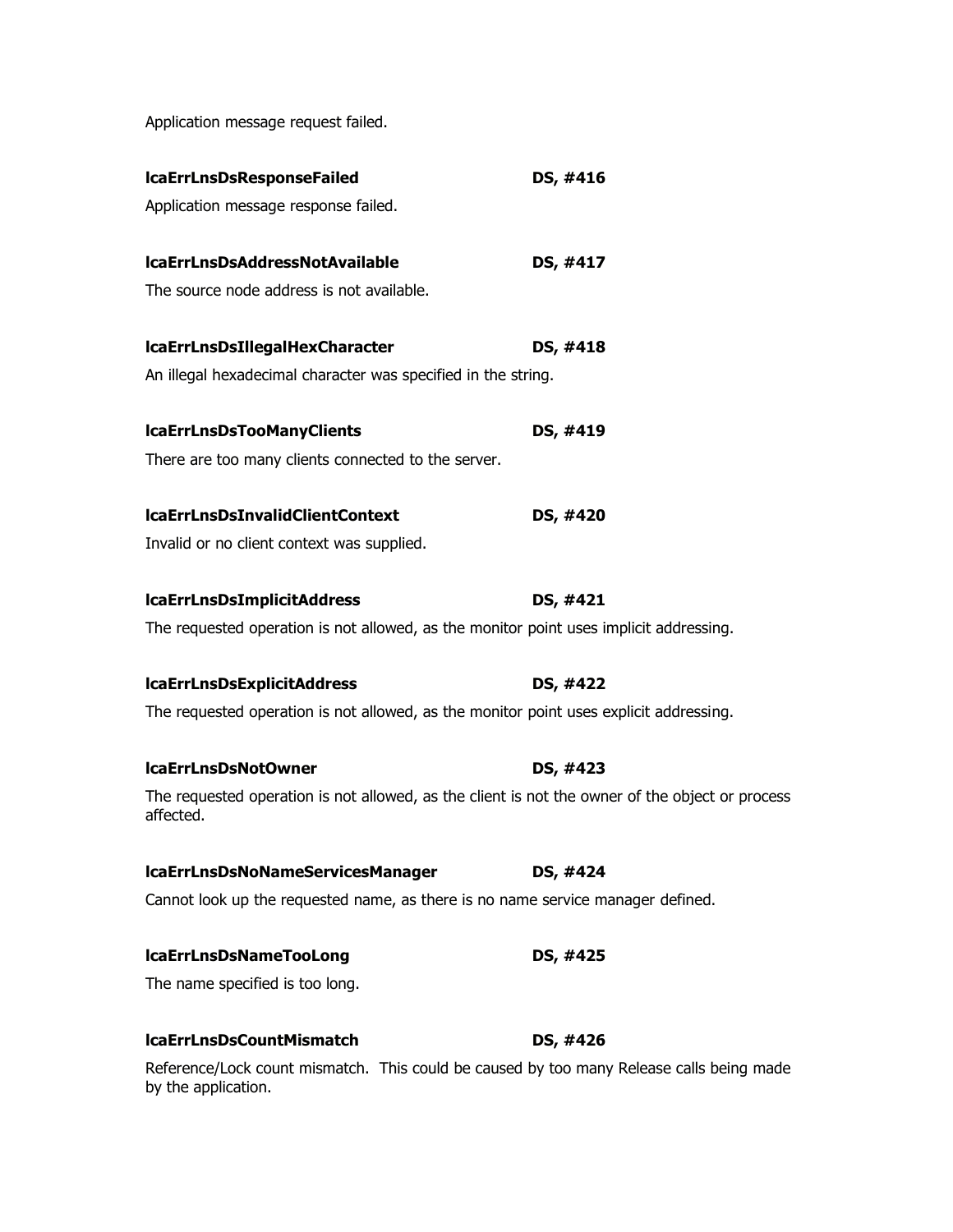Application message request failed.

**lcaErrLnsDsResponseFailed** **DS, #416**

Application message response failed.

**lcaErrLnsDsAddressNotAvailable** **DS, #417**

The source node address is not available.

**lcaErrLnsDsIllegalHexCharacter** **DS, #418**

An illegal hexadecimal character was specified in the string.

**lcaErrLnsDsTooManyClients** **DS, #419**

There are too many clients connected to the server.

**lcaErrLnsDsInvalidClientContext** **DS, #420**

Invalid or no client context was supplied.

**lcaErrLnsDsImplicitAddress** **DS, #421**

The requested operation is not allowed, as the monitor point uses implicit addressing.

**lcaErrLnsDsExplicitAddress** **DS, #422**

The requested operation is not allowed, as the monitor point uses explicit addressing.

**lcaErrLnsDsNotOwner** **DS, #423**

The requested operation is not allowed, as the client is not the owner of the object or process affected.

**lcaErrLnsDsNoNameServicesManager** **DS, #424**

Cannot look up the requested name, as there is no name service manager defined.

**lcaErrLnsDsNameTooLong** **DS, #425**

The name specified is too long.

**lcaErrLnsDsCountMismatch** **DS, #426**

Reference/Lock count mismatch. This could be caused by too many Release calls being made by the application.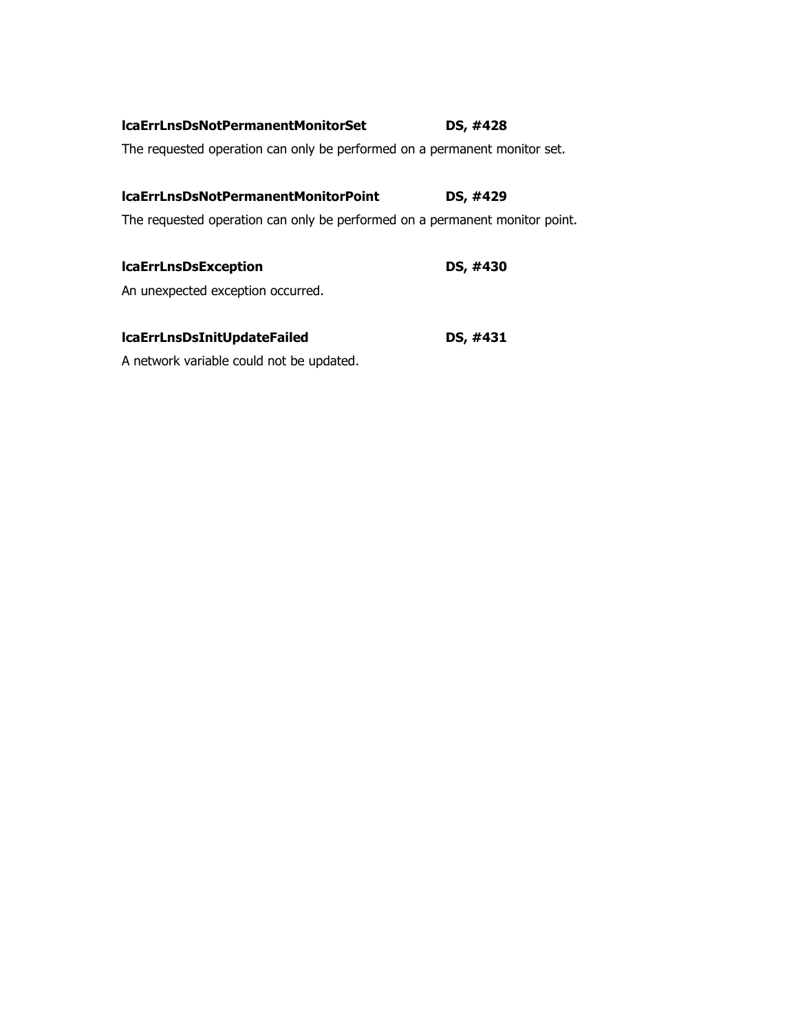**lcaErrLnsDsNotPermanentMonitorSet DS, #428**

The requested operation can only be performed on a permanent monitor set.

**lcaErrLnsDsNotPermanentMonitorPoint DS, #429**

The requested operation can only be performed on a permanent monitor point.

**lcaErrLnsDsException DS, #430**

An unexpected exception occurred.

**lcaErrLnsDsInitUpdateFailed DS, #431**

A network variable could not be updated.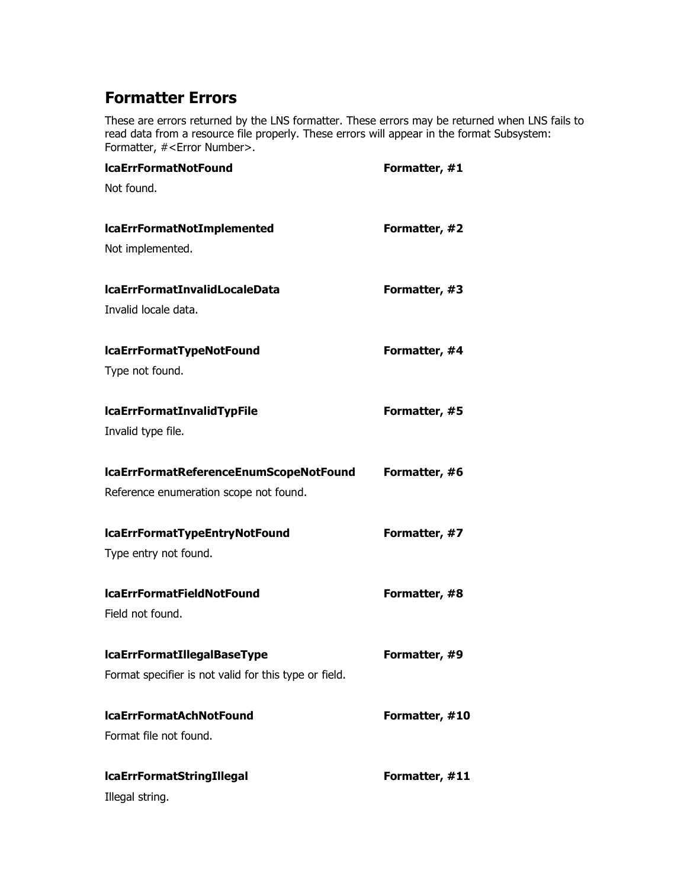## Formatter Errors

These are errors returned by the LNS formatter. These errors may be returned when LNS fails to read data from a resource file properly. These errors will appear in the format Subsystem: Formatter, #<Error Number>.

**lcaErrFormatNotFound** **Formatter, #1**

Not found.

**lcaErrFormatNotImplemented** **Formatter, #2**

Not implemented.

**lcaErrFormatInvalidLocaleData** **Formatter, #3**

Invalid locale data.

**lcaErrFormatTypeNotFound** **Formatter, #4**

Type not found.

**lcaErrFormatInvalidTypFile** **Formatter, #5**

Invalid type file.

**lcaErrFormatReferenceEnumScopeNotFound** **Formatter, #6**

Reference enumeration scope not found.

**lcaErrFormatTypeEntryNotFound** **Formatter, #7**

Type entry not found.

**lcaErrFormatFieldNotFound** **Formatter, #8**

Field not found.

**lcaErrFormatIllegalBaseType** **Formatter, #9**

Format specifier is not valid for this type or field.

**lcaErrFormatAchNotFound** **Formatter, #10**

Format file not found.

**lcaErrFormatStringIllegal** **Formatter, #11**

Illegal string.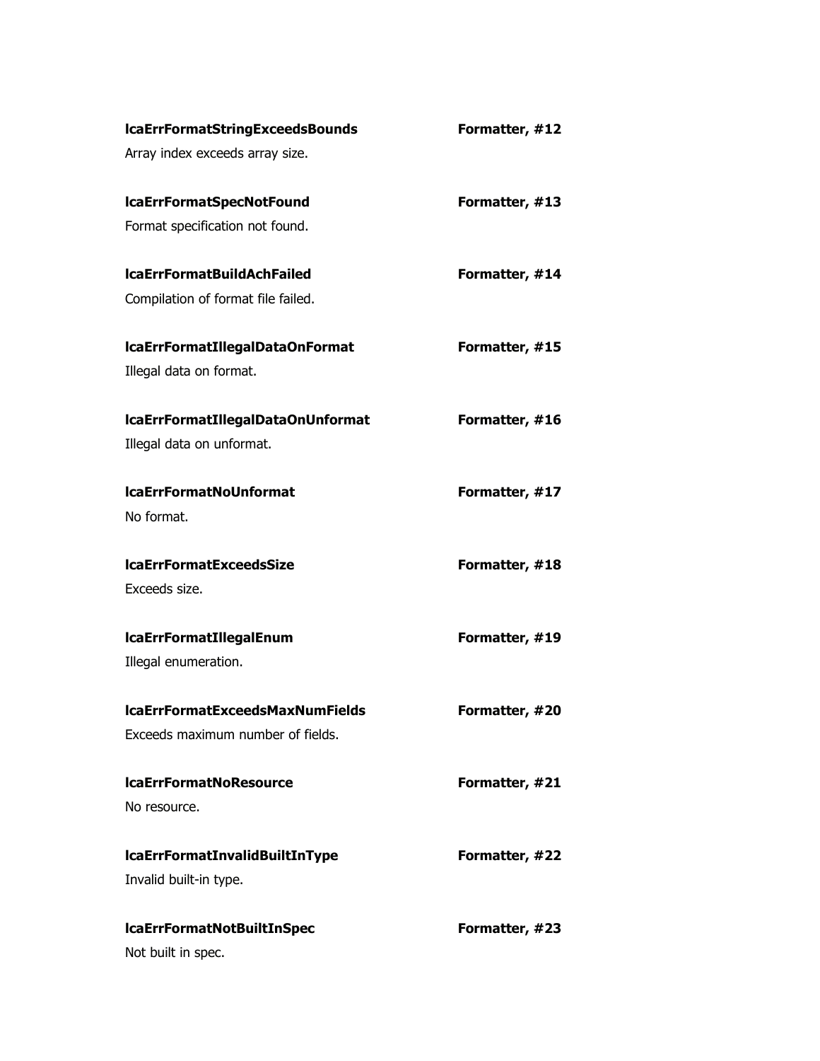**lcaErrFormatStringExceedsBounds** **Formatter, #12**

Array index exceeds array size.

**lcaErrFormatSpecNotFound** **Formatter, #13**

Format specification not found.

**lcaErrFormatBuildAchFailed** **Formatter, #14**

Compilation of format file failed.

**lcaErrFormatIllegalDataOnFormat** **Formatter, #15**

Illegal data on format.

**lcaErrFormatIllegalDataOnUnformat** **Formatter, #16**

Illegal data on unformat.

**lcaErrFormatNoUnformat** **Formatter, #17**

No format.

**lcaErrFormatExceedsSize** **Formatter, #18**

Exceeds size.

**lcaErrFormatIllegalEnum** **Formatter, #19**

Illegal enumeration.

**lcaErrFormatExceedsMaxNumFields** **Formatter, #20**

Exceeds maximum number of fields.

**lcaErrFormatNoResource** **Formatter, #21**

No resource.

**lcaErrFormatInvalidBuiltInType** **Formatter, #22**

Invalid built-in type.

**lcaErrFormatNotBuiltInSpec** **Formatter, #23**

Not built in spec.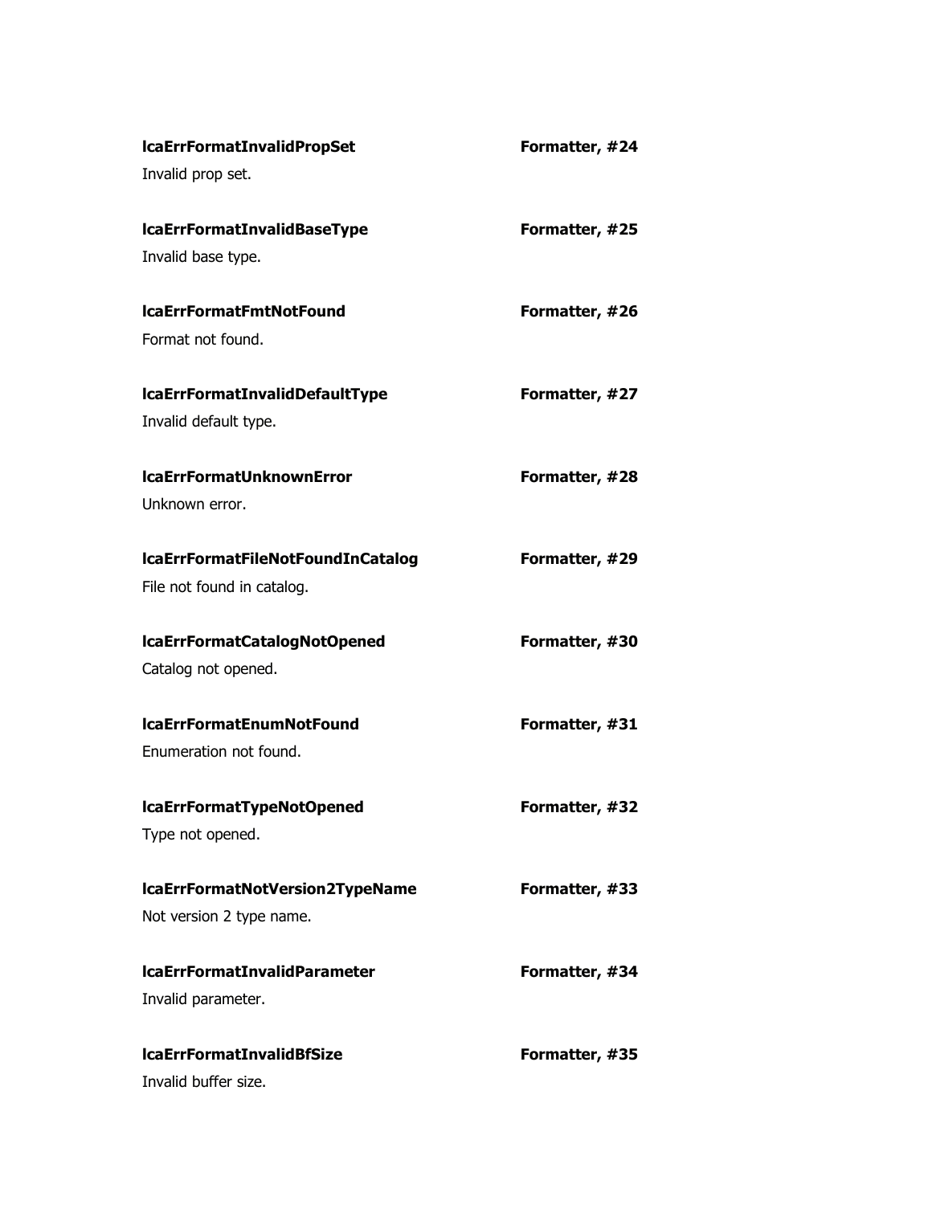**lcaErrFormatInvalidPropSet** **Formatter, #24**

Invalid prop set.

**lcaErrFormatInvalidBaseType** **Formatter, #25**

Invalid base type.

**lcaErrFormatFmtNotFound** **Formatter, #26**

Format not found.

**lcaErrFormatInvalidDefaultType** **Formatter, #27**

Invalid default type.

**lcaErrFormatUnknownError** **Formatter, #28**

Unknown error.

**lcaErrFormatFileNotFoundInCatalog** **Formatter, #29**

File not found in catalog.

**lcaErrFormatCatalogNotOpened** **Formatter, #30**

Catalog not opened.

**lcaErrFormatEnumNotFound** **Formatter, #31**

Enumeration not found.

**lcaErrFormatTypeNotOpened** **Formatter, #32**

Type not opened.

**lcaErrFormatNotVersion2TypeName** **Formatter, #33**

Not version 2 type name.

**lcaErrFormatInvalidParameter** **Formatter, #34**

Invalid parameter.

**lcaErrFormatInvalidBfSize** **Formatter, #35**

Invalid buffer size.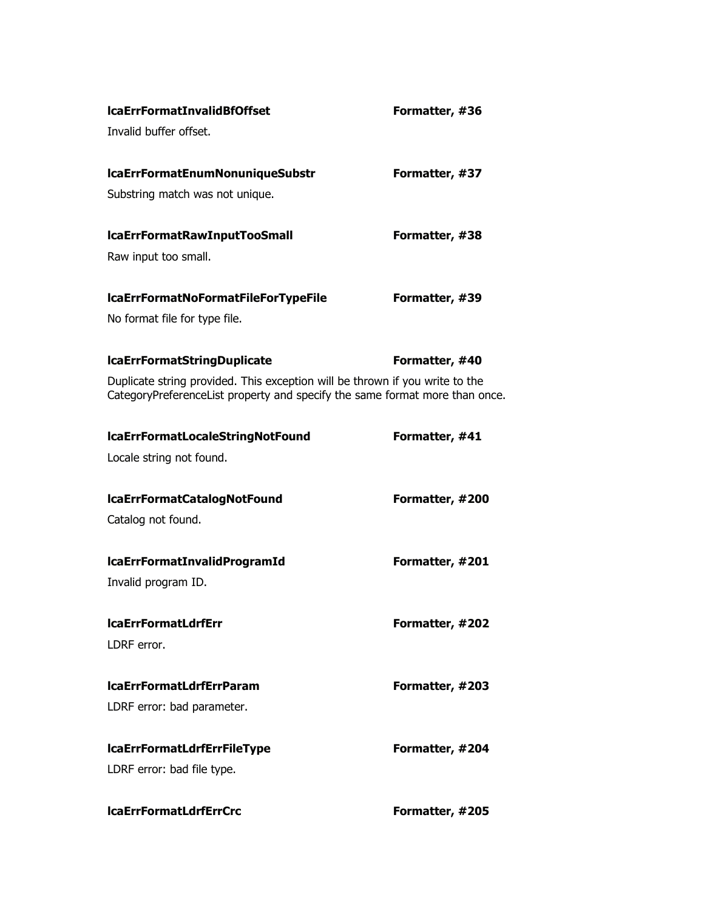**lcaErrFormatInvalidBfOffset** **Formatter, #36**

Invalid buffer offset.

**lcaErrFormatEnumNonuniqueSubstr** **Formatter, #37**

Substring match was not unique.

**lcaErrFormatRawInputTooSmall** **Formatter, #38**

Raw input too small.

**lcaErrFormatNoFormatFileForTypeFile** **Formatter, #39**

No format file for type file.

**lcaErrFormatStringDuplicate** **Formatter, #40**

Duplicate string provided. This exception will be thrown if you write to the CategoryPreferenceList property and specify the same format more than once.

**lcaErrFormatLocaleStringNotFound** **Formatter, #41**

Locale string not found.

**lcaErrFormatCatalogNotFound** **Formatter, #200**

Catalog not found.

**lcaErrFormatInvalidProgramId** **Formatter, #201**

Invalid program ID.

**lcaErrFormatLdrfErr** **Formatter, #202**

LDRF error.

**lcaErrFormatLdrfErrParam** **Formatter, #203**

LDRF error: bad parameter.

**lcaErrFormatLdrfErrFileType** **Formatter, #204**

LDRF error: bad file type.

**lcaErrFormatLdrfErrCrc** **Formatter, #205**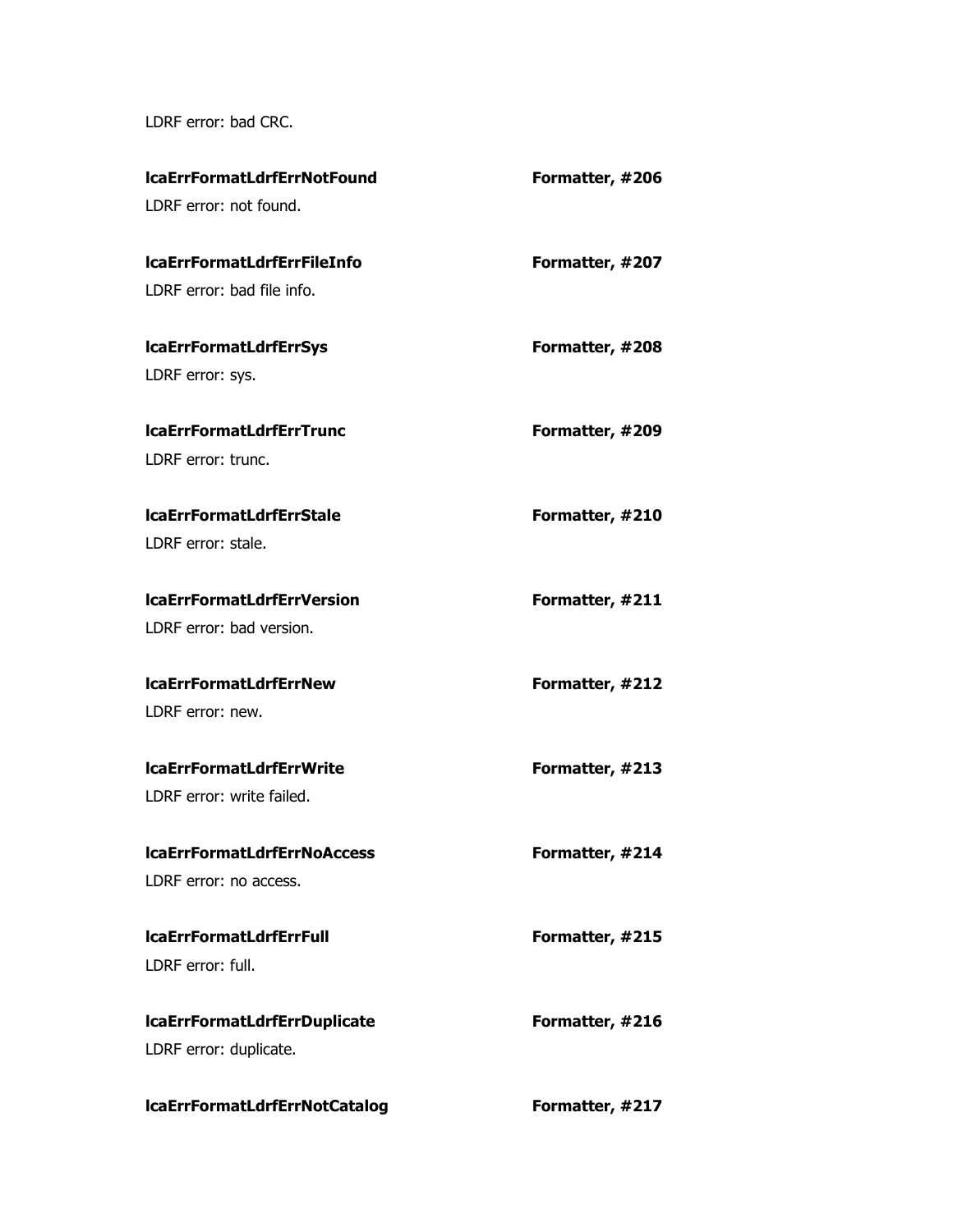LDRF error: bad CRC.

**lcaErrFormatLdrfErrNotFound** **Formatter, #206**

LDRF error: not found.

**lcaErrFormatLdrfErrFileInfo** **Formatter, #207**

LDRF error: bad file info.

**lcaErrFormatLdrfErrSys** **Formatter, #208**

LDRF error: sys.

**lcaErrFormatLdrfErrTrunc** **Formatter, #209**

LDRF error: trunc.

**lcaErrFormatLdrfErrStale** **Formatter, #210**

LDRF error: stale.

**lcaErrFormatLdrfErrVersion** **Formatter, #211**

LDRF error: bad version.

**lcaErrFormatLdrfErrNew** **Formatter, #212**

LDRF error: new.

**lcaErrFormatLdrfErrWrite** **Formatter, #213**

LDRF error: write failed.

**lcaErrFormatLdrfErrNoAccess** **Formatter, #214**

LDRF error: no access.

**lcaErrFormatLdrfErrFull** **Formatter, #215**

LDRF error: full.

**lcaErrFormatLdrfErrDuplicate** **Formatter, #216**

LDRF error: duplicate.

**lcaErrFormatLdrfErrNotCatalog** **Formatter, #217**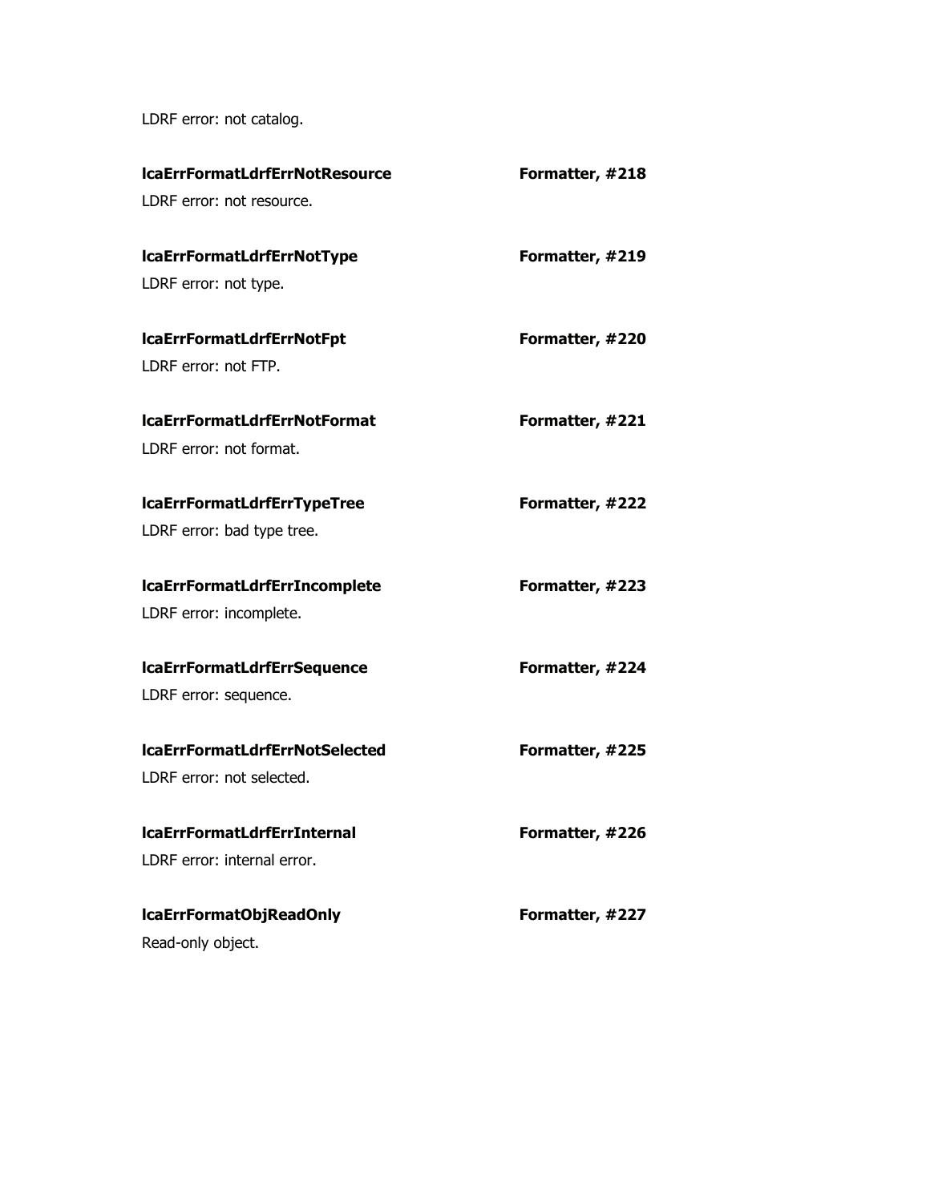LDRF error: not catalog.

**lcaErrFormatLdrfErrNotResource** **Formatter, #218**

LDRF error: not resource.

**lcaErrFormatLdrfErrNotType** **Formatter, #219**

LDRF error: not type.

**lcaErrFormatLdrfErrNotFpt** **Formatter, #220**

LDRF error: not FTP.

**lcaErrFormatLdrfErrNotFormat** **Formatter, #221**

LDRF error: not format.

**lcaErrFormatLdrfErrTypeTree** **Formatter, #222**

LDRF error: bad type tree.

**lcaErrFormatLdrfErrIncomplete** **Formatter, #223**

LDRF error: incomplete.

**lcaErrFormatLdrfErrSequence** **Formatter, #224**

LDRF error: sequence.

**lcaErrFormatLdrfErrNotSelected** **Formatter, #225**

LDRF error: not selected.

**lcaErrFormatLdrfErrInternal** **Formatter, #226**

LDRF error: internal error.

**lcaErrFormatObjReadOnly** **Formatter, #227**

Read-only object.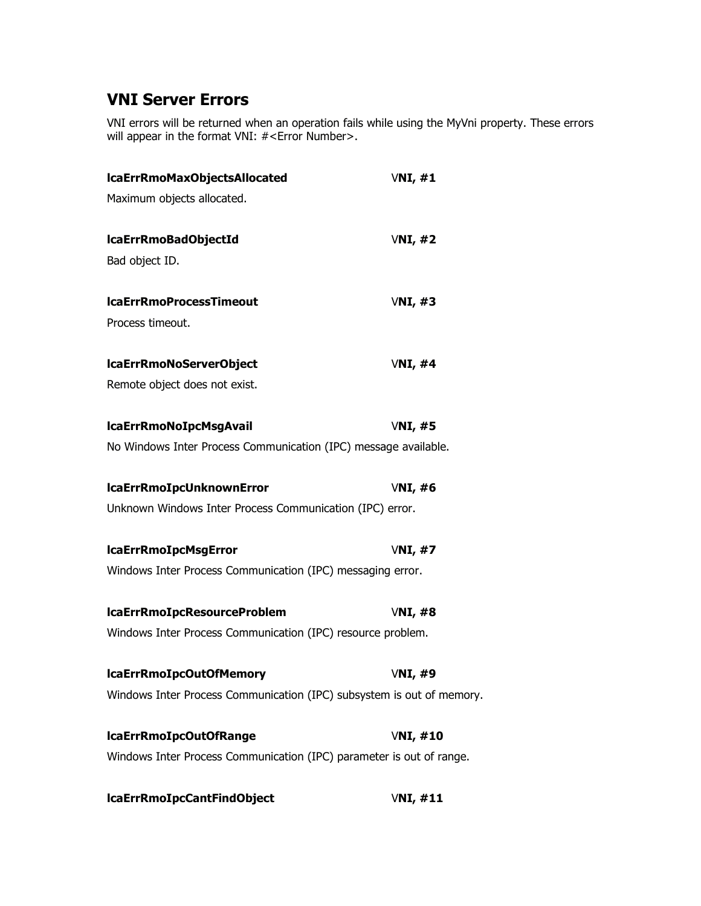## VNI Server Errors

VNI errors will be returned when an operation fails while using the MyVni property. These errors will appear in the format VNI: #<Error Number>.

**lcaErrRmoMaxObjectsAllocated** V**NI, #1**

Maximum objects allocated.

**lcaErrRmoBadObjectId** V**NI, #2**

Bad object ID.

**lcaErrRmoProcessTimeout** V**NI, #3**

Process timeout.

**lcaErrRmoNoServerObject** V**NI, #4**

Remote object does not exist.

**lcaErrRmoNoIpcMsgAvail** V**NI, #5**

No Windows Inter Process Communication (IPC) message available.

**lcaErrRmoIpcUnknownError** V**NI, #6**

Unknown Windows Inter Process Communication (IPC) error.

**lcaErrRmoIpcMsgError** V**NI, #7**

Windows Inter Process Communication (IPC) messaging error.

**lcaErrRmoIpcResourceProblem** V**NI, #8**

Windows Inter Process Communication (IPC) resource problem.

**lcaErrRmoIpcOutOfMemory** V**NI, #9**

Windows Inter Process Communication (IPC) subsystem is out of memory.

**lcaErrRmoIpcOutOfRange** V**NI, #10**

Windows Inter Process Communication (IPC) parameter is out of range.

**lcaErrRmoIpcCantFindObject** V**NI, #11**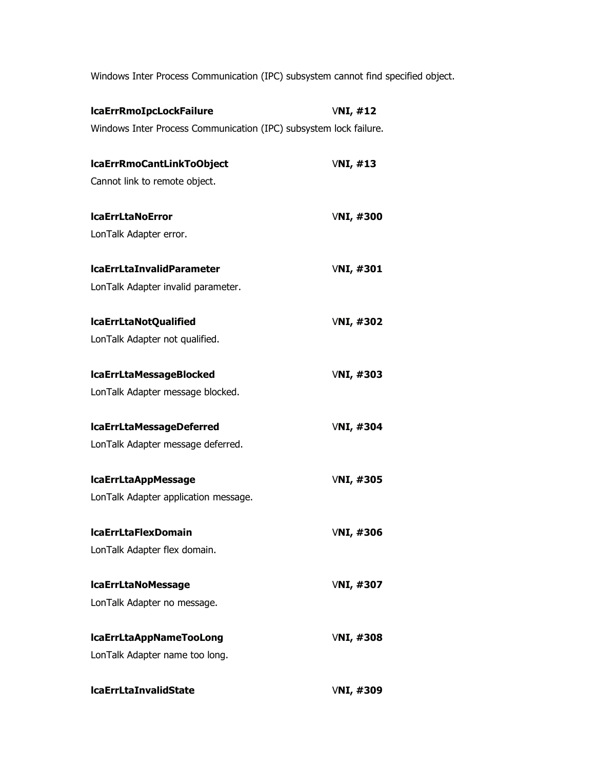Windows Inter Process Communication (IPC) subsystem cannot find specified object.

**lcaErrRmoIpcLockFailure** V**NI, #12**

Windows Inter Process Communication (IPC) subsystem lock failure.

**lcaErrRmoCantLinkToObject** V**NI, #13**

Cannot link to remote object.

**lcaErrLtaNoError** V**NI, #300**

LonTalk Adapter error.

**lcaErrLtaInvalidParameter** V**NI, #301**

LonTalk Adapter invalid parameter.

**lcaErrLtaNotQualified** V**NI, #302**

LonTalk Adapter not qualified.

**lcaErrLtaMessageBlocked** V**NI, #303**

LonTalk Adapter message blocked.

**lcaErrLtaMessageDeferred** V**NI, #304**

LonTalk Adapter message deferred.

**lcaErrLtaAppMessage** V**NI, #305**

LonTalk Adapter application message.

**lcaErrLtaFlexDomain** V**NI, #306**

LonTalk Adapter flex domain.

**lcaErrLtaNoMessage** V**NI, #307**

LonTalk Adapter no message.

**lcaErrLtaAppNameTooLong** V**NI, #308**

LonTalk Adapter name too long.

**lcaErrLtaInvalidState** V**NI, #309**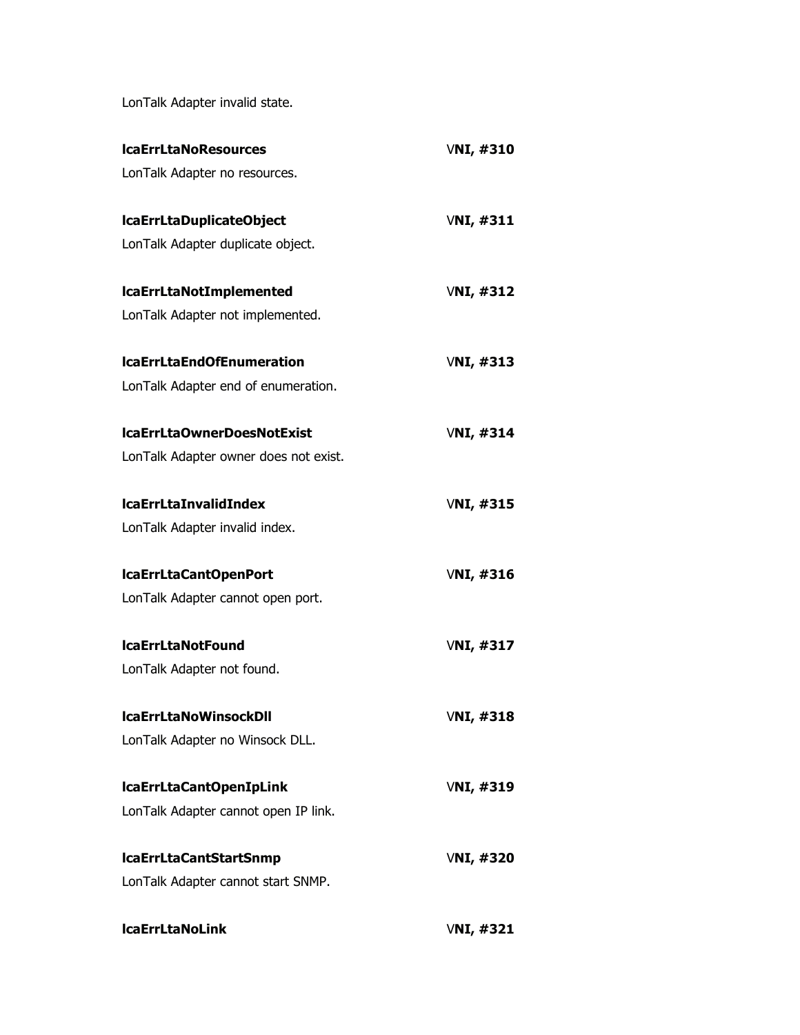LonTalk Adapter invalid state.

**lcaErrLtaNoResources** V**NI, #310**

LonTalk Adapter no resources.

**lcaErrLtaDuplicateObject** V**NI, #311**

LonTalk Adapter duplicate object.

**lcaErrLtaNotImplemented** V**NI, #312**

LonTalk Adapter not implemented.

**lcaErrLtaEndOfEnumeration** V**NI, #313**

LonTalk Adapter end of enumeration.

**lcaErrLtaOwnerDoesNotExist** V**NI, #314**

LonTalk Adapter owner does not exist.

**lcaErrLtaInvalidIndex** V**NI, #315**

LonTalk Adapter invalid index.

**lcaErrLtaCantOpenPort** V**NI, #316**

LonTalk Adapter cannot open port.

**lcaErrLtaNotFound** V**NI, #317**

LonTalk Adapter not found.

**lcaErrLtaNoWinsockDll** V**NI, #318**

LonTalk Adapter no Winsock DLL.

**lcaErrLtaCantOpenIpLink** V**NI, #319**

LonTalk Adapter cannot open IP link.

**lcaErrLtaCantStartSnmp** V**NI, #320**

LonTalk Adapter cannot start SNMP.

**lcaErrLtaNoLink** V**NI, #321**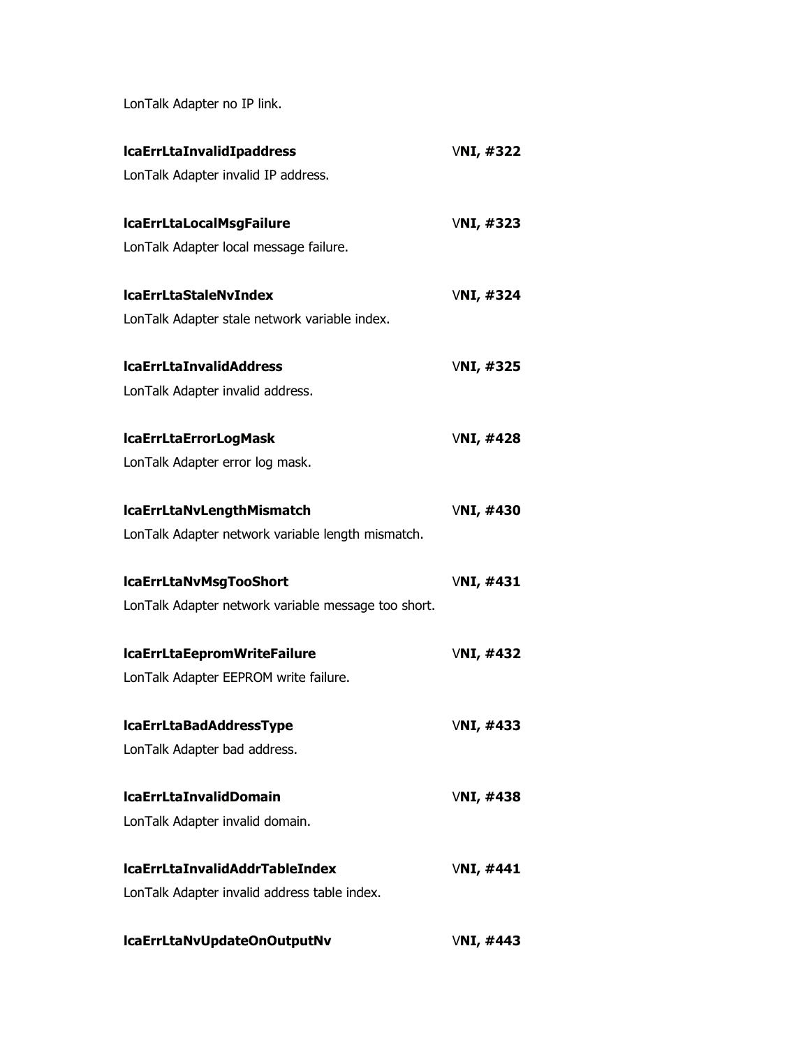LonTalk Adapter no IP link.

**lcaErrLtaInvalidIpaddress** V**NI, #322**

LonTalk Adapter invalid IP address.

**lcaErrLtaLocalMsgFailure** V**NI, #323**

LonTalk Adapter local message failure.

**lcaErrLtaStaleNvIndex** V**NI, #324**

LonTalk Adapter stale network variable index.

**lcaErrLtaInvalidAddress** V**NI, #325**

LonTalk Adapter invalid address.

**lcaErrLtaErrorLogMask** V**NI, #428**

LonTalk Adapter error log mask.

**lcaErrLtaNvLengthMismatch** V**NI, #430**

LonTalk Adapter network variable length mismatch.

**lcaErrLtaNvMsgTooShort** V**NI, #431**

LonTalk Adapter network variable message too short.

**lcaErrLtaEepromWriteFailure** V**NI, #432**

LonTalk Adapter EEPROM write failure.

**lcaErrLtaBadAddressType** V**NI, #433**

LonTalk Adapter bad address.

**lcaErrLtaInvalidDomain** V**NI, #438**

LonTalk Adapter invalid domain.

**lcaErrLtaInvalidAddrTableIndex** V**NI, #441**

LonTalk Adapter invalid address table index.

**lcaErrLtaNvUpdateOnOutputNv** V**NI, #443**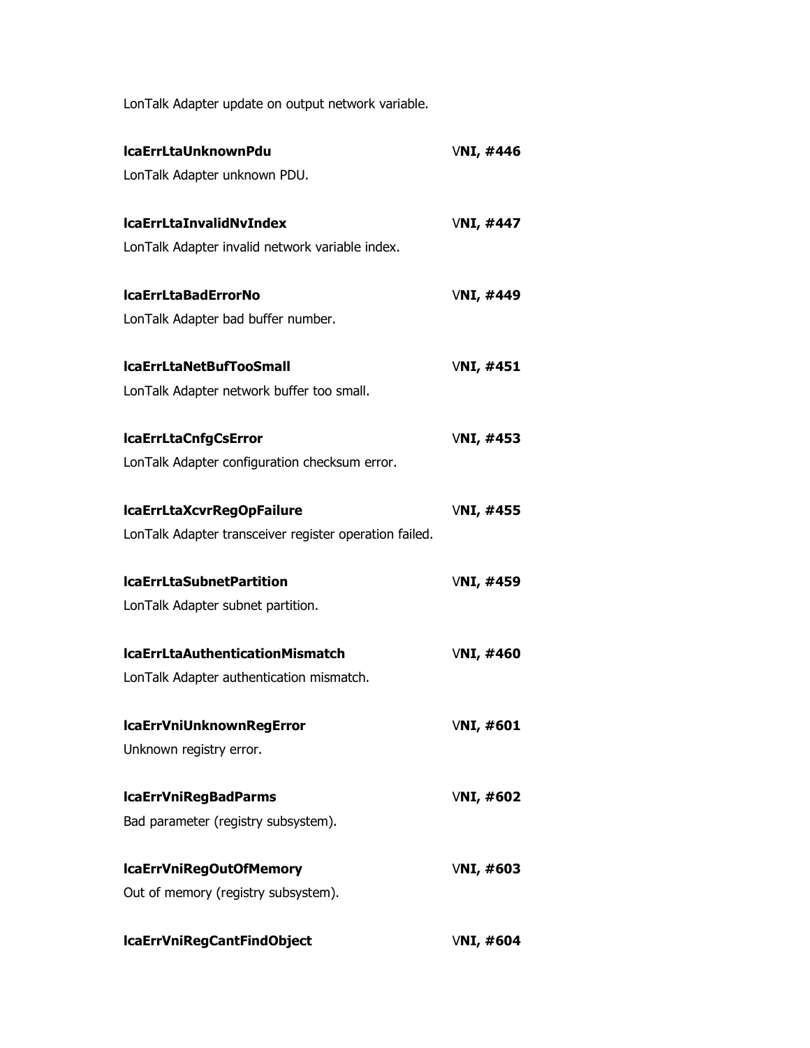LonTalk Adapter update on output network variable.

**lcaErrLtaUnknownPdu** V**NI, #446**

LonTalk Adapter unknown PDU.

**lcaErrLtaInvalidNvIndex** V**NI, #447**

LonTalk Adapter invalid network variable index.

**lcaErrLtaBadErrorNo** V**NI, #449**

LonTalk Adapter bad buffer number.

**lcaErrLtaNetBufTooSmall** V**NI, #451**

LonTalk Adapter network buffer too small.

**lcaErrLtaCnfgCsError** V**NI, #453**

LonTalk Adapter configuration checksum error.

**lcaErrLtaXcvrRegOpFailure** V**NI, #455**

LonTalk Adapter transceiver register operation failed.

**lcaErrLtaSubnetPartition** V**NI, #459**

LonTalk Adapter subnet partition.

**lcaErrLtaAuthenticationMismatch** V**NI, #460**

LonTalk Adapter authentication mismatch.

**lcaErrVniUnknownRegError** V**NI, #601**

Unknown registry error.

**lcaErrVniRegBadParms** V**NI, #602**

Bad parameter (registry subsystem).

**lcaErrVniRegOutOfMemory** V**NI, #603**

Out of memory (registry subsystem).

**lcaErrVniRegCantFindObject** V**NI, #604**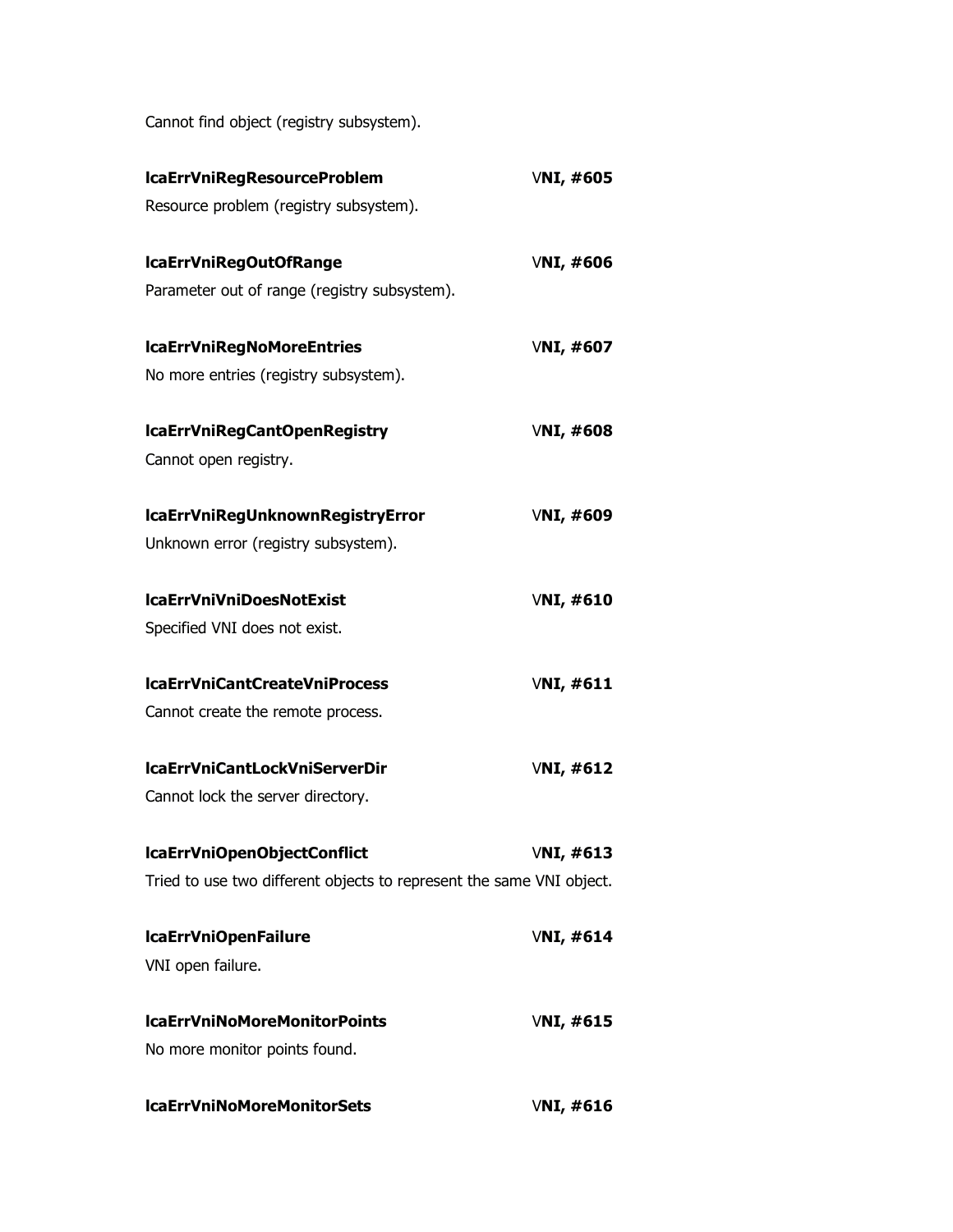Cannot find object (registry subsystem).

**lcaErrVniRegResourceProblem** V**NI, #605**

Resource problem (registry subsystem).

**lcaErrVniRegOutOfRange** V**NI, #606**

Parameter out of range (registry subsystem).

**lcaErrVniRegNoMoreEntries** V**NI, #607**

No more entries (registry subsystem).

**lcaErrVniRegCantOpenRegistry** V**NI, #608**

Cannot open registry.

**lcaErrVniRegUnknownRegistryError** V**NI, #609**

Unknown error (registry subsystem).

**lcaErrVniVniDoesNotExist** V**NI, #610**

Specified VNI does not exist.

**lcaErrVniCantCreateVniProcess** V**NI, #611**

Cannot create the remote process.

**lcaErrVniCantLockVniServerDir** V**NI, #612**

Cannot lock the server directory.

**lcaErrVniOpenObjectConflict** V**NI, #613**

Tried to use two different objects to represent the same VNI object.

**lcaErrVniOpenFailure** V**NI, #614**

VNI open failure.

**lcaErrVniNoMoreMonitorPoints** V**NI, #615**

No more monitor points found.

**lcaErrVniNoMoreMonitorSets** V**NI, #616**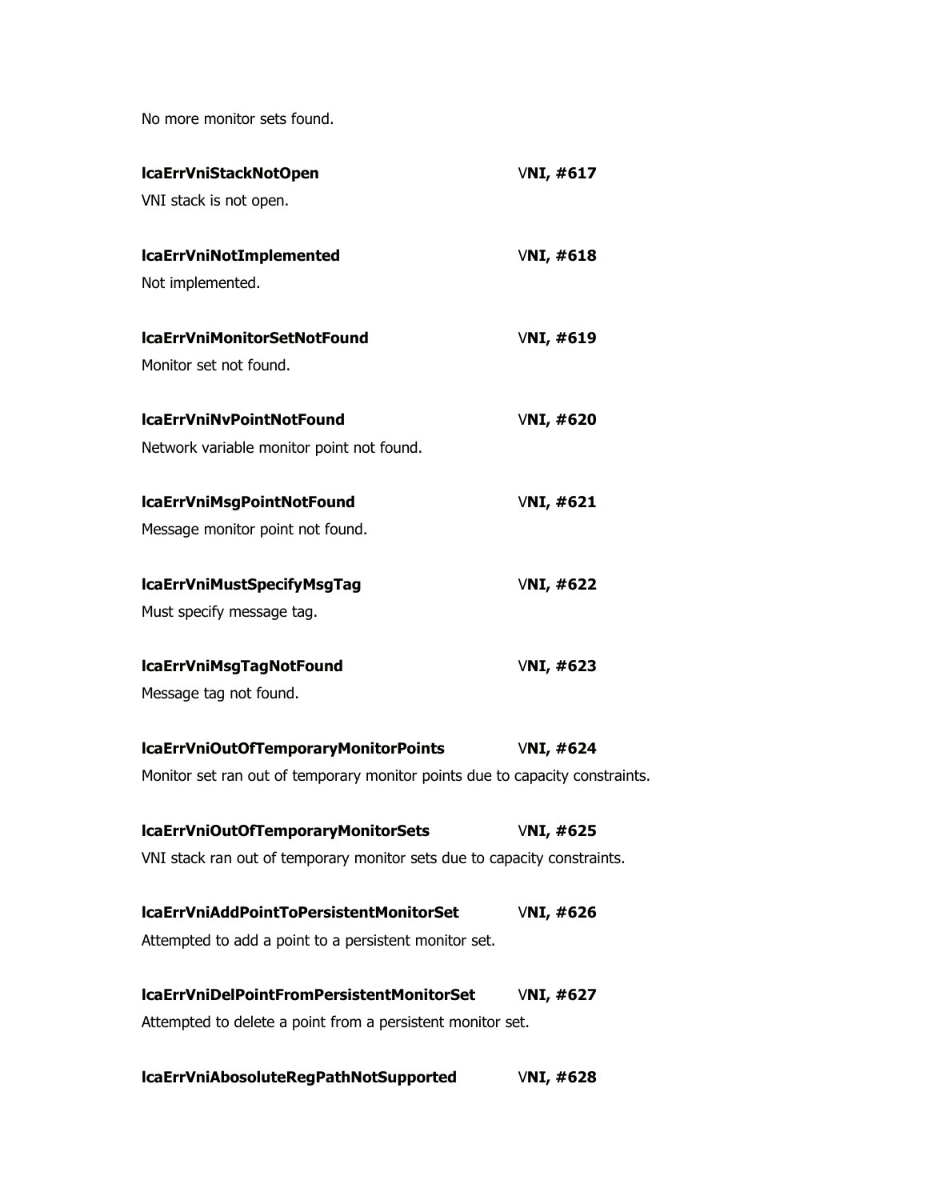No more monitor sets found.

**lcaErrVniStackNotOpen** V**NI, #617**

VNI stack is not open.

**lcaErrVniNotImplemented** V**NI, #618**

Not implemented.

**lcaErrVniMonitorSetNotFound** V**NI, #619**

Monitor set not found.

**lcaErrVniNvPointNotFound** V**NI, #620**

Network variable monitor point not found.

**lcaErrVniMsgPointNotFound** V**NI, #621**

Message monitor point not found.

**lcaErrVniMustSpecifyMsgTag** V**NI, #622**

Must specify message tag.

**lcaErrVniMsgTagNotFound** V**NI, #623**

Message tag not found.

**lcaErrVniOutOfTemporaryMonitorPoints** V**NI, #624**

Monitor set ran out of temporary monitor points due to capacity constraints.

**lcaErrVniOutOfTemporaryMonitorSets** V**NI, #625**

VNI stack ran out of temporary monitor sets due to capacity constraints.

**lcaErrVniAddPointToPersistentMonitorSet** V**NI, #626**

Attempted to add a point to a persistent monitor set.

**lcaErrVniDelPointFromPersistentMonitorSet** V**NI, #627**

Attempted to delete a point from a persistent monitor set.

**lcaErrVniAbosoluteRegPathNotSupported** V**NI, #628**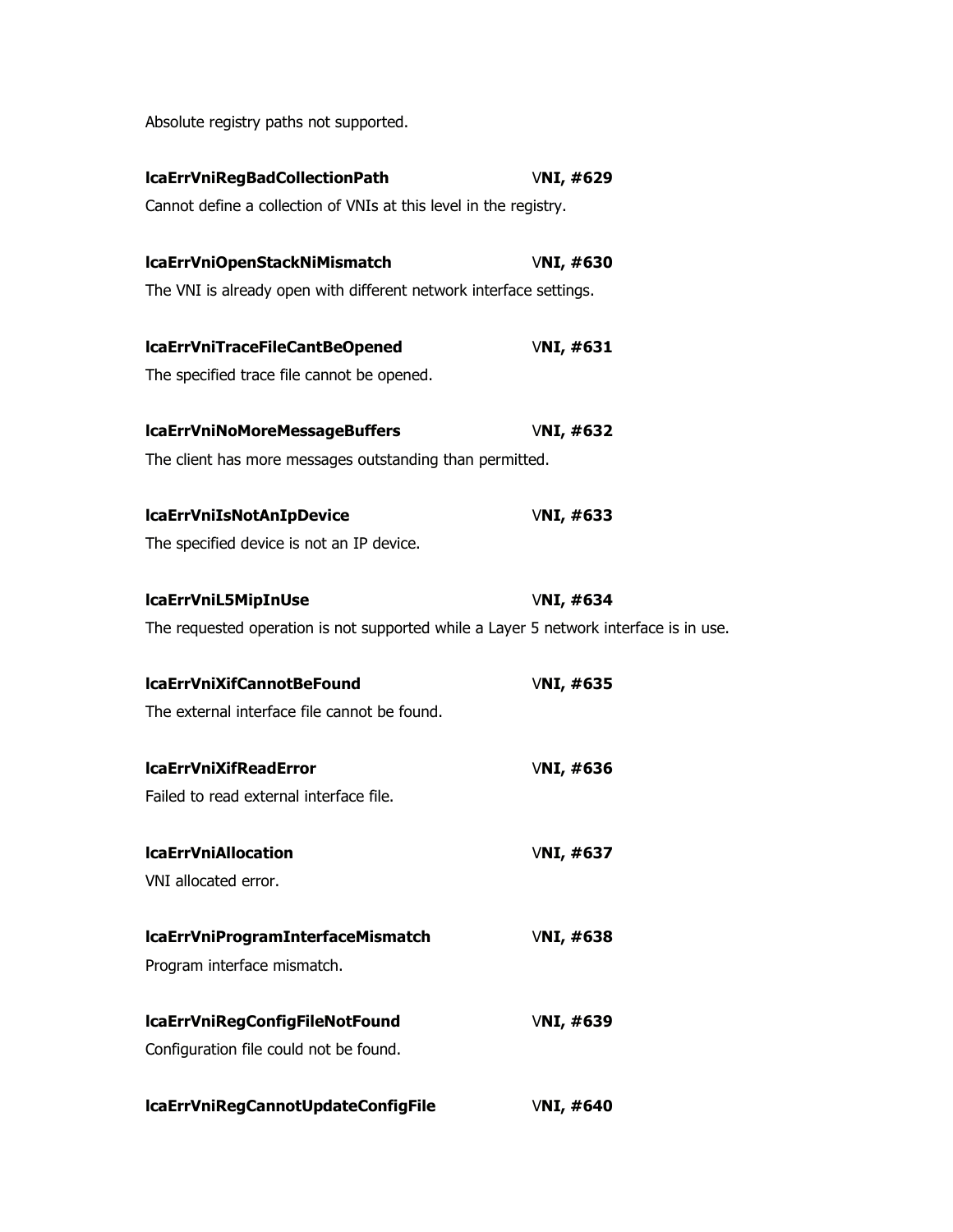Absolute registry paths not supported.

**lcaErrVniRegBadCollectionPath** V**NI, #629**

Cannot define a collection of VNIs at this level in the registry.

**lcaErrVniOpenStackNiMismatch** V**NI, #630**

The VNI is already open with different network interface settings.

**lcaErrVniTraceFileCantBeOpened** V**NI, #631**

The specified trace file cannot be opened.

**lcaErrVniNoMoreMessageBuffers** V**NI, #632**

The client has more messages outstanding than permitted.

**lcaErrVniIsNotAnIpDevice** V**NI, #633**

The specified device is not an IP device.

**lcaErrVniL5MipInUse** V**NI, #634**

The requested operation is not supported while a Layer 5 network interface is in use.

**lcaErrVniXifCannotBeFound** V**NI, #635**

The external interface file cannot be found.

**lcaErrVniXifReadError** V**NI, #636**

Failed to read external interface file.

**lcaErrVniAllocation** V**NI, #637**

VNI allocated error.

**lcaErrVniProgramInterfaceMismatch** V**NI, #638**

Program interface mismatch.

**lcaErrVniRegConfigFileNotFound** V**NI, #639**

Configuration file could not be found.

**lcaErrVniRegCannotUpdateConfigFile** V**NI, #640**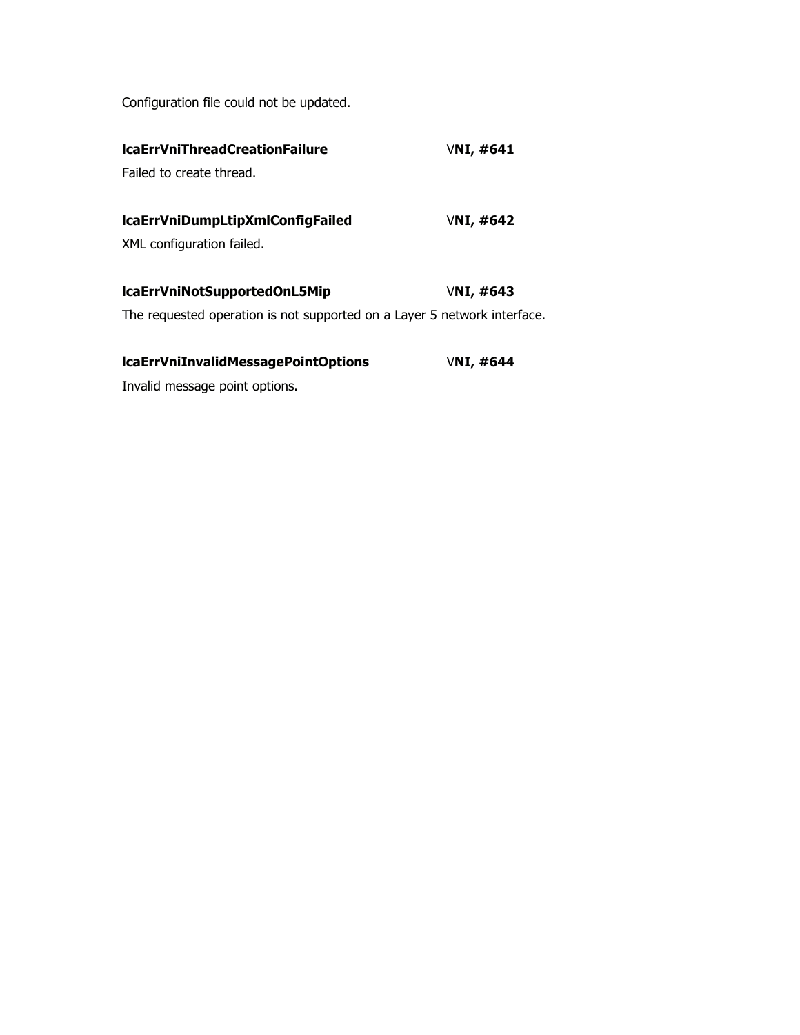Configuration file could not be updated.

**lcaErrVniThreadCreationFailure** V**NI, #641**

Failed to create thread.

**lcaErrVniDumpLtipXmlConfigFailed** V**NI, #642**

XML configuration failed.

**lcaErrVniNotSupportedOnL5Mip** V**NI, #643**

The requested operation is not supported on a Layer 5 network interface.

**lcaErrVniInvalidMessagePointOptions** V**NI, #644**

Invalid message point options.